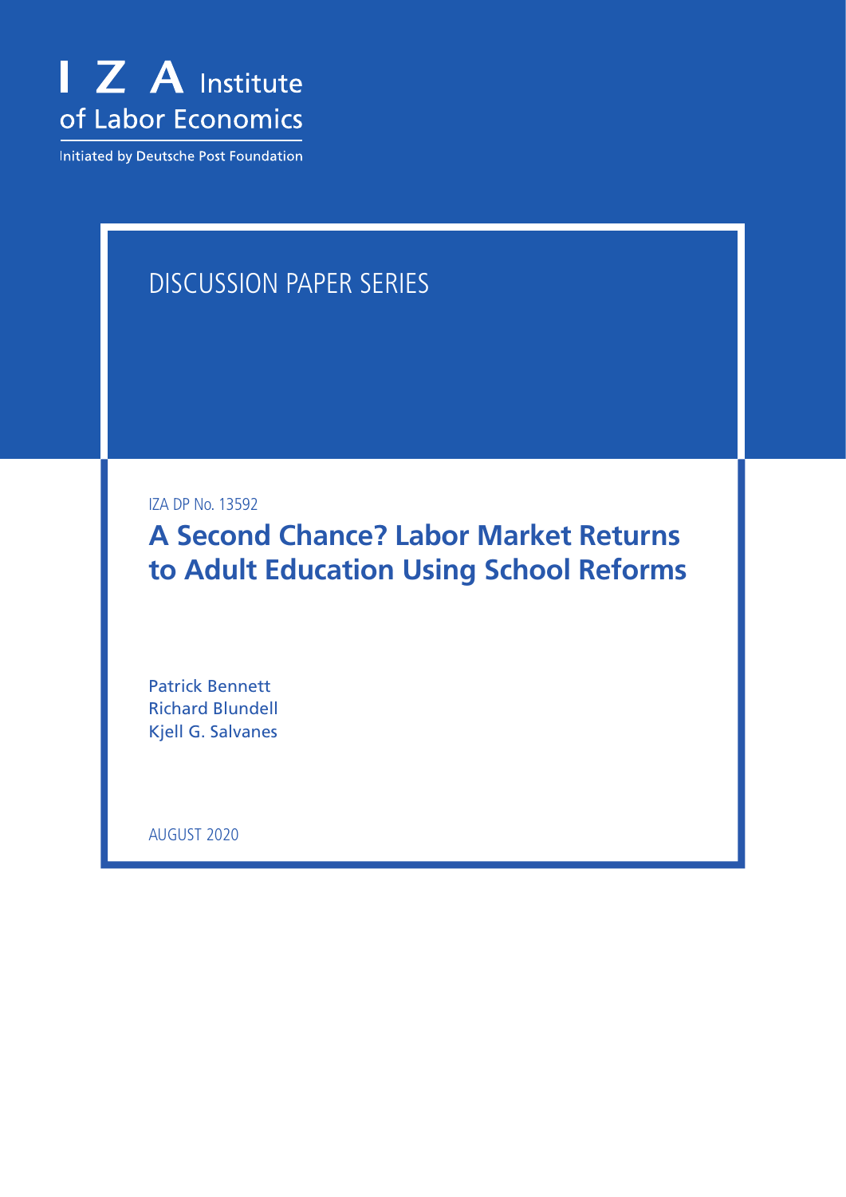I Z A Institute of Labor Economics

Initiated by Deutsche Post Foundation

DISCUSSION PAPER SERIES

IZA DP No. 13592

# A Second Chance? Labor Market Returns to Adult Education Using School Reforms

Patrick Bennett
Richard Blundell
Kjell G. Salvanes

AUGUST 2020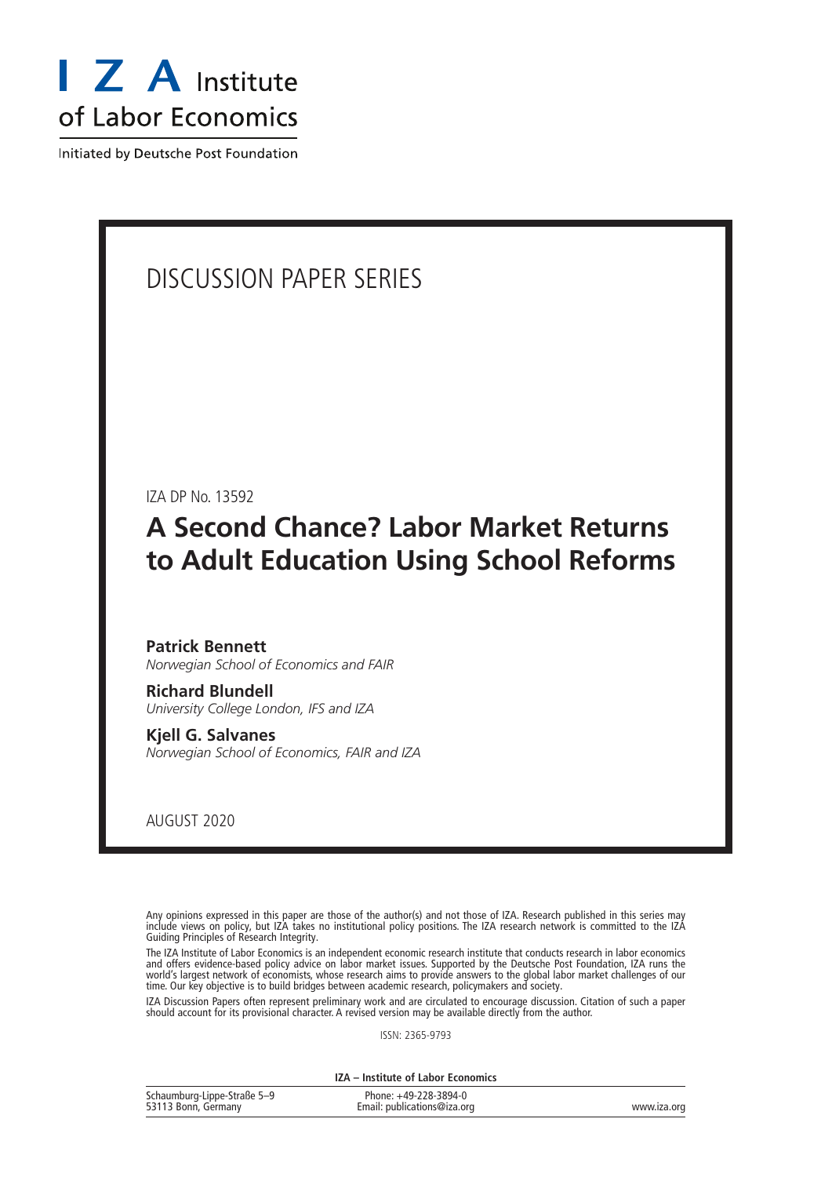# I Z A Institute of Labor Economics

Initiated by Deutsche Post Foundation

## DISCUSSION PAPER SERIES

IZA DP No. 13592

# A Second Chance? Labor Market Returns to Adult Education Using School Reforms

**Patrick Bennett**
*Norwegian School of Economics and FAIR*

**Richard Blundell**
*University College London, IFS and IZA*

**Kjell G. Salvanes**
*Norwegian School of Economics, FAIR and IZA*

AUGUST 2020

Any opinions expressed in this paper are those of the author(s) and not those of IZA. Research published in this series may include views on policy, but IZA takes no institutional policy positions. The IZA research network is committed to the IZA Guiding Principles of Research Integrity.

The IZA Institute of Labor Economics is an independent economic research institute that conducts research in labor economics and offers evidence-based policy advice on labor market issues. Supported by the Deutsche Post Foundation, IZA runs the world's largest network of economists, whose research aims to provide answers to the global labor market challenges of our time. Our key objective is to build bridges between academic research, policymakers and society.

IZA Discussion Papers often represent preliminary work and are circulated to encourage discussion. Citation of such a paper should account for its provisional character. A revised version may be available directly from the author.

ISSN: 2365-9793

**IZA – Institute of Labor Economics**

| | | |
|---|---|---|
| Schaumburg-Lippe-Straße 5–9<br>53113 Bonn, Germany | Phone: +49-228-3894-0<br>Email: publications@iza.org | www.iza.org |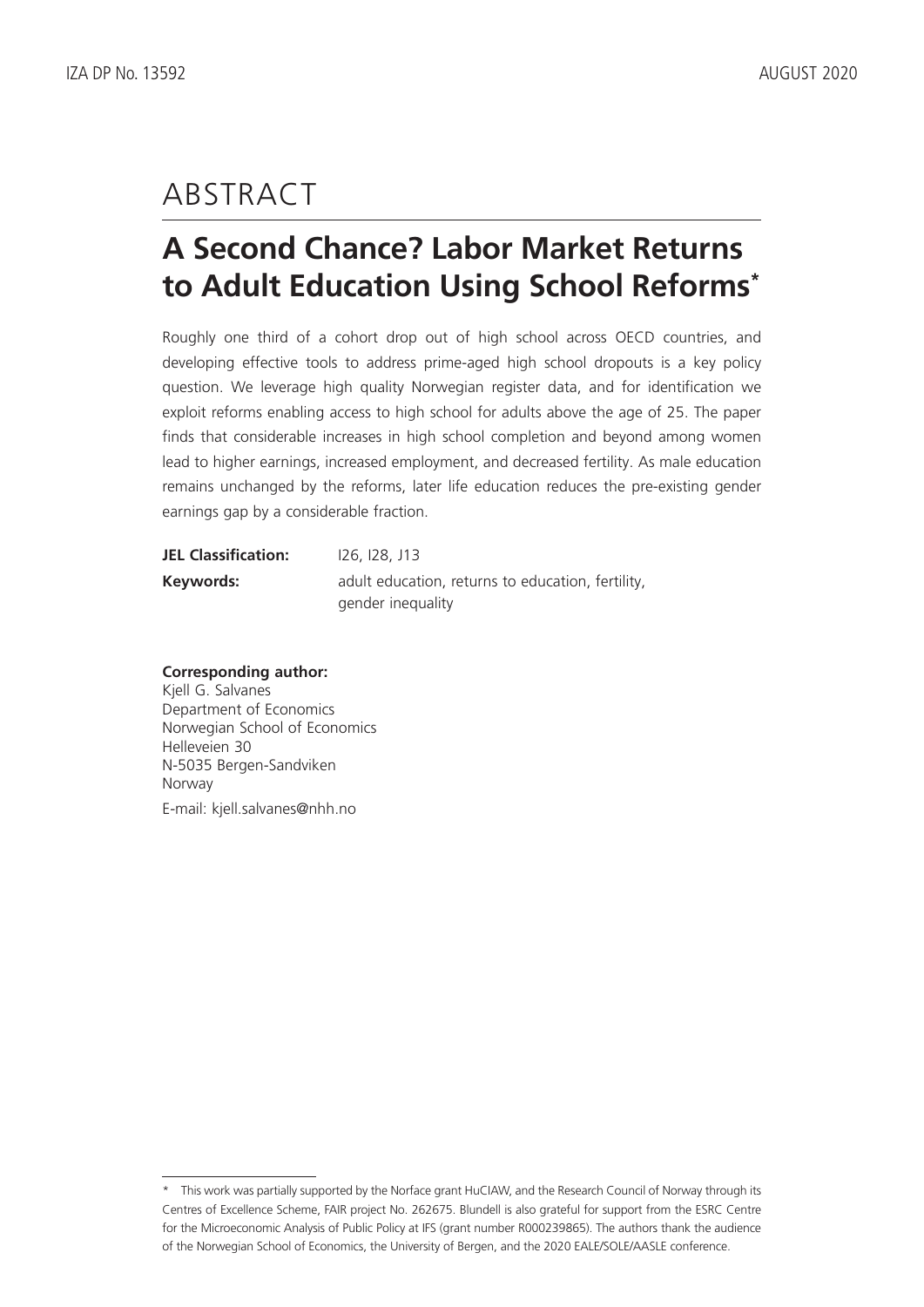# ABSTRACT

## A Second Chance? Labor Market Returns to Adult Education Using School Reforms*

Roughly one third of a cohort drop out of high school across OECD countries, and developing effective tools to address prime-aged high school dropouts is a key policy question. We leverage high quality Norwegian register data, and for identification we exploit reforms enabling access to high school for adults above the age of 25. The paper finds that considerable increases in high school completion and beyond among women lead to higher earnings, increased employment, and decreased fertility. As male education remains unchanged by the reforms, later life education reduces the pre-existing gender earnings gap by a considerable fraction.

**JEL Classification:** I26, I28, J13

**Keywords:** adult education, returns to education, fertility, gender inequality

**Corresponding author:**
Kjell G. Salvanes
Department of Economics
Norwegian School of Economics
Helleveien 30
N-5035 Bergen-Sandviken
Norway
E-mail: kjell.salvanes@nhh.no

---

* This work was partially supported by the Norface grant HuCIAW, and the Research Council of Norway through its Centres of Excellence Scheme, FAIR project No. 262675. Blundell is also grateful for support from the ESRC Centre for the Microeconomic Analysis of Public Policy at IFS (grant number R000239865). The authors thank the audience of the Norwegian School of Economics, the University of Bergen, and the 2020 EALE/SOLE/AASLE conference.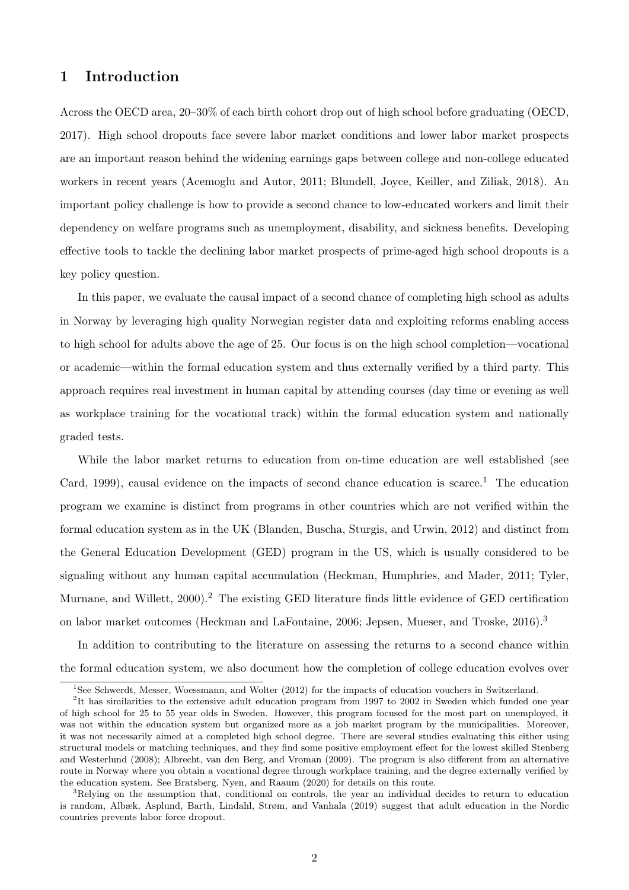# 1 Introduction

Across the OECD area, 20–30% of each birth cohort drop out of high school before graduating (OECD, 2017). High school dropouts face severe labor market conditions and lower labor market prospects are an important reason behind the widening earnings gaps between college and non-college educated workers in recent years (Acemoglu and Autor, 2011; Blundell, Joyce, Keiller, and Ziliak, 2018). An important policy challenge is how to provide a second chance to low-educated workers and limit their dependency on welfare programs such as unemployment, disability, and sickness benefits. Developing effective tools to tackle the declining labor market prospects of prime-aged high school dropouts is a key policy question.

In this paper, we evaluate the causal impact of a second chance of completing high school as adults in Norway by leveraging high quality Norwegian register data and exploiting reforms enabling access to high school for adults above the age of 25. Our focus is on the high school completion—vocational or academic—within the formal education system and thus externally verified by a third party. This approach requires real investment in human capital by attending courses (day time or evening as well as workplace training for the vocational track) within the formal education system and nationally graded tests.

While the labor market returns to education from on-time education are well established (see Card, 1999), causal evidence on the impacts of second chance education is scarce.[1] The education program we examine is distinct from programs in other countries which are not verified within the formal education system as in the UK (Blanden, Buscha, Sturgis, and Urwin, 2012) and distinct from the General Education Development (GED) program in the US, which is usually considered to be signaling without any human capital accumulation (Heckman, Humphries, and Mader, 2011; Tyler, Murnane, and Willett, 2000).[2] The existing GED literature finds little evidence of GED certification on labor market outcomes (Heckman and LaFontaine, 2006; Jepsen, Mueser, and Troske, 2016).[3]

In addition to contributing to the literature on assessing the returns to a second chance within the formal education system, we also document how the completion of college education evolves over

---

[1] See Schwerdt, Messer, Woessmann, and Wolter (2012) for the impacts of education vouchers in Switzerland.

[2] It has similarities to the extensive adult education program from 1997 to 2002 in Sweden which funded one year of high school for 25 to 55 year olds in Sweden. However, this program focused for the most part on unemployed, it was not within the education system but organized more as a job market program by the municipalities. Moreover, it was not necessarily aimed at a completed high school degree. There are several studies evaluating this either using structural models or matching techniques, and they find some positive employment effect for the lowest skilled Stenberg and Westerlund (2008); Albrecht, van den Berg, and Vroman (2009). The program is also different from an alternative route in Norway where you obtain a vocational degree through workplace training, and the degree externally verified by the education system. See Bratsberg, Nyen, and Raaum (2020) for details on this route.

[3] Relying on the assumption that, conditional on controls, the year an individual decides to return to education is random, Albæk, Asplund, Barth, Lindahl, Strøm, and Vanhala (2019) suggest that adult education in the Nordic countries prevents labor force dropout.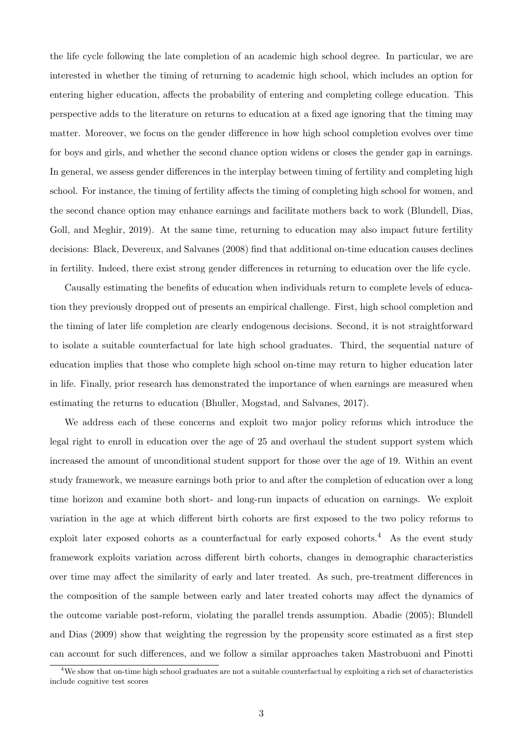the life cycle following the late completion of an academic high school degree. In particular, we are interested in whether the timing of returning to academic high school, which includes an option for entering higher education, affects the probability of entering and completing college education. This perspective adds to the literature on returns to education at a fixed age ignoring that the timing may matter. Moreover, we focus on the gender difference in how high school completion evolves over time for boys and girls, and whether the second chance option widens or closes the gender gap in earnings. In general, we assess gender differences in the interplay between timing of fertility and completing high school. For instance, the timing of fertility affects the timing of completing high school for women, and the second chance option may enhance earnings and facilitate mothers back to work (Blundell, Dias, Goll, and Meghir, 2019). At the same time, returning to education may also impact future fertility decisions: Black, Devereux, and Salvanes (2008) find that additional on-time education causes declines in fertility. Indeed, there exist strong gender differences in returning to education over the life cycle.

Causally estimating the benefits of education when individuals return to complete levels of education they previously dropped out of presents an empirical challenge. First, high school completion and the timing of later life completion are clearly endogenous decisions. Second, it is not straightforward to isolate a suitable counterfactual for late high school graduates. Third, the sequential nature of education implies that those who complete high school on-time may return to higher education later in life. Finally, prior research has demonstrated the importance of when earnings are measured when estimating the returns to education (Bhuller, Mogstad, and Salvanes, 2017).

We address each of these concerns and exploit two major policy reforms which introduce the legal right to enroll in education over the age of 25 and overhaul the student support system which increased the amount of unconditional student support for those over the age of 19. Within an event study framework, we measure earnings both prior to and after the completion of education over a long time horizon and examine both short- and long-run impacts of education on earnings. We exploit variation in the age at which different birth cohorts are first exposed to the two policy reforms to exploit later exposed cohorts as a counterfactual for early exposed cohorts.[4] As the event study framework exploits variation across different birth cohorts, changes in demographic characteristics over time may affect the similarity of early and later treated. As such, pre-treatment differences in the composition of the sample between early and later treated cohorts may affect the dynamics of the outcome variable post-reform, violating the parallel trends assumption. Abadie (2005); Blundell and Dias (2009) show that weighting the regression by the propensity score estimated as a first step can account for such differences, and we follow a similar approaches taken Mastrobuoni and Pinotti

[4]We show that on-time high school graduates are not a suitable counterfactual by exploiting a rich set of characteristics include cognitive test scores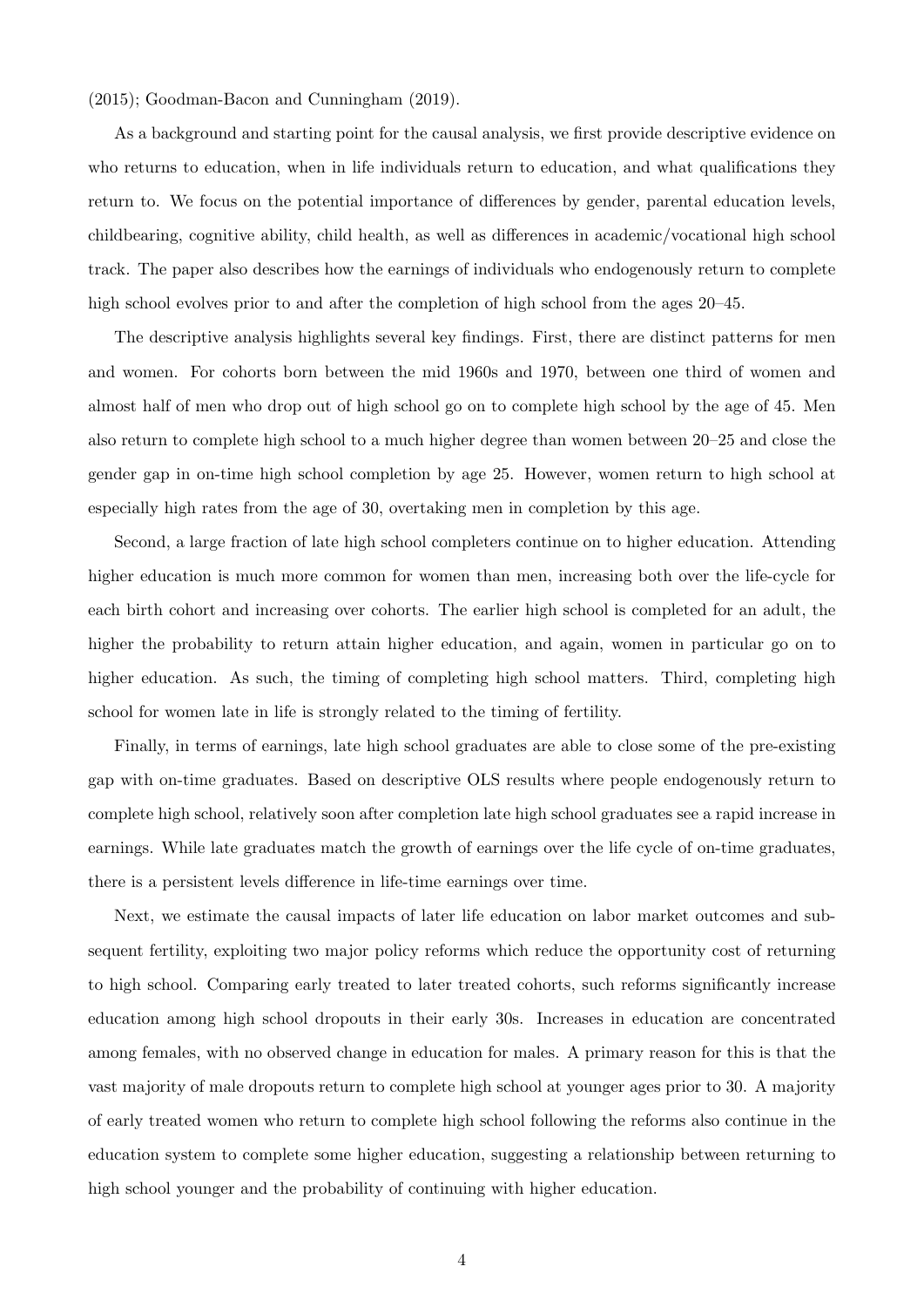(2015); Goodman-Bacon and Cunningham (2019).

As a background and starting point for the causal analysis, we first provide descriptive evidence on who returns to education, when in life individuals return to education, and what qualifications they return to. We focus on the potential importance of differences by gender, parental education levels, childbearing, cognitive ability, child health, as well as differences in academic/vocational high school track. The paper also describes how the earnings of individuals who endogenously return to complete high school evolves prior to and after the completion of high school from the ages 20–45.

The descriptive analysis highlights several key findings. First, there are distinct patterns for men and women. For cohorts born between the mid 1960s and 1970, between one third of women and almost half of men who drop out of high school go on to complete high school by the age of 45. Men also return to complete high school to a much higher degree than women between 20–25 and close the gender gap in on-time high school completion by age 25. However, women return to high school at especially high rates from the age of 30, overtaking men in completion by this age.

Second, a large fraction of late high school completers continue on to higher education. Attending higher education is much more common for women than men, increasing both over the life-cycle for each birth cohort and increasing over cohorts. The earlier high school is completed for an adult, the higher the probability to return attain higher education, and again, women in particular go on to higher education. As such, the timing of completing high school matters. Third, completing high school for women late in life is strongly related to the timing of fertility.

Finally, in terms of earnings, late high school graduates are able to close some of the pre-existing gap with on-time graduates. Based on descriptive OLS results where people endogenously return to complete high school, relatively soon after completion late high school graduates see a rapid increase in earnings. While late graduates match the growth of earnings over the life cycle of on-time graduates, there is a persistent levels difference in life-time earnings over time.

Next, we estimate the causal impacts of later life education on labor market outcomes and subsequent fertility, exploiting two major policy reforms which reduce the opportunity cost of returning to high school. Comparing early treated to later treated cohorts, such reforms significantly increase education among high school dropouts in their early 30s. Increases in education are concentrated among females, with no observed change in education for males. A primary reason for this is that the vast majority of male dropouts return to complete high school at younger ages prior to 30. A majority of early treated women who return to complete high school following the reforms also continue in the education system to complete some higher education, suggesting a relationship between returning to high school younger and the probability of continuing with higher education.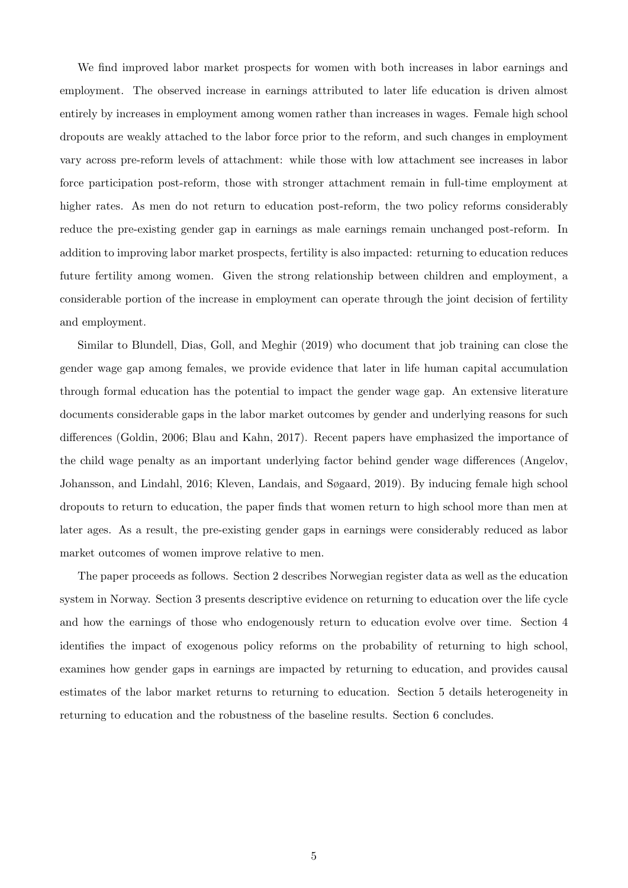We find improved labor market prospects for women with both increases in labor earnings and employment. The observed increase in earnings attributed to later life education is driven almost entirely by increases in employment among women rather than increases in wages. Female high school dropouts are weakly attached to the labor force prior to the reform, and such changes in employment vary across pre-reform levels of attachment: while those with low attachment see increases in labor force participation post-reform, those with stronger attachment remain in full-time employment at higher rates. As men do not return to education post-reform, the two policy reforms considerably reduce the pre-existing gender gap in earnings as male earnings remain unchanged post-reform. In addition to improving labor market prospects, fertility is also impacted: returning to education reduces future fertility among women. Given the strong relationship between children and employment, a considerable portion of the increase in employment can operate through the joint decision of fertility and employment.

Similar to Blundell, Dias, Goll, and Meghir (2019) who document that job training can close the gender wage gap among females, we provide evidence that later in life human capital accumulation through formal education has the potential to impact the gender wage gap. An extensive literature documents considerable gaps in the labor market outcomes by gender and underlying reasons for such differences (Goldin, 2006; Blau and Kahn, 2017). Recent papers have emphasized the importance of the child wage penalty as an important underlying factor behind gender wage differences (Angelov, Johansson, and Lindahl, 2016; Kleven, Landais, and Søgaard, 2019). By inducing female high school dropouts to return to education, the paper finds that women return to high school more than men at later ages. As a result, the pre-existing gender gaps in earnings were considerably reduced as labor market outcomes of women improve relative to men.

The paper proceeds as follows. Section 2 describes Norwegian register data as well as the education system in Norway. Section 3 presents descriptive evidence on returning to education over the life cycle and how the earnings of those who endogenously return to education evolve over time. Section 4 identifies the impact of exogenous policy reforms on the probability of returning to high school, examines how gender gaps in earnings are impacted by returning to education, and provides causal estimates of the labor market returns to returning to education. Section 5 details heterogeneity in returning to education and the robustness of the baseline results. Section 6 concludes.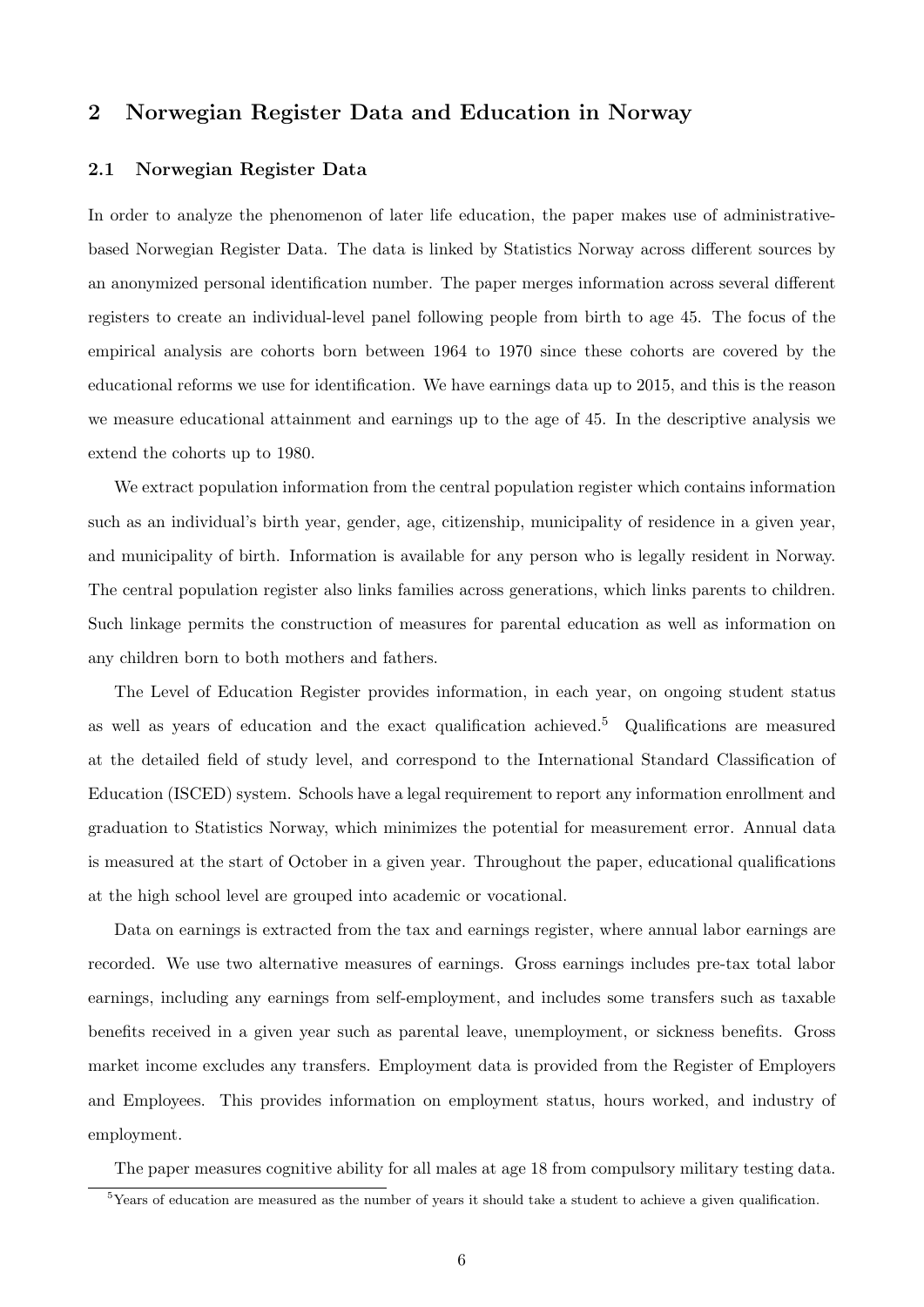## 2 Norwegian Register Data and Education in Norway

### 2.1 Norwegian Register Data

In order to analyze the phenomenon of later life education, the paper makes use of administrative-based Norwegian Register Data. The data is linked by Statistics Norway across different sources by an anonymized personal identification number. The paper merges information across several different registers to create an individual-level panel following people from birth to age 45. The focus of the empirical analysis are cohorts born between 1964 to 1970 since these cohorts are covered by the educational reforms we use for identification. We have earnings data up to 2015, and this is the reason we measure educational attainment and earnings up to the age of 45. In the descriptive analysis we extend the cohorts up to 1980.

We extract population information from the central population register which contains information such as an individual's birth year, gender, age, citizenship, municipality of residence in a given year, and municipality of birth. Information is available for any person who is legally resident in Norway. The central population register also links families across generations, which links parents to children. Such linkage permits the construction of measures for parental education as well as information on any children born to both mothers and fathers.

The Level of Education Register provides information, in each year, on ongoing student status as well as years of education and the exact qualification achieved.[5] Qualifications are measured at the detailed field of study level, and correspond to the International Standard Classification of Education (ISCED) system. Schools have a legal requirement to report any information enrollment and graduation to Statistics Norway, which minimizes the potential for measurement error. Annual data is measured at the start of October in a given year. Throughout the paper, educational qualifications at the high school level are grouped into academic or vocational.

Data on earnings is extracted from the tax and earnings register, where annual labor earnings are recorded. We use two alternative measures of earnings. Gross earnings includes pre-tax total labor earnings, including any earnings from self-employment, and includes some transfers such as taxable benefits received in a given year such as parental leave, unemployment, or sickness benefits. Gross market income excludes any transfers. Employment data is provided from the Register of Employers and Employees. This provides information on employment status, hours worked, and industry of employment.

The paper measures cognitive ability for all males at age 18 from compulsory military testing data.

[5] Years of education are measured as the number of years it should take a student to achieve a given qualification.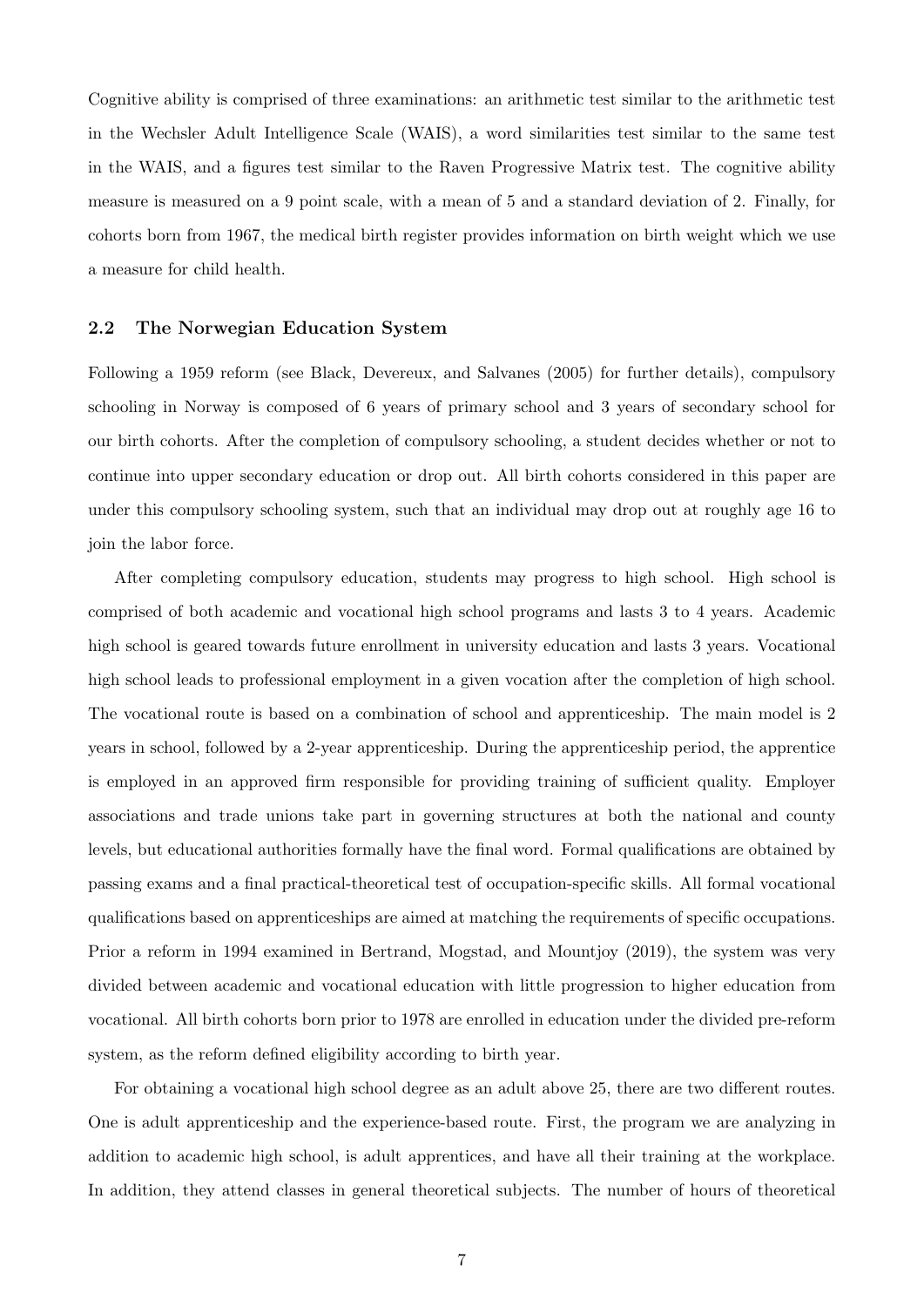Cognitive ability is comprised of three examinations: an arithmetic test similar to the arithmetic test in the Wechsler Adult Intelligence Scale (WAIS), a word similarities test similar to the same test in the WAIS, and a figures test similar to the Raven Progressive Matrix test. The cognitive ability measure is measured on a 9 point scale, with a mean of 5 and a standard deviation of 2. Finally, for cohorts born from 1967, the medical birth register provides information on birth weight which we use a measure for child health.

### 2.2 The Norwegian Education System

Following a 1959 reform (see Black, Devereux, and Salvanes (2005) for further details), compulsory schooling in Norway is composed of 6 years of primary school and 3 years of secondary school for our birth cohorts. After the completion of compulsory schooling, a student decides whether or not to continue into upper secondary education or drop out. All birth cohorts considered in this paper are under this compulsory schooling system, such that an individual may drop out at roughly age 16 to join the labor force.

After completing compulsory education, students may progress to high school. High school is comprised of both academic and vocational high school programs and lasts 3 to 4 years. Academic high school is geared towards future enrollment in university education and lasts 3 years. Vocational high school leads to professional employment in a given vocation after the completion of high school. The vocational route is based on a combination of school and apprenticeship. The main model is 2 years in school, followed by a 2-year apprenticeship. During the apprenticeship period, the apprentice is employed in an approved firm responsible for providing training of sufficient quality. Employer associations and trade unions take part in governing structures at both the national and county levels, but educational authorities formally have the final word. Formal qualifications are obtained by passing exams and a final practical-theoretical test of occupation-specific skills. All formal vocational qualifications based on apprenticeships are aimed at matching the requirements of specific occupations. Prior a reform in 1994 examined in Bertrand, Mogstad, and Mountjoy (2019), the system was very divided between academic and vocational education with little progression to higher education from vocational. All birth cohorts born prior to 1978 are enrolled in education under the divided pre-reform system, as the reform defined eligibility according to birth year.

For obtaining a vocational high school degree as an adult above 25, there are two different routes. One is adult apprenticeship and the experience-based route. First, the program we are analyzing in addition to academic high school, is adult apprentices, and have all their training at the workplace. In addition, they attend classes in general theoretical subjects. The number of hours of theoretical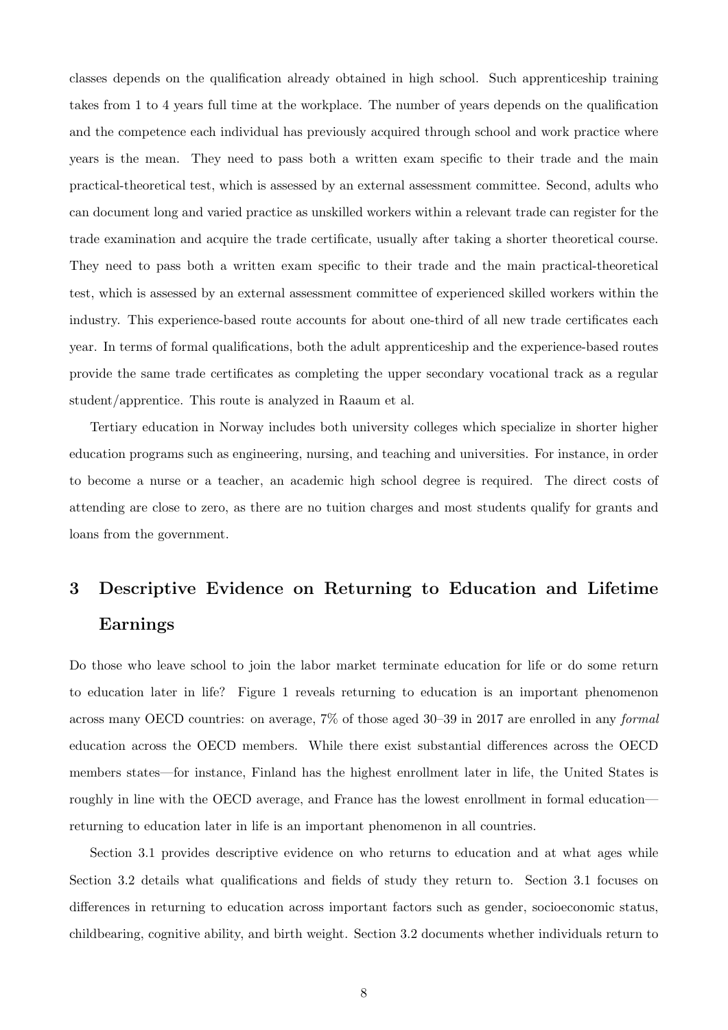classes depends on the qualification already obtained in high school. Such apprenticeship training takes from 1 to 4 years full time at the workplace. The number of years depends on the qualification and the competence each individual has previously acquired through school and work practice where years is the mean. They need to pass both a written exam specific to their trade and the main practical-theoretical test, which is assessed by an external assessment committee. Second, adults who can document long and varied practice as unskilled workers within a relevant trade can register for the trade examination and acquire the trade certificate, usually after taking a shorter theoretical course. They need to pass both a written exam specific to their trade and the main practical-theoretical test, which is assessed by an external assessment committee of experienced skilled workers within the industry. This experience-based route accounts for about one-third of all new trade certificates each year. In terms of formal qualifications, both the adult apprenticeship and the experience-based routes provide the same trade certificates as completing the upper secondary vocational track as a regular student/apprentice. This route is analyzed in Raaum et al.

Tertiary education in Norway includes both university colleges which specialize in shorter higher education programs such as engineering, nursing, and teaching and universities. For instance, in order to become a nurse or a teacher, an academic high school degree is required. The direct costs of attending are close to zero, as there are no tuition charges and most students qualify for grants and loans from the government.

# 3 Descriptive Evidence on Returning to Education and Lifetime Earnings

Do those who leave school to join the labor market terminate education for life or do some return to education later in life? Figure 1 reveals returning to education is an important phenomenon across many OECD countries: on average, 7% of those aged 30–39 in 2017 are enrolled in any *formal* education across the OECD members. While there exist substantial differences across the OECD members states—for instance, Finland has the highest enrollment later in life, the United States is roughly in line with the OECD average, and France has the lowest enrollment in formal education—returning to education later in life is an important phenomenon in all countries.

Section 3.1 provides descriptive evidence on who returns to education and at what ages while Section 3.2 details what qualifications and fields of study they return to. Section 3.1 focuses on differences in returning to education across important factors such as gender, socioeconomic status, childbearing, cognitive ability, and birth weight. Section 3.2 documents whether individuals return to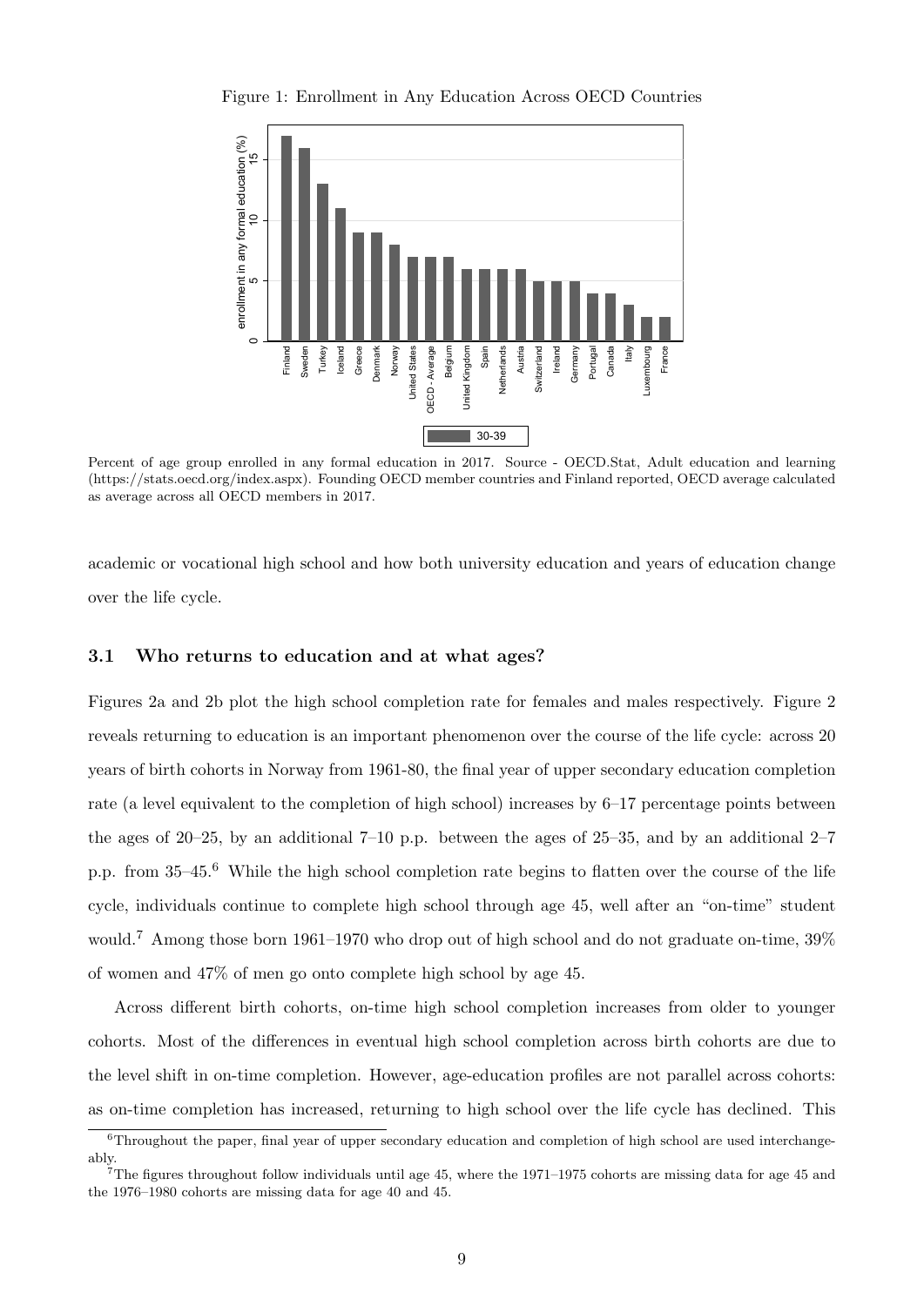Figure 1: Enrollment in Any Education Across OECD Countries

Percent of age group enrolled in any formal education in 2017. Source - OECD.Stat, Adult education and learning (https://stats.oecd.org/index.aspx). Founding OECD member countries and Finland reported, OECD average calculated as average across all OECD members in 2017.

academic or vocational high school and how both university education and years of education change over the life cycle.

### 3.1 Who returns to education and at what ages?

Figures 2a and 2b plot the high school completion rate for females and males respectively. Figure 2 reveals returning to education is an important phenomenon over the course of the life cycle: across 20 years of birth cohorts in Norway from 1961-80, the final year of upper secondary education completion rate (a level equivalent to the completion of high school) increases by 6–17 percentage points between the ages of 20–25, by an additional 7–10 p.p. between the ages of 25–35, and by an additional 2–7 p.p. from 35–45.[6] While the high school completion rate begins to flatten over the course of the life cycle, individuals continue to complete high school through age 45, well after an "on-time" student would.[7] Among those born 1961–1970 who drop out of high school and do not graduate on-time, 39% of women and 47% of men go onto complete high school by age 45.

Across different birth cohorts, on-time high school completion increases from older to younger cohorts. Most of the differences in eventual high school completion across birth cohorts are due to the level shift in on-time completion. However, age-education profiles are not parallel across cohorts: as on-time completion has increased, returning to high school over the life cycle has declined. This

[6] Throughout the paper, final year of upper secondary education and completion of high school are used interchangeably.

[7] The figures throughout follow individuals until age 45, where the 1971–1975 cohorts are missing data for age 45 and the 1976–1980 cohorts are missing data for age 40 and 45.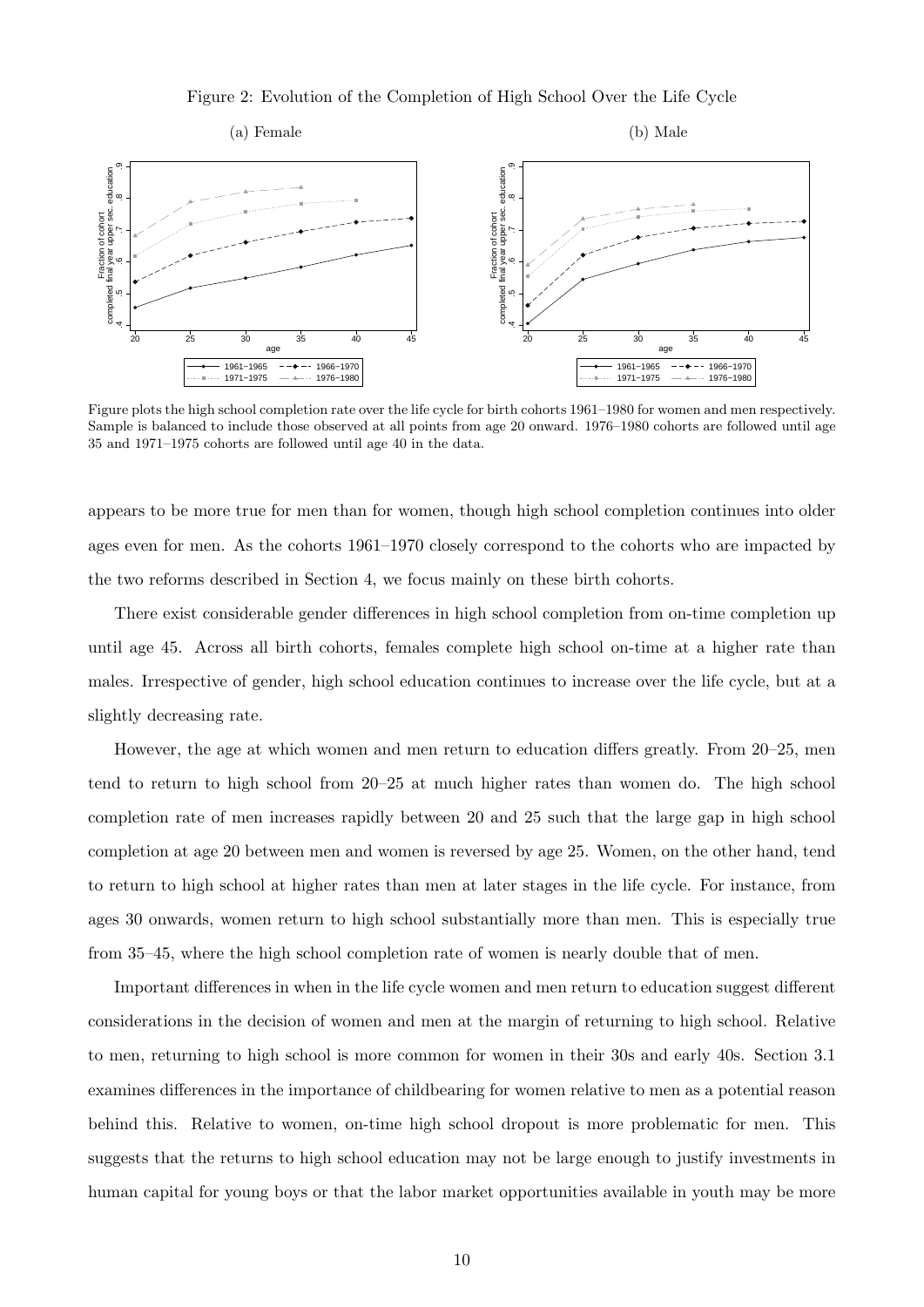Figure 2: Evolution of the Completion of High School Over the Life Cycle

(a) Female

(b) Male

Figure plots the high school completion rate over the life cycle for birth cohorts 1961–1980 for women and men respectively. Sample is balanced to include those observed at all points from age 20 onward. 1976–1980 cohorts are followed until age 35 and 1971–1975 cohorts are followed until age 40 in the data.

appears to be more true for men than for women, though high school completion continues into older ages even for men. As the cohorts 1961–1970 closely correspond to the cohorts who are impacted by the two reforms described in Section 4, we focus mainly on these birth cohorts.

There exist considerable gender differences in high school completion from on-time completion up until age 45. Across all birth cohorts, females complete high school on-time at a higher rate than males. Irrespective of gender, high school education continues to increase over the life cycle, but at a slightly decreasing rate.

However, the age at which women and men return to education differs greatly. From 20–25, men tend to return to high school from 20–25 at much higher rates than women do. The high school completion rate of men increases rapidly between 20 and 25 such that the large gap in high school completion at age 20 between men and women is reversed by age 25. Women, on the other hand, tend to return to high school at higher rates than men at later stages in the life cycle. For instance, from ages 30 onwards, women return to high school substantially more than men. This is especially true from 35–45, where the high school completion rate of women is nearly double that of men.

Important differences in when in the life cycle women and men return to education suggest different considerations in the decision of women and men at the margin of returning to high school. Relative to men, returning to high school is more common for women in their 30s and early 40s. Section 3.1 examines differences in the importance of childbearing for women relative to men as a potential reason behind this. Relative to women, on-time high school dropout is more problematic for men. This suggests that the returns to high school education may not be large enough to justify investments in human capital for young boys or that the labor market opportunities available in youth may be more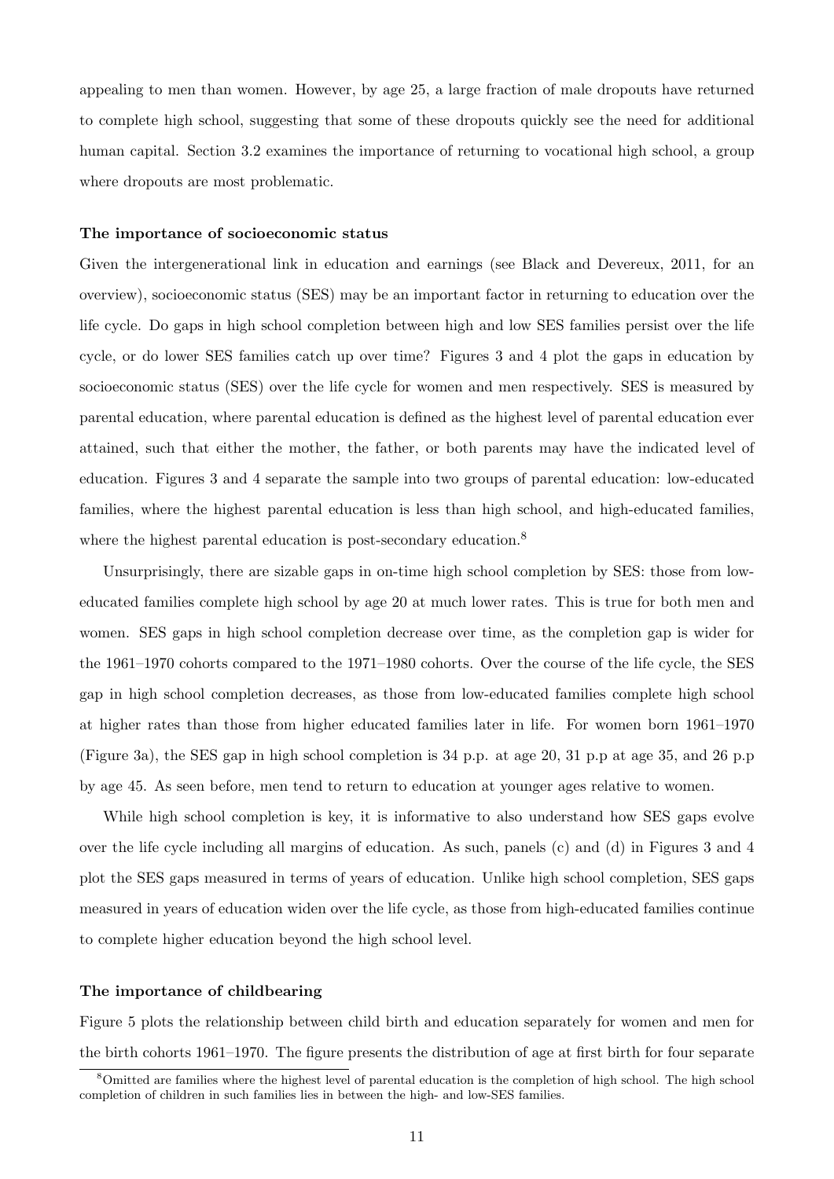appealing to men than women. However, by age 25, a large fraction of male dropouts have returned to complete high school, suggesting that some of these dropouts quickly see the need for additional human capital. Section 3.2 examines the importance of returning to vocational high school, a group where dropouts are most problematic.

**The importance of socioeconomic status**

Given the intergenerational link in education and earnings (see Black and Devereux, 2011, for an overview), socioeconomic status (SES) may be an important factor in returning to education over the life cycle. Do gaps in high school completion between high and low SES families persist over the life cycle, or do lower SES families catch up over time? Figures 3 and 4 plot the gaps in education by socioeconomic status (SES) over the life cycle for women and men respectively. SES is measured by parental education, where parental education is defined as the highest level of parental education ever attained, such that either the mother, the father, or both parents may have the indicated level of education. Figures 3 and 4 separate the sample into two groups of parental education: low-educated families, where the highest parental education is less than high school, and high-educated families, where the highest parental education is post-secondary education.[8]

Unsurprisingly, there are sizable gaps in on-time high school completion by SES: those from low-educated families complete high school by age 20 at much lower rates. This is true for both men and women. SES gaps in high school completion decrease over time, as the completion gap is wider for the 1961–1970 cohorts compared to the 1971–1980 cohorts. Over the course of the life cycle, the SES gap in high school completion decreases, as those from low-educated families complete high school at higher rates than those from higher educated families later in life. For women born 1961–1970 (Figure 3a), the SES gap in high school completion is 34 p.p. at age 20, 31 p.p at age 35, and 26 p.p by age 45. As seen before, men tend to return to education at younger ages relative to women.

While high school completion is key, it is informative to also understand how SES gaps evolve over the life cycle including all margins of education. As such, panels (c) and (d) in Figures 3 and 4 plot the SES gaps measured in terms of years of education. Unlike high school completion, SES gaps measured in years of education widen over the life cycle, as those from high-educated families continue to complete higher education beyond the high school level.

**The importance of childbearing**

Figure 5 plots the relationship between child birth and education separately for women and men for the birth cohorts 1961–1970. The figure presents the distribution of age at first birth for four separate

[8] Omitted are families where the highest level of parental education is the completion of high school. The high school completion of children in such families lies in between the high- and low-SES families.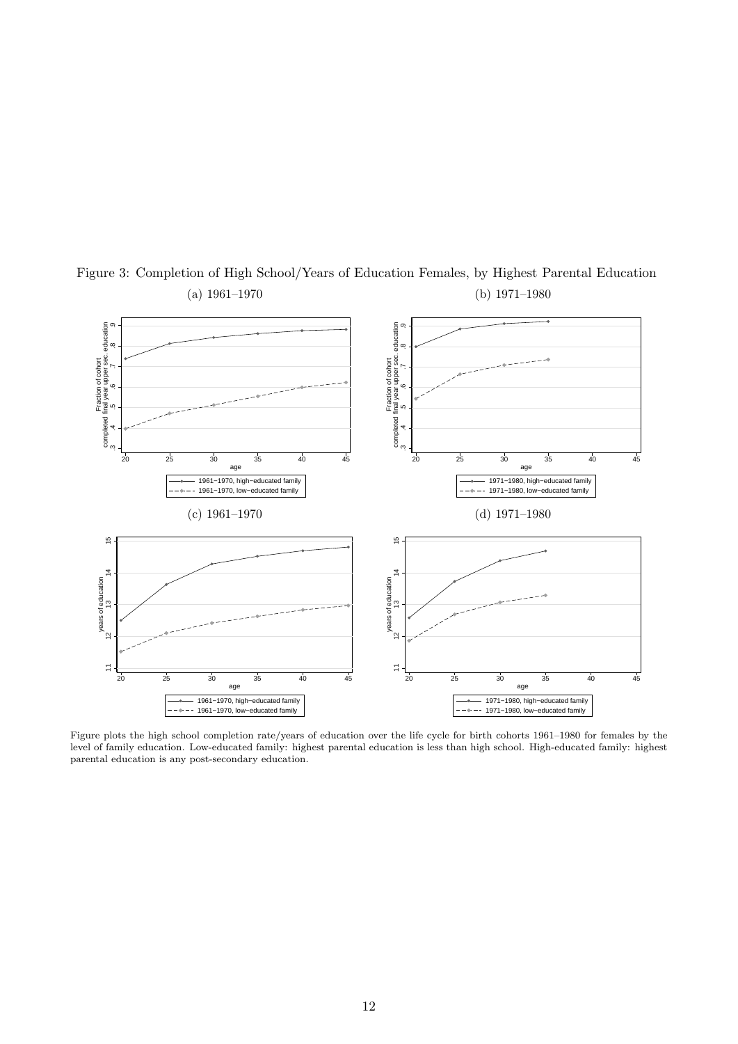Figure 3: Completion of High School/Years of Education Females, by Highest Parental Education

(a) 1961–1970

(b) 1971–1980

(c) 1961–1970

(d) 1971–1980

Figure plots the high school completion rate/years of education over the life cycle for birth cohorts 1961–1980 for females by the level of family education. Low-educated family: highest parental education is less than high school. High-educated family: highest parental education is any post-secondary education.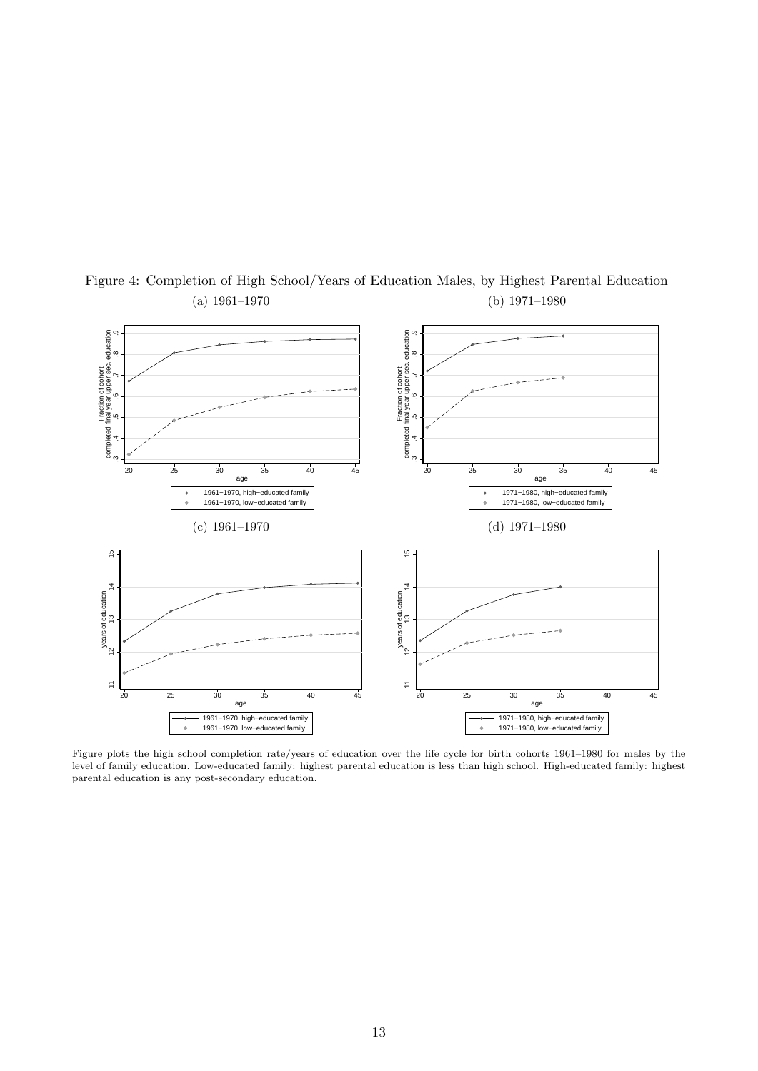Figure 4: Completion of High School/Years of Education Males, by Highest Parental Education

(a) 1961–1970 (b) 1971–1980

(c) 1961–1970 (d) 1971–1980

Figure plots the high school completion rate/years of education over the life cycle for birth cohorts 1961–1980 for males by the level of family education. Low-educated family: highest parental education is less than high school. High-educated family: highest parental education is any post-secondary education.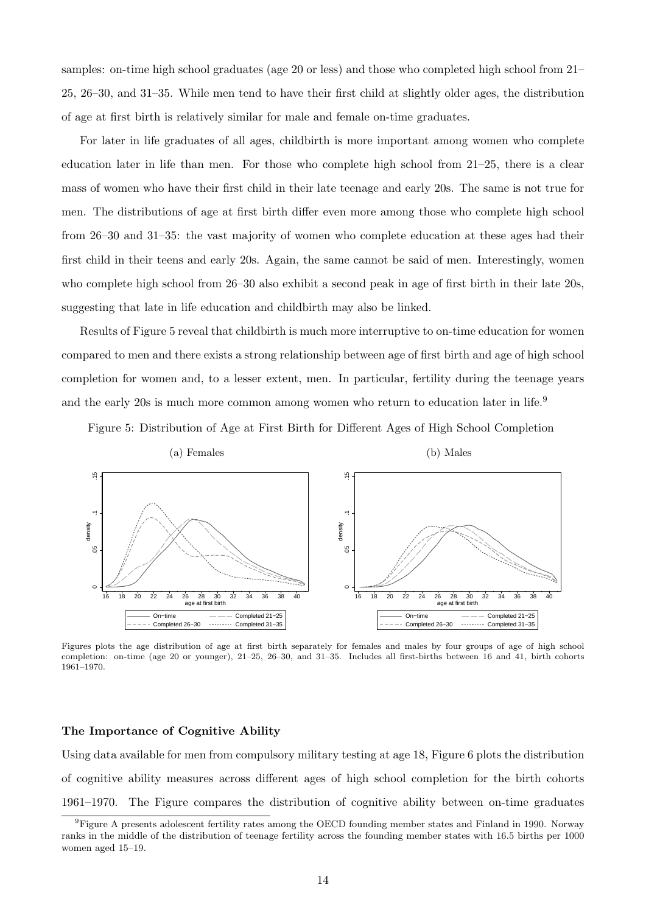samples: on-time high school graduates (age 20 or less) and those who completed high school from 21–25, 26–30, and 31–35. While men tend to have their first child at slightly older ages, the distribution of age at first birth is relatively similar for male and female on-time graduates.

For later in life graduates of all ages, childbirth is more important among women who complete education later in life than men. For those who complete high school from 21–25, there is a clear mass of women who have their first child in their late teenage and early 20s. The same is not true for men. The distributions of age at first birth differ even more among those who complete high school from 26–30 and 31–35: the vast majority of women who complete education at these ages had their first child in their teens and early 20s. Again, the same cannot be said of men. Interestingly, women who complete high school from 26–30 also exhibit a second peak in age of first birth in their late 20s, suggesting that late in life education and childbirth may also be linked.

Results of Figure 5 reveal that childbirth is much more interruptive to on-time education for women compared to men and there exists a strong relationship between age of first birth and age of high school completion for women and, to a lesser extent, men. In particular, fertility during the teenage years and the early 20s is much more common among women who return to education later in life.[9]

Figure 5: Distribution of Age at First Birth for Different Ages of High School Completion

(a) Females

(b) Males

Figures plots the age distribution of age at first birth separately for females and males by four groups of age of high school completion: on-time (age 20 or younger), 21–25, 26–30, and 31–35. Includes all first-births between 16 and 41, birth cohorts 1961–1970.

**The Importance of Cognitive Ability**

Using data available for men from compulsory military testing at age 18, Figure 6 plots the distribution of cognitive ability measures across different ages of high school completion for the birth cohorts 1961–1970. The Figure compares the distribution of cognitive ability between on-time graduates

[9]Figure A presents adolescent fertility rates among the OECD founding member states and Finland in 1990. Norway ranks in the middle of the distribution of teenage fertility across the founding member states with 16.5 births per 1000 women aged 15–19.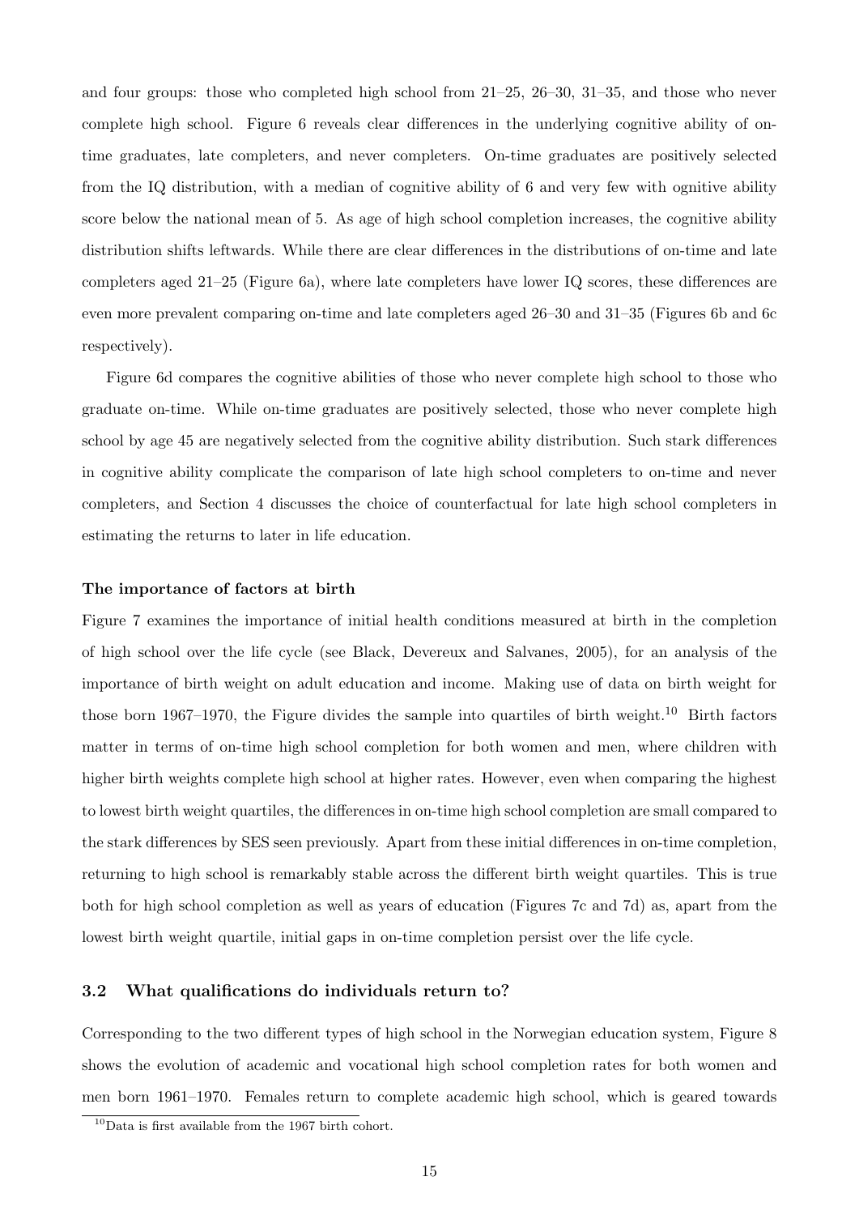and four groups: those who completed high school from 21–25, 26–30, 31–35, and those who never complete high school. Figure 6 reveals clear differences in the underlying cognitive ability of on-time graduates, late completers, and never completers. On-time graduates are positively selected from the IQ distribution, with a median of cognitive ability of 6 and very few with ognitive ability score below the national mean of 5. As age of high school completion increases, the cognitive ability distribution shifts leftwards. While there are clear differences in the distributions of on-time and late completers aged 21–25 (Figure 6a), where late completers have lower IQ scores, these differences are even more prevalent comparing on-time and late completers aged 26–30 and 31–35 (Figures 6b and 6c respectively).

Figure 6d compares the cognitive abilities of those who never complete high school to those who graduate on-time. While on-time graduates are positively selected, those who never complete high school by age 45 are negatively selected from the cognitive ability distribution. Such stark differences in cognitive ability complicate the comparison of late high school completers to on-time and never completers, and Section 4 discusses the choice of counterfactual for late high school completers in estimating the returns to later in life education.

**The importance of factors at birth**

Figure 7 examines the importance of initial health conditions measured at birth in the completion of high school over the life cycle (see Black, Devereux and Salvanes, 2005), for an analysis of the importance of birth weight on adult education and income. Making use of data on birth weight for those born 1967–1970, the Figure divides the sample into quartiles of birth weight.[10] Birth factors matter in terms of on-time high school completion for both women and men, where children with higher birth weights complete high school at higher rates. However, even when comparing the highest to lowest birth weight quartiles, the differences in on-time high school completion are small compared to the stark differences by SES seen previously. Apart from these initial differences in on-time completion, returning to high school is remarkably stable across the different birth weight quartiles. This is true both for high school completion as well as years of education (Figures 7c and 7d) as, apart from the lowest birth weight quartile, initial gaps in on-time completion persist over the life cycle.

## 3.2 What qualifications do individuals return to?

Corresponding to the two different types of high school in the Norwegian education system, Figure 8 shows the evolution of academic and vocational high school completion rates for both women and men born 1961–1970. Females return to complete academic high school, which is geared towards

[10] Data is first available from the 1967 birth cohort.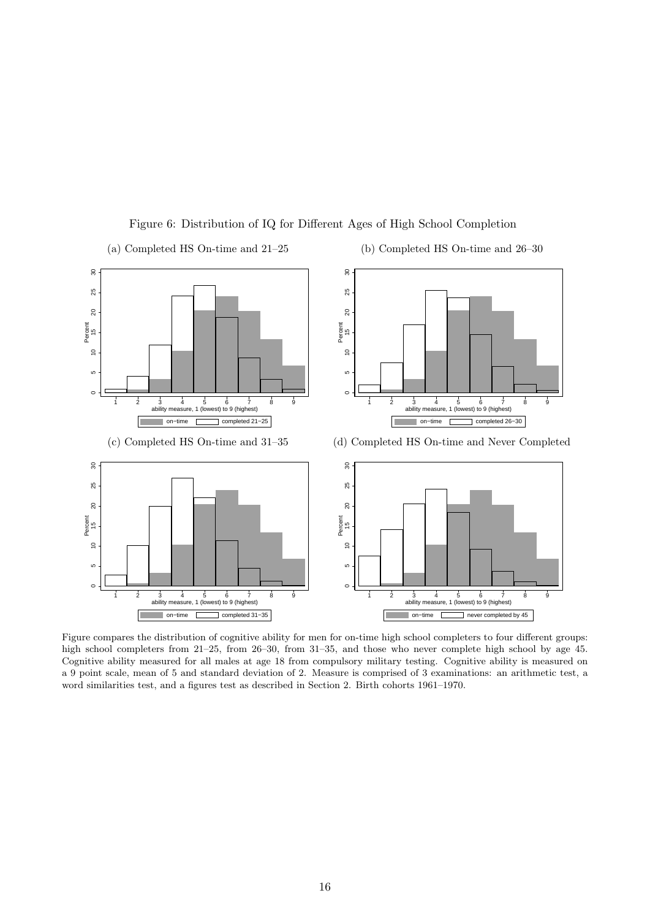Figure 6: Distribution of IQ for Different Ages of High School Completion

(a) Completed HS On-time and 21–25

(b) Completed HS On-time and 26–30

(c) Completed HS On-time and 31–35

(d) Completed HS On-time and Never Completed

Figure compares the distribution of cognitive ability for men for on-time high school completers to four different groups: high school completers from 21–25, from 26–30, from 31–35, and those who never complete high school by age 45. Cognitive ability measured for all males at age 18 from compulsory military testing. Cognitive ability is measured on a 9 point scale, mean of 5 and standard deviation of 2. Measure is comprised of 3 examinations: an arithmetic test, a word similarities test, and a figures test as described in Section 2. Birth cohorts 1961–1970.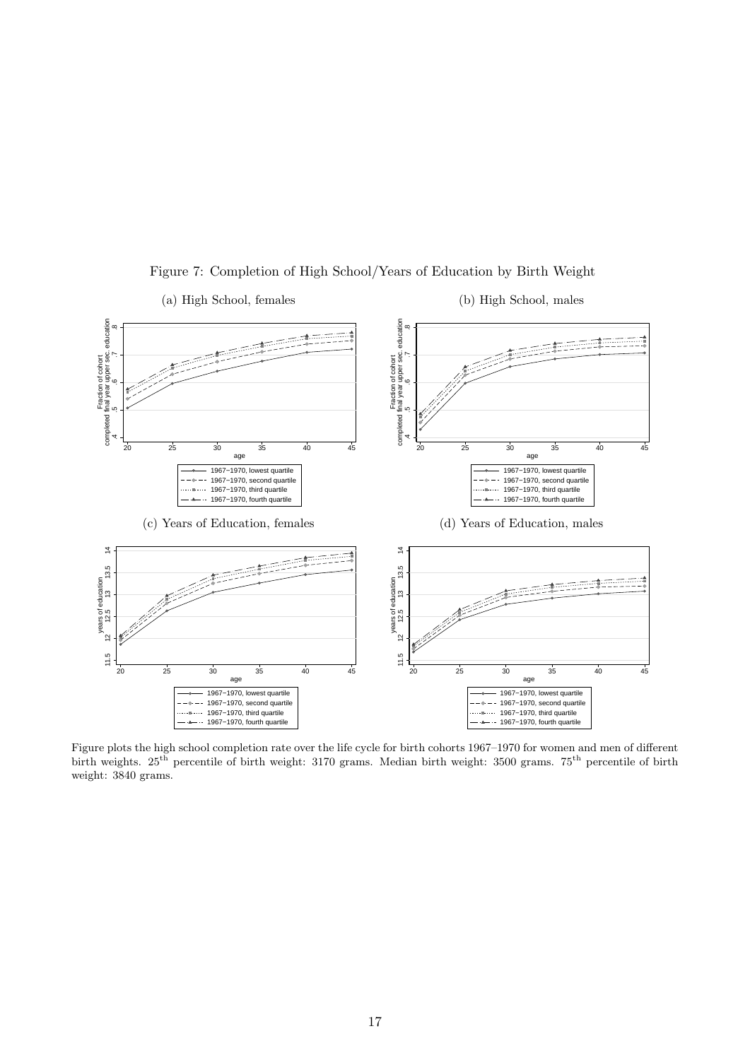Figure 7: Completion of High School/Years of Education by Birth Weight

(a) High School, females

(b) High School, males

(c) Years of Education, females

(d) Years of Education, males

Figure plots the high school completion rate over the life cycle for birth cohorts 1967–1970 for women and men of different birth weights. $25^{\text{th}}$ percentile of birth weight: 3170 grams. Median birth weight: 3500 grams. $75^{\text{th}}$ percentile of birth weight: 3840 grams.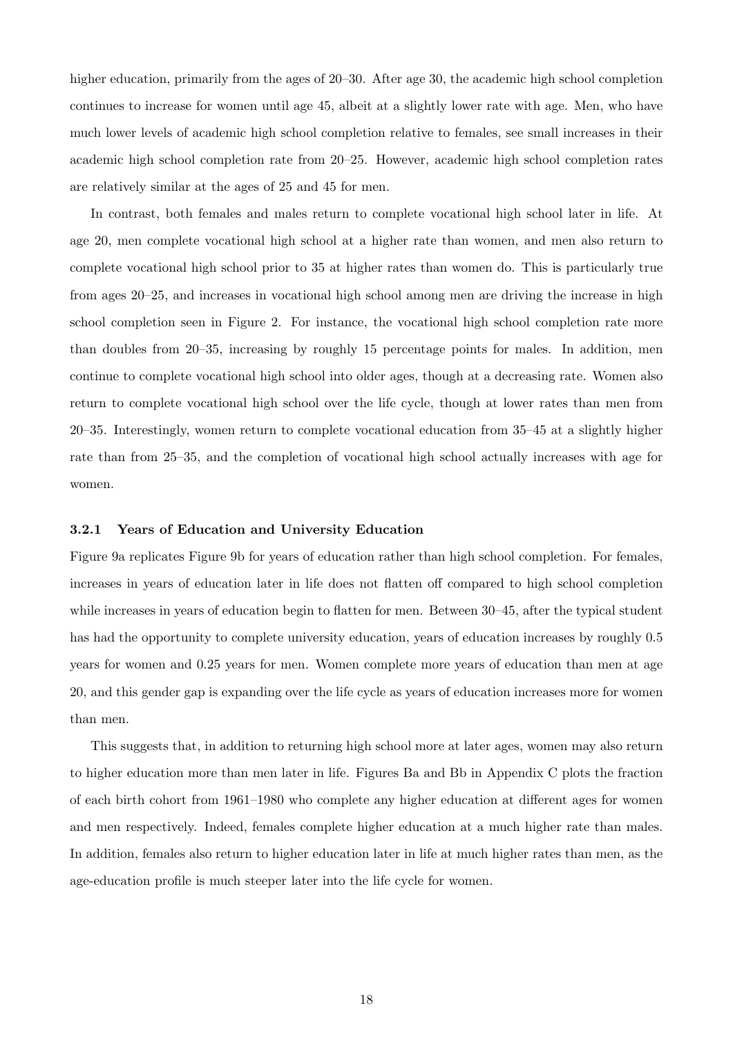higher education, primarily from the ages of 20–30. After age 30, the academic high school completion continues to increase for women until age 45, albeit at a slightly lower rate with age. Men, who have much lower levels of academic high school completion relative to females, see small increases in their academic high school completion rate from 20–25. However, academic high school completion rates are relatively similar at the ages of 25 and 45 for men.

In contrast, both females and males return to complete vocational high school later in life. At age 20, men complete vocational high school at a higher rate than women, and men also return to complete vocational high school prior to 35 at higher rates than women do. This is particularly true from ages 20–25, and increases in vocational high school among men are driving the increase in high school completion seen in Figure 2. For instance, the vocational high school completion rate more than doubles from 20–35, increasing by roughly 15 percentage points for males. In addition, men continue to complete vocational high school into older ages, though at a decreasing rate. Women also return to complete vocational high school over the life cycle, though at lower rates than men from 20–35. Interestingly, women return to complete vocational education from 35–45 at a slightly higher rate than from 25–35, and the completion of vocational high school actually increases with age for women.

### 3.2.1 Years of Education and University Education

Figure 9a replicates Figure 9b for years of education rather than high school completion. For females, increases in years of education later in life does not flatten off compared to high school completion while increases in years of education begin to flatten for men. Between 30–45, after the typical student has had the opportunity to complete university education, years of education increases by roughly 0.5 years for women and 0.25 years for men. Women complete more years of education than men at age 20, and this gender gap is expanding over the life cycle as years of education increases more for women than men.

This suggests that, in addition to returning high school more at later ages, women may also return to higher education more than men later in life. Figures Ba and Bb in Appendix C plots the fraction of each birth cohort from 1961–1980 who complete any higher education at different ages for women and men respectively. Indeed, females complete higher education at a much higher rate than males. In addition, females also return to higher education later in life at much higher rates than men, as the age-education profile is much steeper later into the life cycle for women.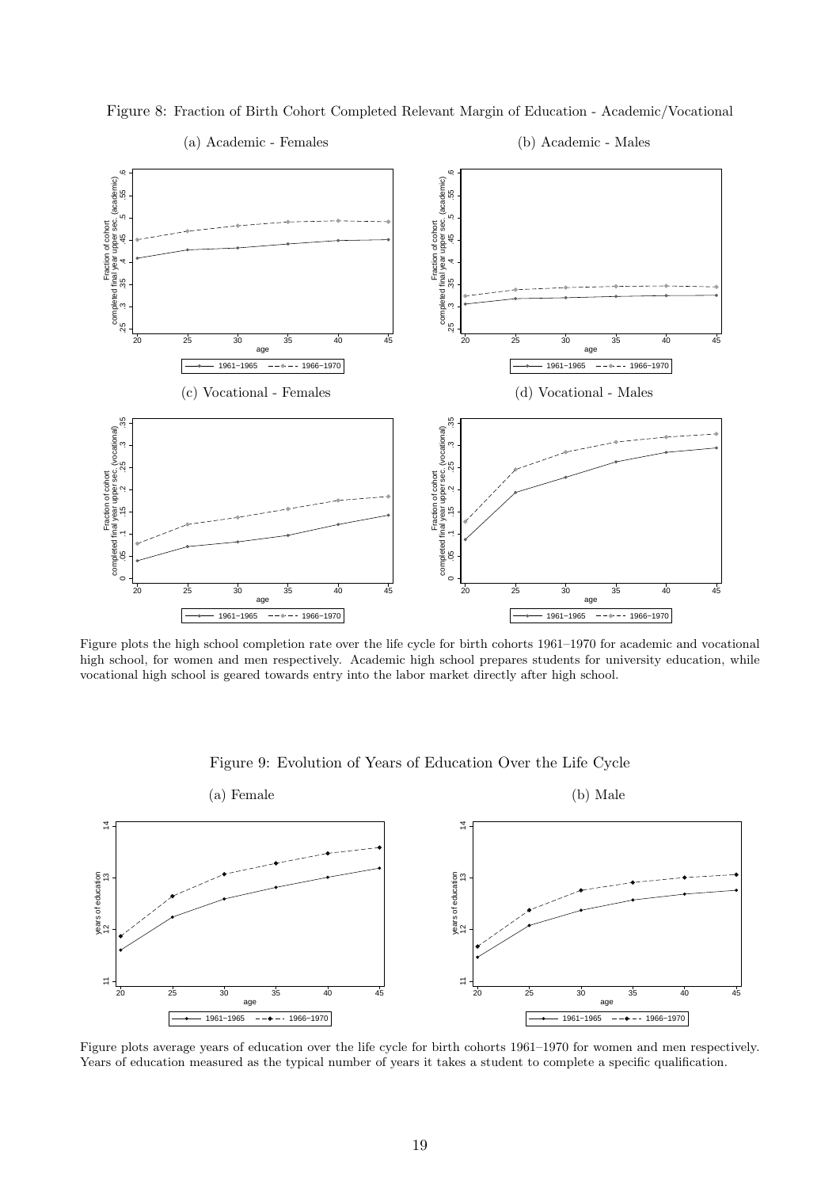Figure 8: Fraction of Birth Cohort Completed Relevant Margin of Education - Academic/Vocational

(a) Academic - Females

(b) Academic - Males

(c) Vocational - Females

(d) Vocational - Males

Figure plots the high school completion rate over the life cycle for birth cohorts 1961–1970 for academic and vocational high school, for women and men respectively. Academic high school prepares students for university education, while vocational high school is geared towards entry into the labor market directly after high school.

Figure 9: Evolution of Years of Education Over the Life Cycle

(a) Female

(b) Male

Figure plots average years of education over the life cycle for birth cohorts 1961–1970 for women and men respectively. Years of education measured as the typical number of years it takes a student to complete a specific qualification.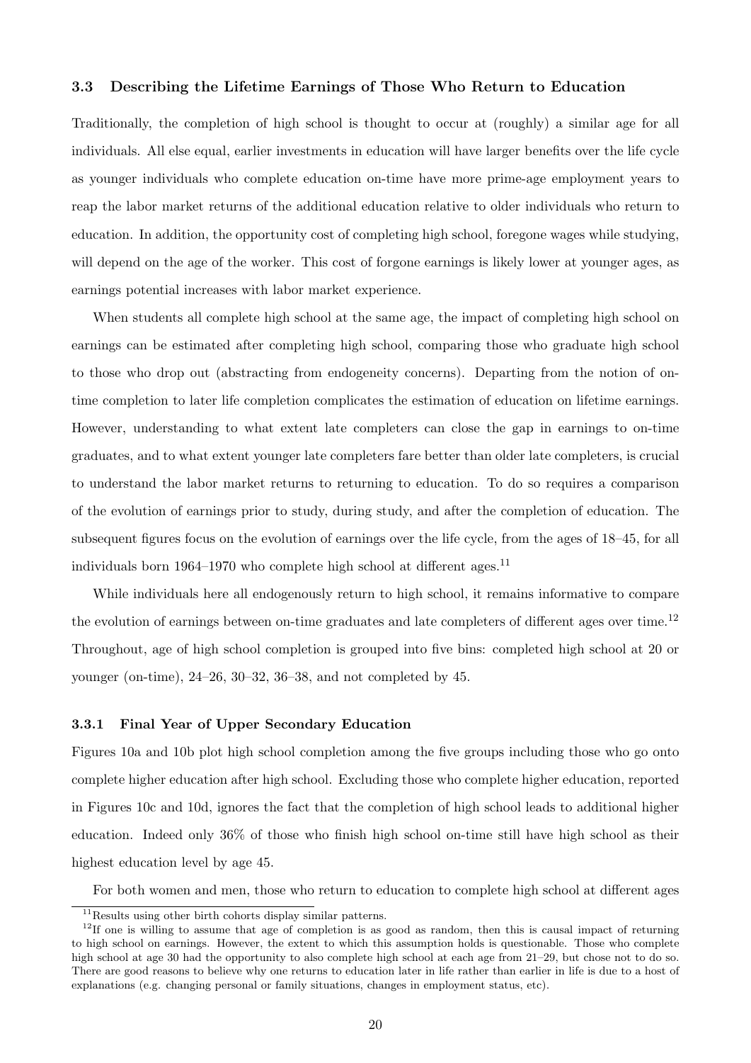### 3.3 Describing the Lifetime Earnings of Those Who Return to Education

Traditionally, the completion of high school is thought to occur at (roughly) a similar age for all individuals. All else equal, earlier investments in education will have larger benefits over the life cycle as younger individuals who complete education on-time have more prime-age employment years to reap the labor market returns of the additional education relative to older individuals who return to education. In addition, the opportunity cost of completing high school, foregone wages while studying, will depend on the age of the worker. This cost of forgone earnings is likely lower at younger ages, as earnings potential increases with labor market experience.

When students all complete high school at the same age, the impact of completing high school on earnings can be estimated after completing high school, comparing those who graduate high school to those who drop out (abstracting from endogeneity concerns). Departing from the notion of on-time completion to later life completion complicates the estimation of education on lifetime earnings. However, understanding to what extent late completers can close the gap in earnings to on-time graduates, and to what extent younger late completers fare better than older late completers, is crucial to understand the labor market returns to returning to education. To do so requires a comparison of the evolution of earnings prior to study, during study, and after the completion of education. The subsequent figures focus on the evolution of earnings over the life cycle, from the ages of 18–45, for all individuals born 1964–1970 who complete high school at different ages.[11]

While individuals here all endogenously return to high school, it remains informative to compare the evolution of earnings between on-time graduates and late completers of different ages over time.[12] Throughout, age of high school completion is grouped into five bins: completed high school at 20 or younger (on-time), 24–26, 30–32, 36–38, and not completed by 45.

#### 3.3.1 Final Year of Upper Secondary Education

Figures 10a and 10b plot high school completion among the five groups including those who go onto complete higher education after high school. Excluding those who complete higher education, reported in Figures 10c and 10d, ignores the fact that the completion of high school leads to additional higher education. Indeed only 36% of those who finish high school on-time still have high school as their highest education level by age 45.

For both women and men, those who return to education to complete high school at different ages

[11] Results using other birth cohorts display similar patterns.

[12] If one is willing to assume that age of completion is as good as random, then this is causal impact of returning to high school on earnings. However, the extent to which this assumption holds is questionable. Those who complete high school at age 30 had the opportunity to also complete high school at each age from 21–29, but chose not to do so. There are good reasons to believe why one returns to education later in life rather than earlier in life is due to a host of explanations (e.g. changing personal or family situations, changes in employment status, etc).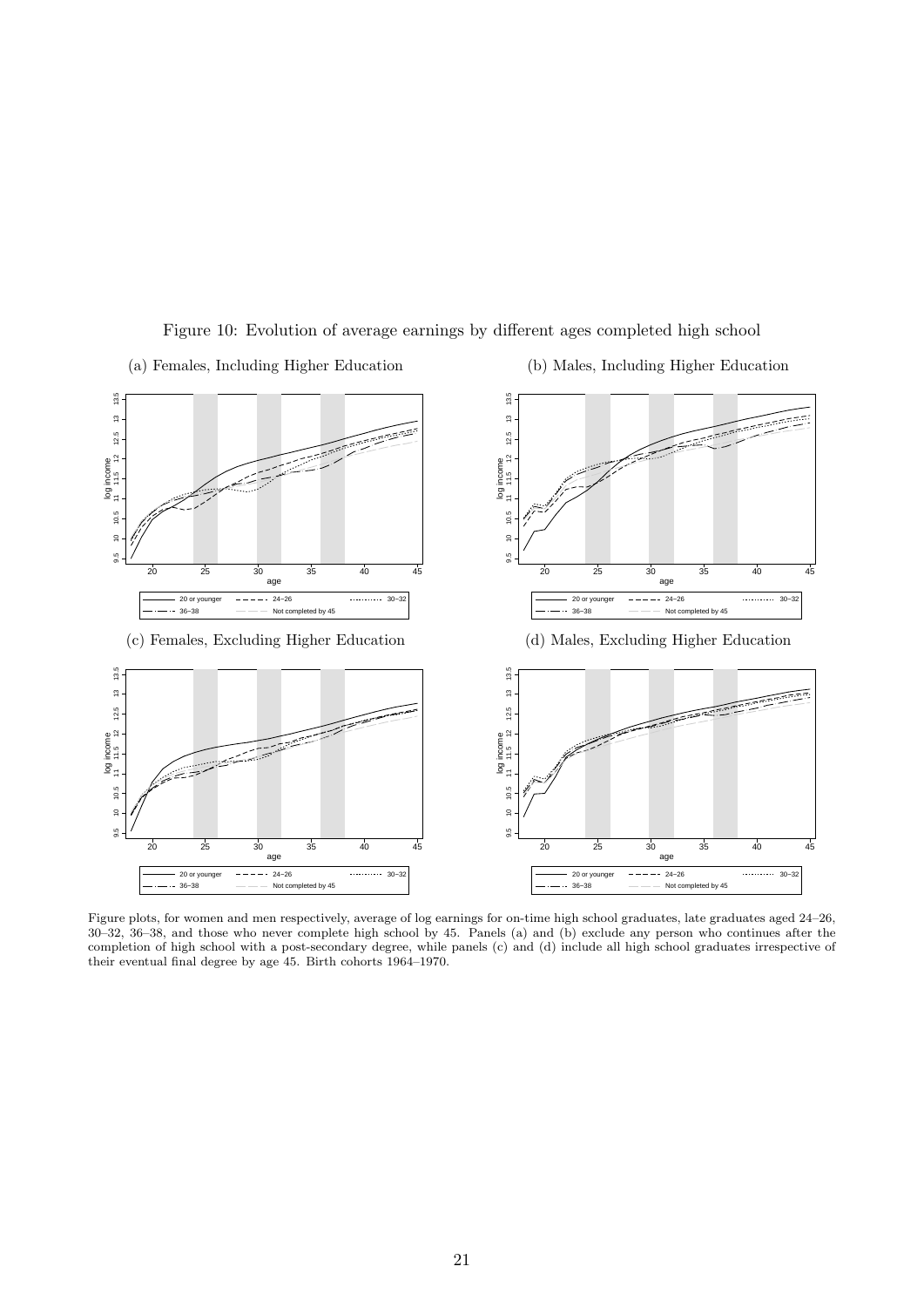Figure 10: Evolution of average earnings by different ages completed high school

(a) Females, Including Higher Education

(b) Males, Including Higher Education

(c) Females, Excluding Higher Education

(d) Males, Excluding Higher Education

Figure plots, for women and men respectively, average of log earnings for on-time high school graduates, late graduates aged 24–26, 30–32, 36–38, and those who never complete high school by 45. Panels (a) and (b) exclude any person who continues after the completion of high school with a post-secondary degree, while panels (c) and (d) include all high school graduates irrespective of their eventual final degree by age 45. Birth cohorts 1964–1970.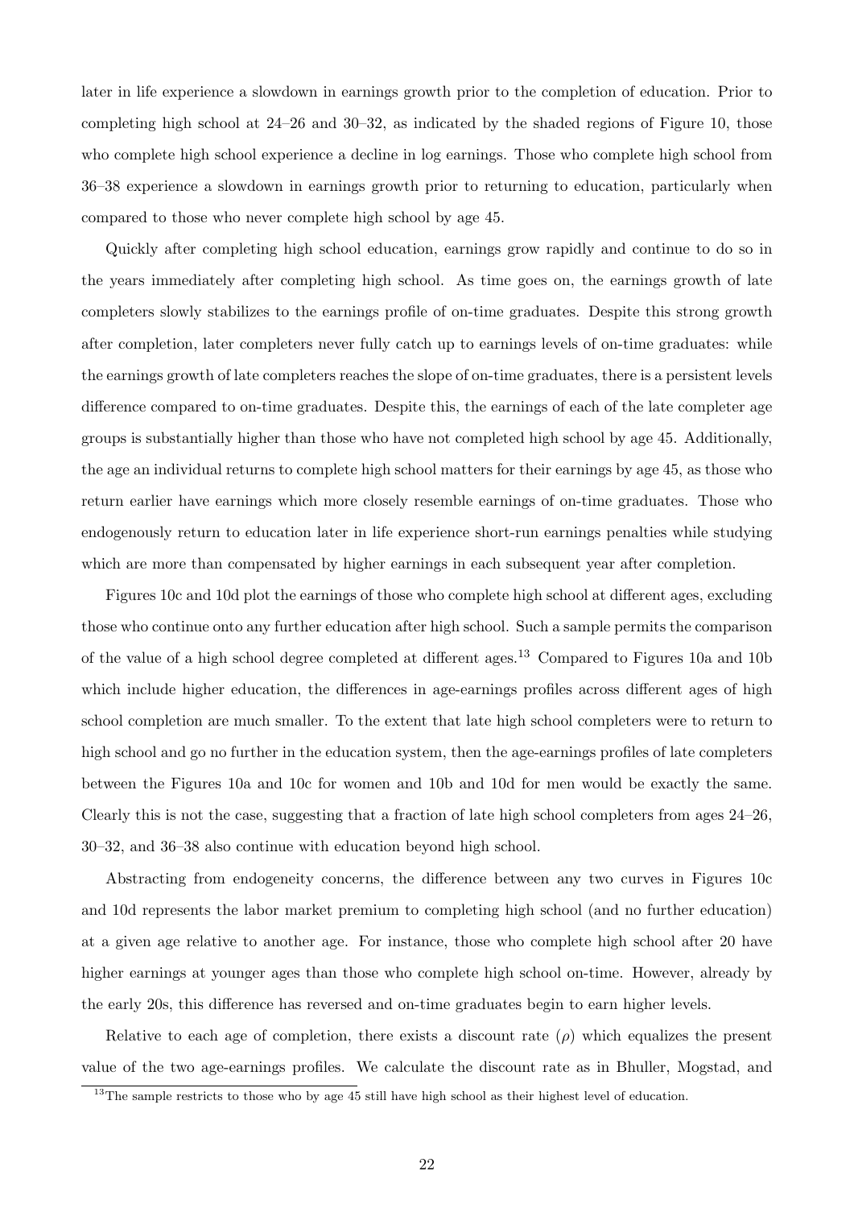later in life experience a slowdown in earnings growth prior to the completion of education. Prior to completing high school at 24–26 and 30–32, as indicated by the shaded regions of Figure 10, those who complete high school experience a decline in log earnings. Those who complete high school from 36–38 experience a slowdown in earnings growth prior to returning to education, particularly when compared to those who never complete high school by age 45.

Quickly after completing high school education, earnings grow rapidly and continue to do so in the years immediately after completing high school. As time goes on, the earnings growth of late completers slowly stabilizes to the earnings profile of on-time graduates. Despite this strong growth after completion, later completers never fully catch up to earnings levels of on-time graduates: while the earnings growth of late completers reaches the slope of on-time graduates, there is a persistent levels difference compared to on-time graduates. Despite this, the earnings of each of the late completer age groups is substantially higher than those who have not completed high school by age 45. Additionally, the age an individual returns to complete high school matters for their earnings by age 45, as those who return earlier have earnings which more closely resemble earnings of on-time graduates. Those who endogenously return to education later in life experience short-run earnings penalties while studying which are more than compensated by higher earnings in each subsequent year after completion.

Figures 10c and 10d plot the earnings of those who complete high school at different ages, excluding those who continue onto any further education after high school. Such a sample permits the comparison of the value of a high school degree completed at different ages.[13] Compared to Figures 10a and 10b which include higher education, the differences in age-earnings profiles across different ages of high school completion are much smaller. To the extent that late high school completers were to return to high school and go no further in the education system, then the age-earnings profiles of late completers between the Figures 10a and 10c for women and 10b and 10d for men would be exactly the same. Clearly this is not the case, suggesting that a fraction of late high school completers from ages 24–26, 30–32, and 36–38 also continue with education beyond high school.

Abstracting from endogeneity concerns, the difference between any two curves in Figures 10c and 10d represents the labor market premium to completing high school (and no further education) at a given age relative to another age. For instance, those who complete high school after 20 have higher earnings at younger ages than those who complete high school on-time. However, already by the early 20s, this difference has reversed and on-time graduates begin to earn higher levels.

Relative to each age of completion, there exists a discount rate ($\rho$) which equalizes the present value of the two age-earnings profiles. We calculate the discount rate as in Bhuller, Mogstad, and

[13] The sample restricts to those who by age 45 still have high school as their highest level of education.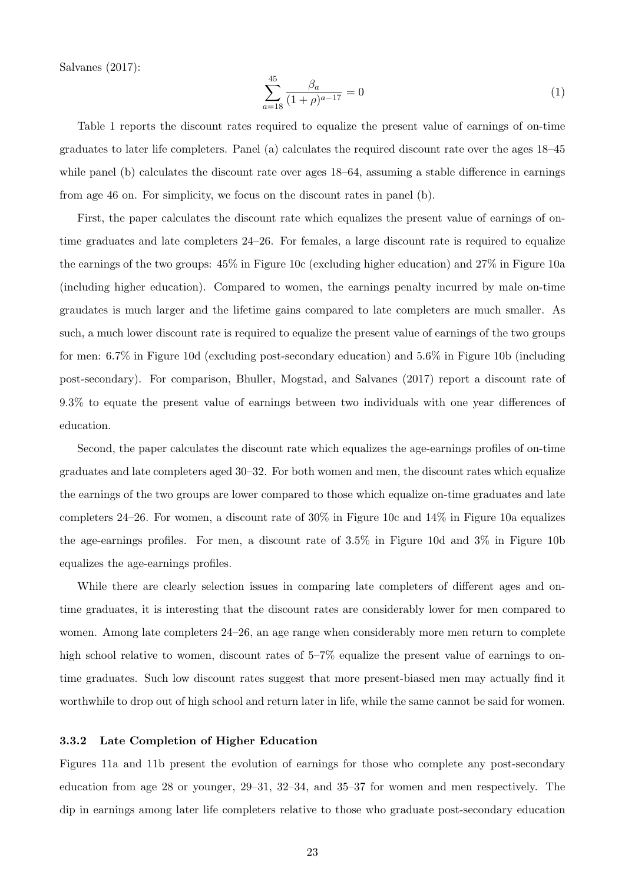Salvanes (2017):

$$\sum_{a=18}^{45} \frac{\beta_a}{(1+\rho)^{a-17}} = 0 \tag{1}$$

Table 1 reports the discount rates required to equalize the present value of earnings of on-time graduates to later life completers. Panel (a) calculates the required discount rate over the ages 18–45 while panel (b) calculates the discount rate over ages 18–64, assuming a stable difference in earnings from age 46 on. For simplicity, we focus on the discount rates in panel (b).

First, the paper calculates the discount rate which equalizes the present value of earnings of on-time graduates and late completers 24–26. For females, a large discount rate is required to equalize the earnings of the two groups: 45% in Figure 10c (excluding higher education) and 27% in Figure 10a (including higher education). Compared to women, the earnings penalty incurred by male on-time graudates is much larger and the lifetime gains compared to late completers are much smaller. As such, a much lower discount rate is required to equalize the present value of earnings of the two groups for men: 6.7% in Figure 10d (excluding post-secondary education) and 5.6% in Figure 10b (including post-secondary). For comparison, Bhuller, Mogstad, and Salvanes (2017) report a discount rate of 9.3% to equate the present value of earnings between two individuals with one year differences of education.

Second, the paper calculates the discount rate which equalizes the age-earnings profiles of on-time graduates and late completers aged 30–32. For both women and men, the discount rates which equalize the earnings of the two groups are lower compared to those which equalize on-time graduates and late completers 24–26. For women, a discount rate of 30% in Figure 10c and 14% in Figure 10a equalizes the age-earnings profiles. For men, a discount rate of 3.5% in Figure 10d and 3% in Figure 10b equalizes the age-earnings profiles.

While there are clearly selection issues in comparing late completers of different ages and on-time graduates, it is interesting that the discount rates are considerably lower for men compared to women. Among late completers 24–26, an age range when considerably more men return to complete high school relative to women, discount rates of 5–7% equalize the present value of earnings to on-time graduates. Such low discount rates suggest that more present-biased men may actually find it worthwhile to drop out of high school and return later in life, while the same cannot be said for women.

### 3.3.2 Late Completion of Higher Education

Figures 11a and 11b present the evolution of earnings for those who complete any post-secondary education from age 28 or younger, 29–31, 32–34, and 35–37 for women and men respectively. The dip in earnings among later life completers relative to those who graduate post-secondary education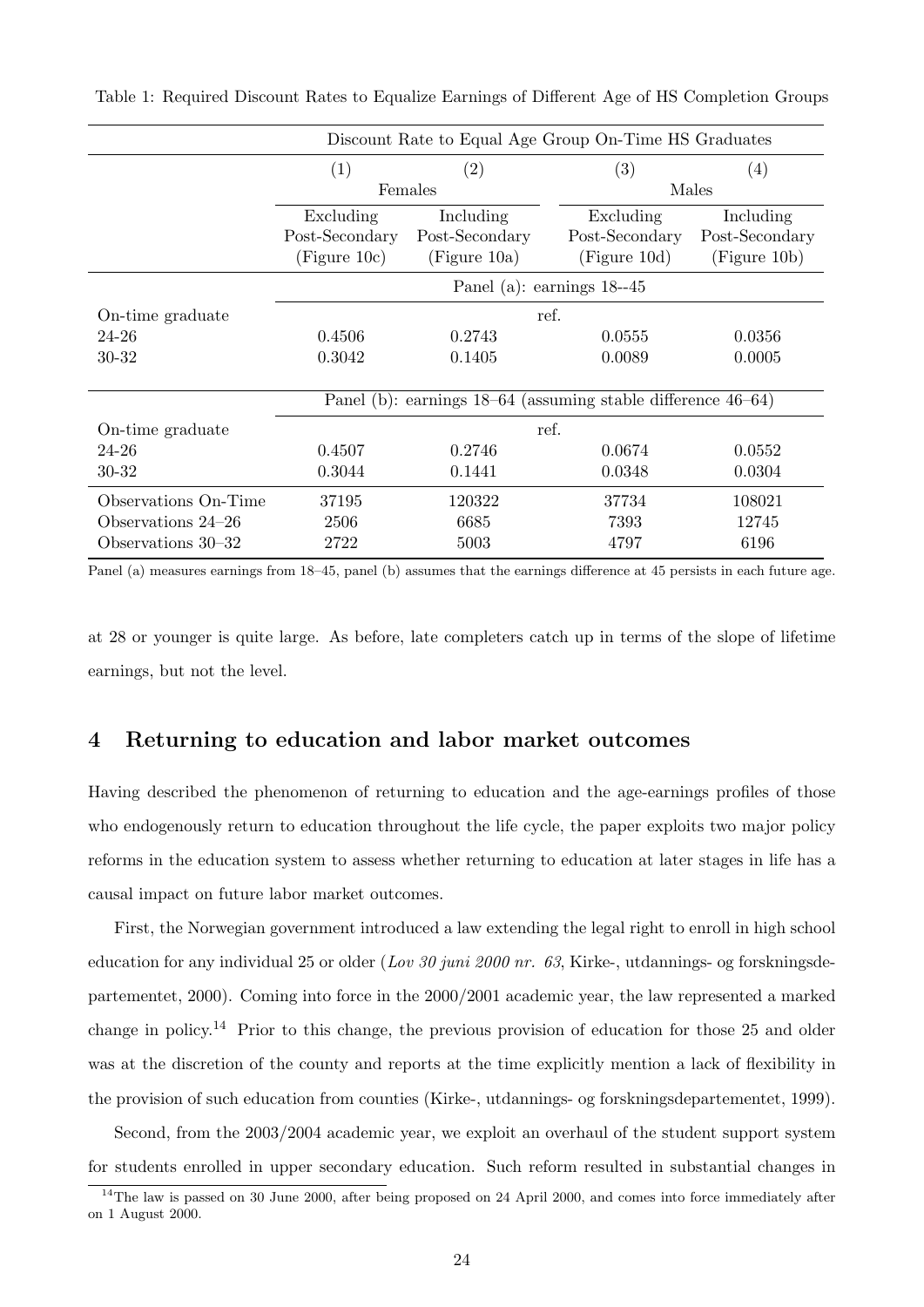Table 1: Required Discount Rates to Equalize Earnings of Different Age of HS Completion Groups

| | Discount Rate to Equal Age Group On-Time HS Graduates | | | |
|---|---|---|---|---|
| | (1) | (2) | (3) | (4) |
| | Females | | Males | |
| | Excluding Post-Secondary (Figure 10c) | Including Post-Secondary (Figure 10a) | Excluding Post-Secondary (Figure 10d) | Including Post-Secondary (Figure 10b) |
| | Panel (a): earnings 18--45 | | | |
| On-time graduate | ref. | | | |
| 24-26 | 0.4506 | 0.2743 | 0.0555 | 0.0356 |
| 30-32 | 0.3042 | 0.1405 | 0.0089 | 0.0005 |
| | Panel (b): earnings 18–64 (assuming stable difference 46–64) | | | |
| On-time graduate | ref. | | | |
| 24-26 | 0.4507 | 0.2746 | 0.0674 | 0.0552 |
| 30-32 | 0.3044 | 0.1441 | 0.0348 | 0.0304 |
| Observations On-Time | 37195 | 120322 | 37734 | 108021 |
| Observations 24–26 | 2506 | 6685 | 7393 | 12745 |
| Observations 30–32 | 2722 | 5003 | 4797 | 6196 |

Panel (a) measures earnings from 18–45, panel (b) assumes that the earnings difference at 45 persists in each future age.

at 28 or younger is quite large. As before, late completers catch up in terms of the slope of lifetime earnings, but not the level.

## 4 Returning to education and labor market outcomes

Having described the phenomenon of returning to education and the age-earnings profiles of those who endogenously return to education throughout the life cycle, the paper exploits two major policy reforms in the education system to assess whether returning to education at later stages in life has a causal impact on future labor market outcomes.

First, the Norwegian government introduced a law extending the legal right to enroll in high school education for any individual 25 or older (*Lov 30 juni 2000 nr. 63*, Kirke-, utdannings- og forskningsdepartementet, 2000). Coming into force in the 2000/2001 academic year, the law represented a marked change in policy.[14] Prior to this change, the previous provision of education for those 25 and older was at the discretion of the county and reports at the time explicitly mention a lack of flexibility in the provision of such education from counties (Kirke-, utdannings- og forskningsdepartementet, 1999).

Second, from the 2003/2004 academic year, we exploit an overhaul of the student support system for students enrolled in upper secondary education. Such reform resulted in substantial changes in

[14] The law is passed on 30 June 2000, after being proposed on 24 April 2000, and comes into force immediately after on 1 August 2000.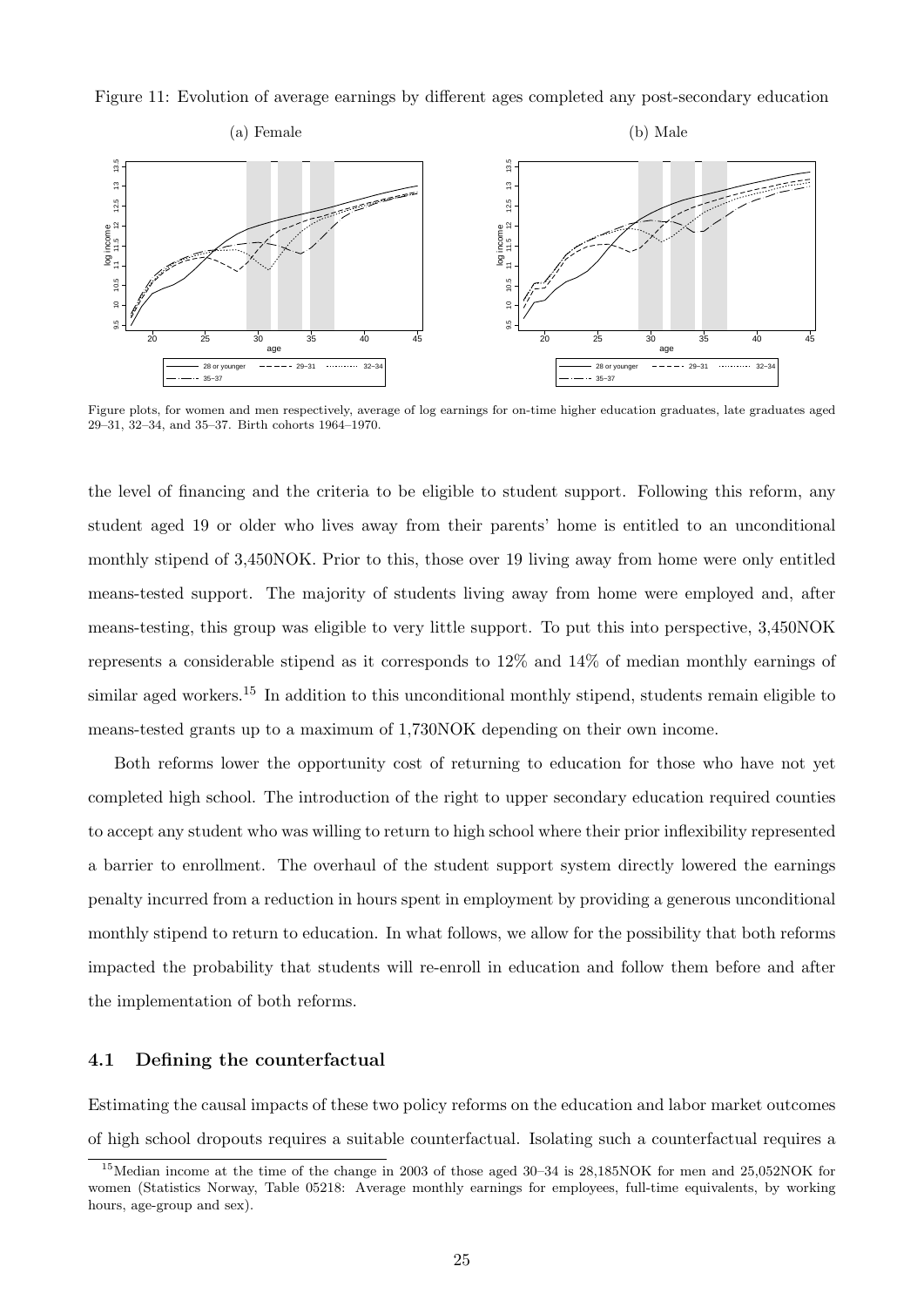Figure 11: Evolution of average earnings by different ages completed any post-secondary education

(a) Female

(b) Male

Figure plots, for women and men respectively, average of log earnings for on-time higher education graduates, late graduates aged 29–31, 32–34, and 35–37. Birth cohorts 1964–1970.

the level of financing and the criteria to be eligible to student support. Following this reform, any student aged 19 or older who lives away from their parents' home is entitled to an unconditional monthly stipend of 3,450NOK. Prior to this, those over 19 living away from home were only entitled means-tested support. The majority of students living away from home were employed and, after means-testing, this group was eligible to very little support. To put this into perspective, 3,450NOK represents a considerable stipend as it corresponds to 12% and 14% of median monthly earnings of similar aged workers.[15] In addition to this unconditional monthly stipend, students remain eligible to means-tested grants up to a maximum of 1,730NOK depending on their own income.

Both reforms lower the opportunity cost of returning to education for those who have not yet completed high school. The introduction of the right to upper secondary education required counties to accept any student who was willing to return to high school where their prior inflexibility represented a barrier to enrollment. The overhaul of the student support system directly lowered the earnings penalty incurred from a reduction in hours spent in employment by providing a generous unconditional monthly stipend to return to education. In what follows, we allow for the possibility that both reforms impacted the probability that students will re-enroll in education and follow them before and after the implementation of both reforms.

### 4.1 Defining the counterfactual

Estimating the causal impacts of these two policy reforms on the education and labor market outcomes of high school dropouts requires a suitable counterfactual. Isolating such a counterfactual requires a

[15] Median income at the time of the change in 2003 of those aged 30–34 is 28,185NOK for men and 25,052NOK for women (Statistics Norway, Table 05218: Average monthly earnings for employees, full-time equivalents, by working hours, age-group and sex).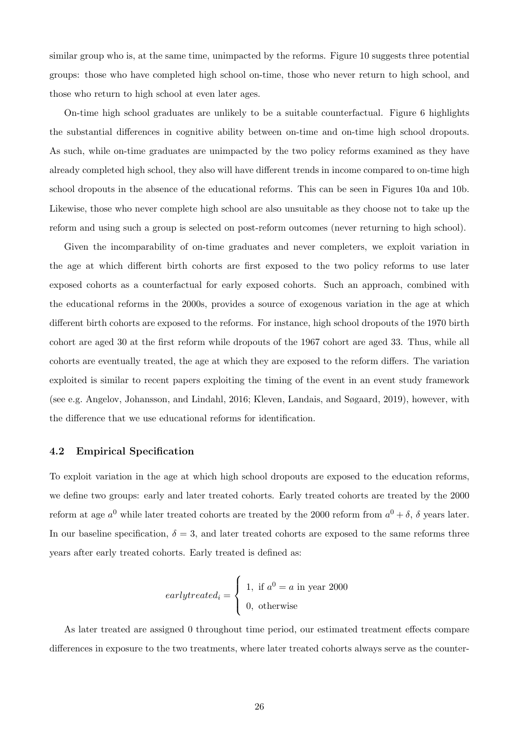similar group who is, at the same time, unimpacted by the reforms. Figure 10 suggests three potential groups: those who have completed high school on-time, those who never return to high school, and those who return to high school at even later ages.

On-time high school graduates are unlikely to be a suitable counterfactual. Figure 6 highlights the substantial differences in cognitive ability between on-time and on-time high school dropouts. As such, while on-time graduates are unimpacted by the two policy reforms examined as they have already completed high school, they also will have different trends in income compared to on-time high school dropouts in the absence of the educational reforms. This can be seen in Figures 10a and 10b. Likewise, those who never complete high school are also unsuitable as they choose not to take up the reform and using such a group is selected on post-reform outcomes (never returning to high school).

Given the incomparability of on-time graduates and never completers, we exploit variation in the age at which different birth cohorts are first exposed to the two policy reforms to use later exposed cohorts as a counterfactual for early exposed cohorts. Such an approach, combined with the educational reforms in the 2000s, provides a source of exogenous variation in the age at which different birth cohorts are exposed to the reforms. For instance, high school dropouts of the 1970 birth cohort are aged 30 at the first reform while dropouts of the 1967 cohort are aged 33. Thus, while all cohorts are eventually treated, the age at which they are exposed to the reform differs. The variation exploited is similar to recent papers exploiting the timing of the event in an event study framework (see e.g. Angelov, Johansson, and Lindahl, 2016; Kleven, Landais, and Søgaard, 2019), however, with the difference that we use educational reforms for identification.

### 4.2 Empirical Specification

To exploit variation in the age at which high school dropouts are exposed to the education reforms, we define two groups: early and later treated cohorts. Early treated cohorts are treated by the 2000 reform at age $a^0$ while later treated cohorts are treated by the 2000 reform from $a^0 + \delta$, $\delta$ years later. In our baseline specification, $\delta = 3$, and later treated cohorts are exposed to the same reforms three years after early treated cohorts. Early treated is defined as:

$$earlytreated_i = \begin{cases} 1, & \text{if } a^0 = a \text{ in year 2000} \\ 0, & \text{otherwise} \end{cases}$$

As later treated are assigned 0 throughout time period, our estimated treatment effects compare differences in exposure to the two treatments, where later treated cohorts always serve as the counter-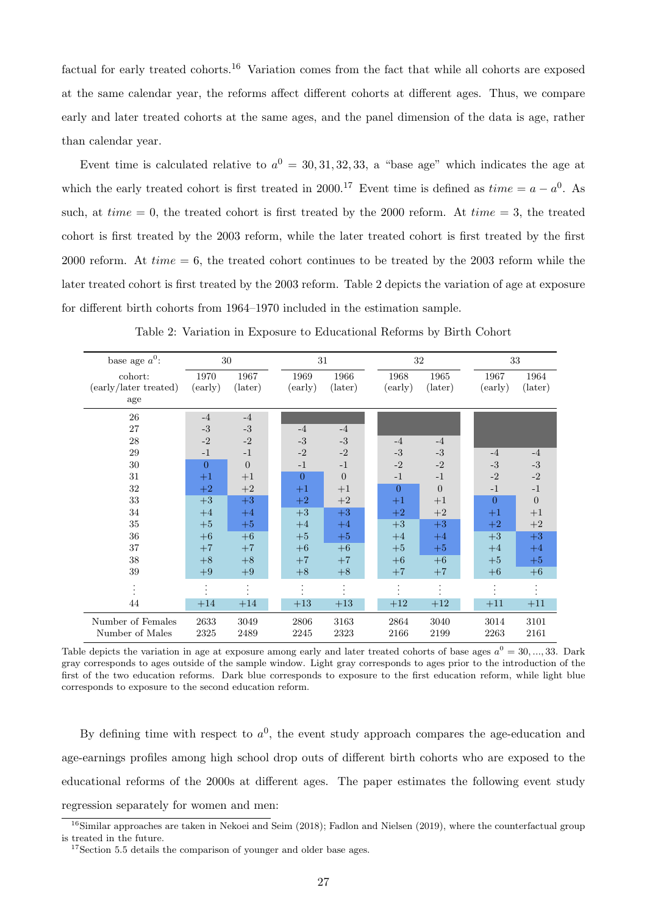factual for early treated cohorts.[16] Variation comes from the fact that while all cohorts are exposed at the same calendar year, the reforms affect different cohorts at different ages. Thus, we compare early and later treated cohorts at the same ages, and the panel dimension of the data is age, rather than calendar year.

Event time is calculated relative to $a^0 = 30, 31, 32, 33$, a "base age" which indicates the age at which the early treated cohort is first treated in 2000.[17] Event time is defined as $time = a - a^0$. As such, at $time = 0$, the treated cohort is first treated by the 2000 reform. At $time = 3$, the treated cohort is first treated by the 2003 reform, while the later treated cohort is first treated by the first 2000 reform. At $time = 6$, the treated cohort continues to be treated by the 2003 reform while the later treated cohort is first treated by the 2003 reform. Table 2 depicts the variation of age at exposure for different birth cohorts from 1964–1970 included in the estimation sample.

Table 2: Variation in Exposure to Educational Reforms by Birth Cohort

| base age $a^0$: | 30 | | 31 | | 32 | | 33 | |
|---|---|---|---|---|---|---|---|---|
| cohort: (early/later treated) age | 1970 (early) | 1967 (later) | 1969 (early) | 1966 (later) | 1968 (early) | 1965 (later) | 1967 (early) | 1964 (later) |
| 26 | -4 | -4 | | | | | | |
| 27 | -3 | -3 | -4 | -4 | | | | |
| 28 | -2 | -2 | -3 | -3 | -4 | -4 | | |
| 29 | -1 | -1 | -2 | -2 | -3 | -3 | -4 | -4 |
| 30 | 0 | 0 | -1 | -1 | -2 | -2 | -3 | -3 |
| 31 | +1 | +1 | 0 | 0 | -1 | -1 | -2 | -2 |
| 32 | +2 | +2 | +1 | +1 | 0 | 0 | -1 | -1 |
| 33 | +3 | +3 | +2 | +2 | +1 | +1 | 0 | 0 |
| 34 | +4 | +4 | +3 | +3 | +2 | +2 | +1 | +1 |
| 35 | +5 | +5 | +4 | +4 | +3 | +3 | +2 | +2 |
| 36 | +6 | +6 | +5 | +5 | +4 | +4 | +3 | +3 |
| 37 | +7 | +7 | +6 | +6 | +5 | +5 | +4 | +4 |
| 38 | +8 | +8 | +7 | +7 | +6 | +6 | +5 | +5 |
| 39 | +9 | +9 | +8 | +8 | +7 | +7 | +6 | +6 |
| ⋮ | ⋮ | ⋮ | ⋮ | ⋮ | ⋮ | ⋮ | ⋮ | ⋮ |
| 44 | +14 | +14 | +13 | +13 | +12 | +12 | +11 | +11 |
| Number of Females | 2633 | 3049 | 2806 | 3163 | 2864 | 3040 | 3014 | 3101 |
| Number of Males | 2325 | 2489 | 2245 | 2323 | 2166 | 2199 | 2263 | 2161 |

Table depicts the variation in age at exposure among early and later treated cohorts of base ages $a^0 = 30, ..., 33$. Dark gray corresponds to ages outside of the sample window. Light gray corresponds to ages prior to the introduction of the first of the two education reforms. Dark blue corresponds to exposure to the first education reform, while light blue corresponds to exposure to the second education reform.

By defining time with respect to $a^0$, the event study approach compares the age-education and age-earnings profiles among high school drop outs of different birth cohorts who are exposed to the educational reforms of the 2000s at different ages. The paper estimates the following event study regression separately for women and men:

[16] Similar approaches are taken in Nekoei and Seim (2018); Fadlon and Nielsen (2019), where the counterfactual group is treated in the future.

[17] Section 5.5 details the comparison of younger and older base ages.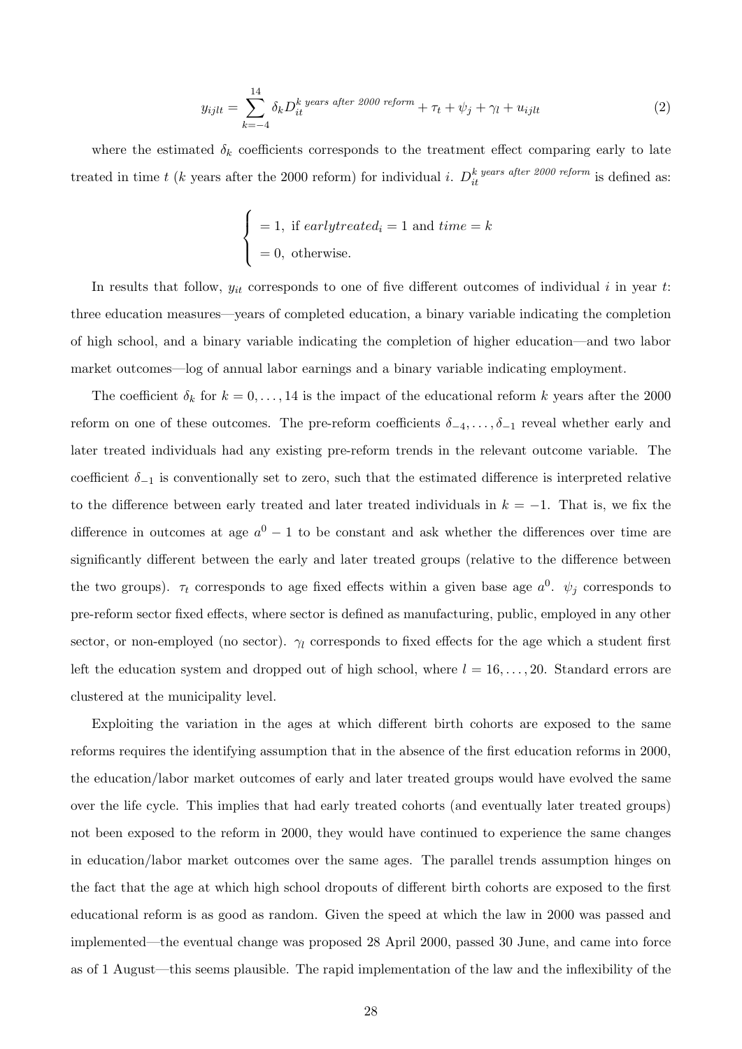$$y_{ijlt} = \sum_{k=-4}^{14} \delta_k D_{it}^{k\ \textit{years after 2000 reform}} + \tau_t + \psi_j + \gamma_l + u_{ijlt} \tag{2}$$

where the estimated $\delta_k$ coefficients corresponds to the treatment effect comparing early to late treated in time $t$ ($k$ years after the 2000 reform) for individual $i$. $D_{it}^{k\ \textit{years after 2000 reform}}$ is defined as:

$$\begin{cases} = 1, \text{ if } \textit{earlytreated}_i = 1 \text{ and } \textit{time} = k \\ = 0, \text{ otherwise.} \end{cases}$$

In results that follow, $y_{it}$ corresponds to one of five different outcomes of individual $i$ in year $t$: three education measures—years of completed education, a binary variable indicating the completion of high school, and a binary variable indicating the completion of higher education—and two labor market outcomes—log of annual labor earnings and a binary variable indicating employment.

The coefficient $\delta_k$ for $k = 0, \ldots, 14$ is the impact of the educational reform $k$ years after the 2000 reform on one of these outcomes. The pre-reform coefficients $\delta_{-4}, \ldots, \delta_{-1}$ reveal whether early and later treated individuals had any existing pre-reform trends in the relevant outcome variable. The coefficient $\delta_{-1}$ is conventionally set to zero, such that the estimated difference is interpreted relative to the difference between early treated and later treated individuals in $k = -1$. That is, we fix the difference in outcomes at age $a^0 - 1$ to be constant and ask whether the differences over time are significantly different between the early and later treated groups (relative to the difference between the two groups). $\tau_t$ corresponds to age fixed effects within a given base age $a^0$. $\psi_j$ corresponds to pre-reform sector fixed effects, where sector is defined as manufacturing, public, employed in any other sector, or non-employed (no sector). $\gamma_l$ corresponds to fixed effects for the age which a student first left the education system and dropped out of high school, where $l = 16, \ldots, 20$. Standard errors are clustered at the municipality level.

Exploiting the variation in the ages at which different birth cohorts are exposed to the same reforms requires the identifying assumption that in the absence of the first education reforms in 2000, the education/labor market outcomes of early and later treated groups would have evolved the same over the life cycle. This implies that had early treated cohorts (and eventually later treated groups) not been exposed to the reform in 2000, they would have continued to experience the same changes in education/labor market outcomes over the same ages. The parallel trends assumption hinges on the fact that the age at which high school dropouts of different birth cohorts are exposed to the first educational reform is as good as random. Given the speed at which the law in 2000 was passed and implemented—the eventual change was proposed 28 April 2000, passed 30 June, and came into force as of 1 August—this seems plausible. The rapid implementation of the law and the inflexibility of the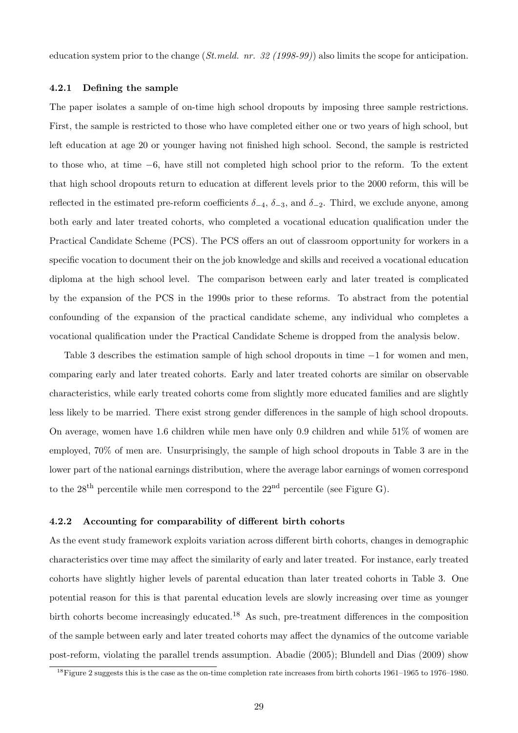education system prior to the change (*St.meld. nr. 32 (1998-99)*) also limits the scope for anticipation.

#### 4.2.1 Defining the sample

The paper isolates a sample of on-time high school dropouts by imposing three sample restrictions. First, the sample is restricted to those who have completed either one or two years of high school, but left education at age 20 or younger having not finished high school. Second, the sample is restricted to those who, at time $-6$, have still not completed high school prior to the reform. To the extent that high school dropouts return to education at different levels prior to the 2000 reform, this will be reflected in the estimated pre-reform coefficients $\delta_{-4}$, $\delta_{-3}$, and $\delta_{-2}$. Third, we exclude anyone, among both early and later treated cohorts, who completed a vocational education qualification under the Practical Candidate Scheme (PCS). The PCS offers an out of classroom opportunity for workers in a specific vocation to document their on the job knowledge and skills and received a vocational education diploma at the high school level. The comparison between early and later treated is complicated by the expansion of the PCS in the 1990s prior to these reforms. To abstract from the potential confounding of the expansion of the practical candidate scheme, any individual who completes a vocational qualification under the Practical Candidate Scheme is dropped from the analysis below.

Table 3 describes the estimation sample of high school dropouts in time $-1$ for women and men, comparing early and later treated cohorts. Early and later treated cohorts are similar on observable characteristics, while early treated cohorts come from slightly more educated families and are slightly less likely to be married. There exist strong gender differences in the sample of high school dropouts. On average, women have 1.6 children while men have only 0.9 children and while 51% of women are employed, 70% of men are. Unsurprisingly, the sample of high school dropouts in Table 3 are in the lower part of the national earnings distribution, where the average labor earnings of women correspond to the $28^{\text{th}}$ percentile while men correspond to the $22^{\text{nd}}$ percentile (see Figure G).

#### 4.2.2 Accounting for comparability of different birth cohorts

As the event study framework exploits variation across different birth cohorts, changes in demographic characteristics over time may affect the similarity of early and later treated. For instance, early treated cohorts have slightly higher levels of parental education than later treated cohorts in Table 3. One potential reason for this is that parental education levels are slowly increasing over time as younger birth cohorts become increasingly educated.[18] As such, pre-treatment differences in the composition of the sample between early and later treated cohorts may affect the dynamics of the outcome variable post-reform, violating the parallel trends assumption. Abadie (2005); Blundell and Dias (2009) show

[18] Figure 2 suggests this is the case as the on-time completion rate increases from birth cohorts 1961–1965 to 1976–1980.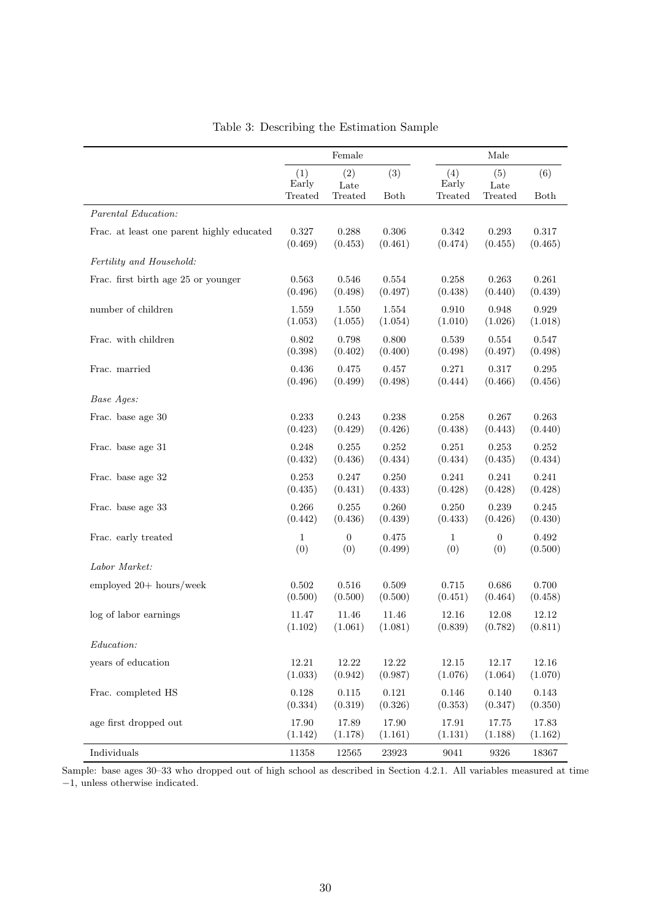Table 3: Describing the Estimation Sample

| | Female | | | Male | | |
|---|---|---|---|---|---|---|
| | (1) Early Treated | (2) Late Treated | (3) Both | (4) Early Treated | (5) Late Treated | (6) Both |
| *Parental Education:* | | | | | | |
| Frac. at least one parent highly educated | 0.327 | 0.288 | 0.306 | 0.342 | 0.293 | 0.317 |
| | (0.469) | (0.453) | (0.461) | (0.474) | (0.455) | (0.465) |
| *Fertility and Household:* | | | | | | |
| Frac. first birth age 25 or younger | 0.563 | 0.546 | 0.554 | 0.258 | 0.263 | 0.261 |
| | (0.496) | (0.498) | (0.497) | (0.438) | (0.440) | (0.439) |
| number of children | 1.559 | 1.550 | 1.554 | 0.910 | 0.948 | 0.929 |
| | (1.053) | (1.055) | (1.054) | (1.010) | (1.026) | (1.018) |
| Frac. with children | 0.802 | 0.798 | 0.800 | 0.539 | 0.554 | 0.547 |
| | (0.398) | (0.402) | (0.400) | (0.498) | (0.497) | (0.498) |
| Frac. married | 0.436 | 0.475 | 0.457 | 0.271 | 0.317 | 0.295 |
| | (0.496) | (0.499) | (0.498) | (0.444) | (0.466) | (0.456) |
| *Base Ages:* | | | | | | |
| Frac. base age 30 | 0.233 | 0.243 | 0.238 | 0.258 | 0.267 | 0.263 |
| | (0.423) | (0.429) | (0.426) | (0.438) | (0.443) | (0.440) |
| Frac. base age 31 | 0.248 | 0.255 | 0.252 | 0.251 | 0.253 | 0.252 |
| | (0.432) | (0.436) | (0.434) | (0.434) | (0.435) | (0.434) |
| Frac. base age 32 | 0.253 | 0.247 | 0.250 | 0.241 | 0.241 | 0.241 |
| | (0.435) | (0.431) | (0.433) | (0.428) | (0.428) | (0.428) |
| Frac. base age 33 | 0.266 | 0.255 | 0.260 | 0.250 | 0.239 | 0.245 |
| | (0.442) | (0.436) | (0.439) | (0.433) | (0.426) | (0.430) |
| Frac. early treated | 1 | 0 | 0.475 | 1 | 0 | 0.492 |
| | (0) | (0) | (0.499) | (0) | (0) | (0.500) |
| *Labor Market:* | | | | | | |
| employed 20+ hours/week | 0.502 | 0.516 | 0.509 | 0.715 | 0.686 | 0.700 |
| | (0.500) | (0.500) | (0.500) | (0.451) | (0.464) | (0.458) |
| log of labor earnings | 11.47 | 11.46 | 11.46 | 12.16 | 12.08 | 12.12 |
| | (1.102) | (1.061) | (1.081) | (0.839) | (0.782) | (0.811) |
| *Education:* | | | | | | |
| years of education | 12.21 | 12.22 | 12.22 | 12.15 | 12.17 | 12.16 |
| | (1.033) | (0.942) | (0.987) | (1.076) | (1.064) | (1.070) |
| Frac. completed HS | 0.128 | 0.115 | 0.121 | 0.146 | 0.140 | 0.143 |
| | (0.334) | (0.319) | (0.326) | (0.353) | (0.347) | (0.350) |
| age first dropped out | 17.90 | 17.89 | 17.90 | 17.91 | 17.75 | 17.83 |
| | (1.142) | (1.178) | (1.161) | (1.131) | (1.188) | (1.162) |
| Individuals | 11358 | 12565 | 23923 | 9041 | 9326 | 18367 |

Sample: base ages 30–33 who dropped out of high school as described in Section 4.2.1. All variables measured at time $-1$, unless otherwise indicated.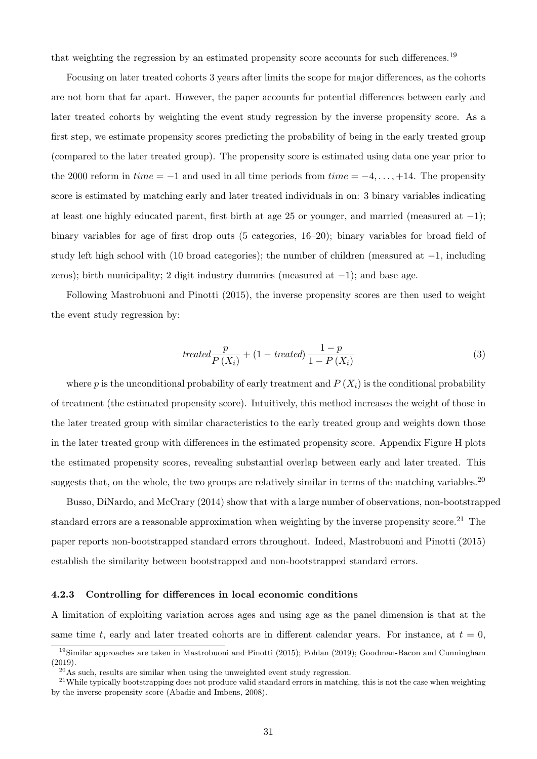that weighting the regression by an estimated propensity score accounts for such differences.[19]

Focusing on later treated cohorts 3 years after limits the scope for major differences, as the cohorts are not born that far apart. However, the paper accounts for potential differences between early and later treated cohorts by weighting the event study regression by the inverse propensity score. As a first step, we estimate propensity scores predicting the probability of being in the early treated group (compared to the later treated group). The propensity score is estimated using data one year prior to the 2000 reform in $time = -1$ and used in all time periods from $time = -4, \ldots, +14$. The propensity score is estimated by matching early and later treated individuals in on: 3 binary variables indicating at least one highly educated parent, first birth at age 25 or younger, and married (measured at $-1$); binary variables for age of first drop outs (5 categories, 16–20); binary variables for broad field of study left high school with (10 broad categories); the number of children (measured at $-1$, including zeros); birth municipality; 2 digit industry dummies (measured at $-1$); and base age.

Following Mastrobuoni and Pinotti (2015), the inverse propensity scores are then used to weight the event study regression by:

$$treated \frac{p}{P(X_i)} + (1 - treated) \frac{1-p}{1-P(X_i)} \tag{3}$$

where $p$ is the unconditional probability of early treatment and $P(X_i)$ is the conditional probability of treatment (the estimated propensity score). Intuitively, this method increases the weight of those in the later treated group with similar characteristics to the early treated group and weights down those in the later treated group with differences in the estimated propensity score. Appendix Figure H plots the estimated propensity scores, revealing substantial overlap between early and later treated. This suggests that, on the whole, the two groups are relatively similar in terms of the matching variables.[20]

Busso, DiNardo, and McCrary (2014) show that with a large number of observations, non-bootstrapped standard errors are a reasonable approximation when weighting by the inverse propensity score.[21] The paper reports non-bootstrapped standard errors throughout. Indeed, Mastrobuoni and Pinotti (2015) establish the similarity between bootstrapped and non-bootstrapped standard errors.

#### 4.2.3 Controlling for differences in local economic conditions

A limitation of exploiting variation across ages and using age as the panel dimension is that at the same time $t$, early and later treated cohorts are in different calendar years. For instance, at $t = 0$,

---

[19] Similar approaches are taken in Mastrobuoni and Pinotti (2015); Pohlan (2019); Goodman-Bacon and Cunningham (2019).

[20] As such, results are similar when using the unweighted event study regression.

[21] While typically bootstrapping does not produce valid standard errors in matching, this is not the case when weighting by the inverse propensity score (Abadie and Imbens, 2008).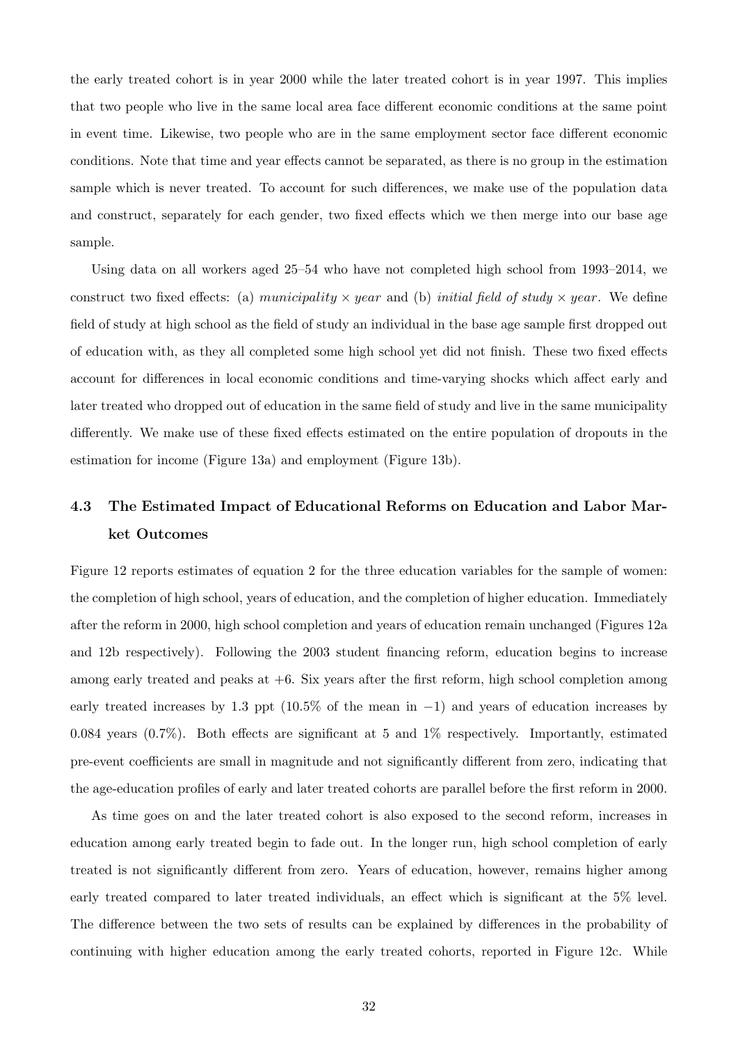the early treated cohort is in year 2000 while the later treated cohort is in year 1997. This implies that two people who live in the same local area face different economic conditions at the same point in event time. Likewise, two people who are in the same employment sector face different economic conditions. Note that time and year effects cannot be separated, as there is no group in the estimation sample which is never treated. To account for such differences, we make use of the population data and construct, separately for each gender, two fixed effects which we then merge into our base age sample.

Using data on all workers aged 25–54 who have not completed high school from 1993–2014, we construct two fixed effects: (a) *municipality* $\times$ *year* and (b) *initial field of study* $\times$ *year*. We define field of study at high school as the field of study an individual in the base age sample first dropped out of education with, as they all completed some high school yet did not finish. These two fixed effects account for differences in local economic conditions and time-varying shocks which affect early and later treated who dropped out of education in the same field of study and live in the same municipality differently. We make use of these fixed effects estimated on the entire population of dropouts in the estimation for income (Figure 13a) and employment (Figure 13b).

### 4.3 The Estimated Impact of Educational Reforms on Education and Labor Market Outcomes

Figure 12 reports estimates of equation 2 for the three education variables for the sample of women: the completion of high school, years of education, and the completion of higher education. Immediately after the reform in 2000, high school completion and years of education remain unchanged (Figures 12a and 12b respectively). Following the 2003 student financing reform, education begins to increase among early treated and peaks at +6. Six years after the first reform, high school completion among early treated increases by 1.3 ppt (10.5% of the mean in $-1$) and years of education increases by 0.084 years (0.7%). Both effects are significant at 5 and 1% respectively. Importantly, estimated pre-event coefficients are small in magnitude and not significantly different from zero, indicating that the age-education profiles of early and later treated cohorts are parallel before the first reform in 2000.

As time goes on and the later treated cohort is also exposed to the second reform, increases in education among early treated begin to fade out. In the longer run, high school completion of early treated is not significantly different from zero. Years of education, however, remains higher among early treated compared to later treated individuals, an effect which is significant at the 5% level. The difference between the two sets of results can be explained by differences in the probability of continuing with higher education among the early treated cohorts, reported in Figure 12c. While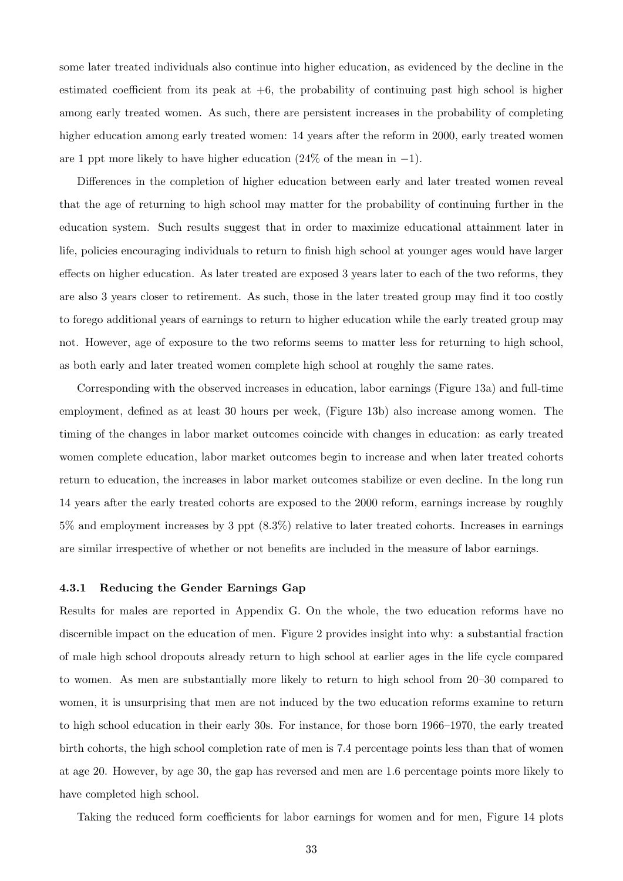some later treated individuals also continue into higher education, as evidenced by the decline in the estimated coefficient from its peak at +6, the probability of continuing past high school is higher among early treated women. As such, there are persistent increases in the probability of completing higher education among early treated women: 14 years after the reform in 2000, early treated women are 1 ppt more likely to have higher education (24% of the mean in $-1$).

Differences in the completion of higher education between early and later treated women reveal that the age of returning to high school may matter for the probability of continuing further in the education system. Such results suggest that in order to maximize educational attainment later in life, policies encouraging individuals to return to finish high school at younger ages would have larger effects on higher education. As later treated are exposed 3 years later to each of the two reforms, they are also 3 years closer to retirement. As such, those in the later treated group may find it too costly to forego additional years of earnings to return to higher education while the early treated group may not. However, age of exposure to the two reforms seems to matter less for returning to high school, as both early and later treated women complete high school at roughly the same rates.

Corresponding with the observed increases in education, labor earnings (Figure 13a) and full-time employment, defined as at least 30 hours per week, (Figure 13b) also increase among women. The timing of the changes in labor market outcomes coincide with changes in education: as early treated women complete education, labor market outcomes begin to increase and when later treated cohorts return to education, the increases in labor market outcomes stabilize or even decline. In the long run 14 years after the early treated cohorts are exposed to the 2000 reform, earnings increase by roughly 5% and employment increases by 3 ppt (8.3%) relative to later treated cohorts. Increases in earnings are similar irrespective of whether or not benefits are included in the measure of labor earnings.

#### 4.3.1 Reducing the Gender Earnings Gap

Results for males are reported in Appendix G. On the whole, the two education reforms have no discernible impact on the education of men. Figure 2 provides insight into why: a substantial fraction of male high school dropouts already return to high school at earlier ages in the life cycle compared to women. As men are substantially more likely to return to high school from 20–30 compared to women, it is unsurprising that men are not induced by the two education reforms examine to return to high school education in their early 30s. For instance, for those born 1966–1970, the early treated birth cohorts, the high school completion rate of men is 7.4 percentage points less than that of women at age 20. However, by age 30, the gap has reversed and men are 1.6 percentage points more likely to have completed high school.

Taking the reduced form coefficients for labor earnings for women and for men, Figure 14 plots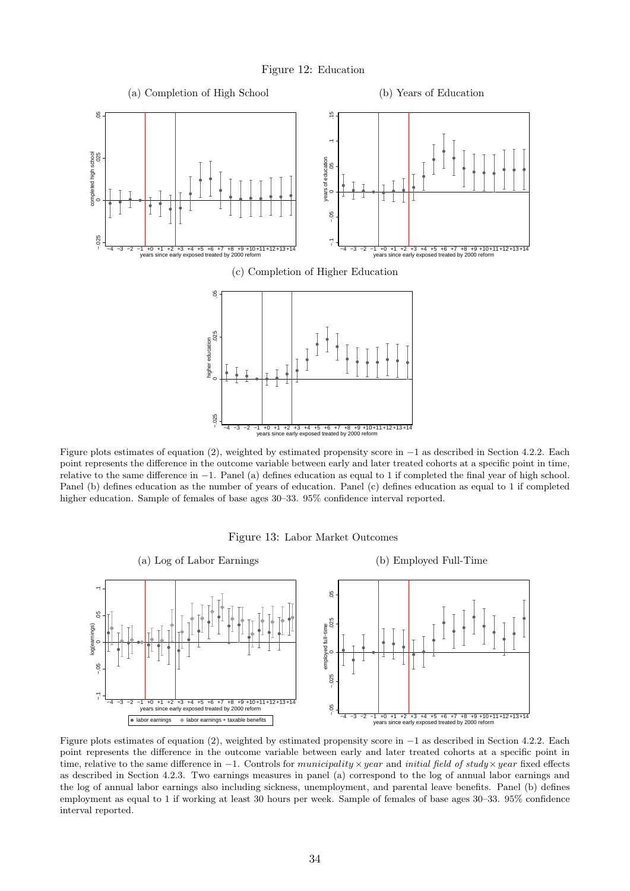Figure 12: Education

(a) Completion of High School

(b) Years of Education

(c) Completion of Higher Education

Figure plots estimates of equation (2), weighted by estimated propensity score in −1 as described in Section 4.2.2. Each point represents the difference in the outcome variable between early and later treated cohorts at a specific point in time, relative to the same difference in −1. Panel (a) defines education as equal to 1 if completed the final year of high school. Panel (b) defines education as the number of years of education. Panel (c) defines education as equal to 1 if completed higher education. Sample of females of base ages 30–33. 95% confidence interval reported.

Figure 13: Labor Market Outcomes

(a) Log of Labor Earnings

(b) Employed Full-Time

Figure plots estimates of equation (2), weighted by estimated propensity score in −1 as described in Section 4.2.2. Each point represents the difference in the outcome variable between early and later treated cohorts at a specific point in time, relative to the same difference in −1. Controls for *municipality* × *year* and *initial field of study* × *year* fixed effects as described in Section 4.2.3. Two earnings measures in panel (a) correspond to the log of annual labor earnings and the log of annual labor earnings also including sickness, unemployment, and parental leave benefits. Panel (b) defines employment as equal to 1 if working at least 30 hours per week. Sample of females of base ages 30–33. 95% confidence interval reported.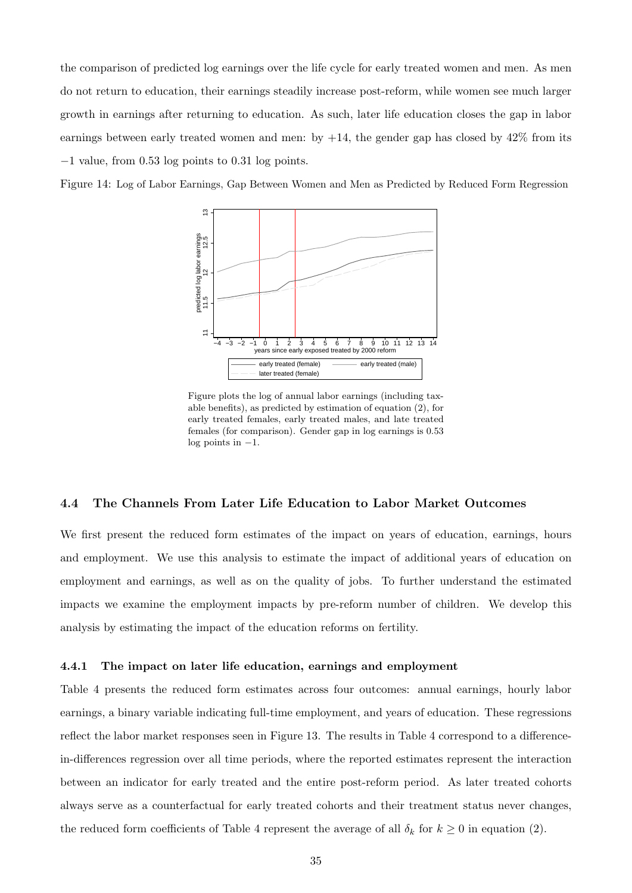the comparison of predicted log earnings over the life cycle for early treated women and men. As men do not return to education, their earnings steadily increase post-reform, while women see much larger growth in earnings after returning to education. As such, later life education closes the gap in labor earnings between early treated women and men: by +14, the gender gap has closed by 42% from its −1 value, from 0.53 log points to 0.31 log points.

Figure 14: Log of Labor Earnings, Gap Between Women and Men as Predicted by Reduced Form Regression

Figure plots the log of annual labor earnings (including taxable benefits), as predicted by estimation of equation (2), for early treated females, early treated males, and late treated females (for comparison). Gender gap in log earnings is 0.53 log points in −1.

### 4.4 The Channels From Later Life Education to Labor Market Outcomes

We first present the reduced form estimates of the impact on years of education, earnings, hours and employment. We use this analysis to estimate the impact of additional years of education on employment and earnings, as well as on the quality of jobs. To further understand the estimated impacts we examine the employment impacts by pre-reform number of children. We develop this analysis by estimating the impact of the education reforms on fertility.

#### 4.4.1 The impact on later life education, earnings and employment

Table 4 presents the reduced form estimates across four outcomes: annual earnings, hourly labor earnings, a binary variable indicating full-time employment, and years of education. These regressions reflect the labor market responses seen in Figure 13. The results in Table 4 correspond to a difference-in-differences regression over all time periods, where the reported estimates represent the interaction between an indicator for early treated and the entire post-reform period. As later treated cohorts always serve as a counterfactual for early treated cohorts and their treatment status never changes, the reduced form coefficients of Table 4 represent the average of all $\delta_k$ for $k \geq 0$ in equation (2).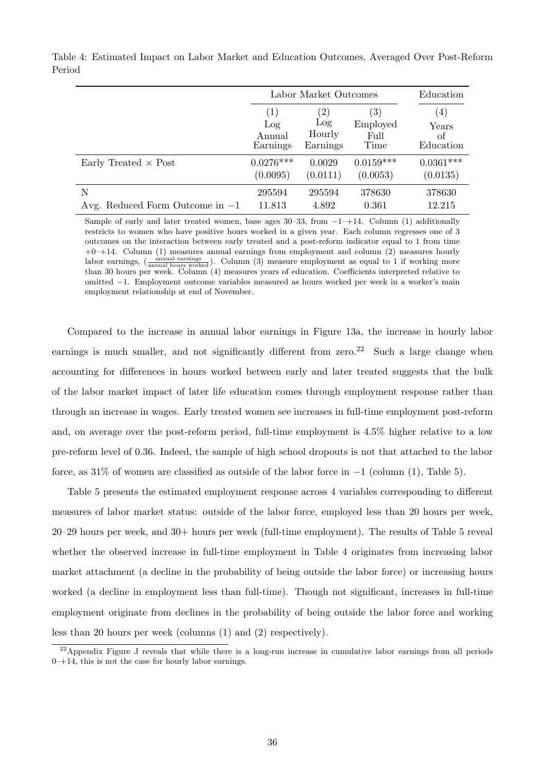Table 4: Estimated Impact on Labor Market and Education Outcomes, Averaged Over Post-Reform Period

| | Labor Market Outcomes | | | Education |
|---|---|---|---|---|
| | (1) Log Annual Earnings | (2) Log Hourly Earnings | (3) Employed Full Time | (4) Years of Education |
| Early Treated × Post | 0.0276*** | 0.0029 | 0.0159*** | 0.0361*** |
| | (0.0095) | (0.0111) | (0.0053) | (0.0135) |
| N | 295594 | 295594 | 378630 | 378630 |
| Avg. Reduced Form Outcome in −1 | 11.813 | 4.892 | 0.361 | 12.215 |

Sample of early and later treated women, base ages 30–33, from −1–+14. Column (1) additionally restricts to women who have positive hours worked in a given year. Each column regresses one of 3 outcomes on the interaction between early treated and a post-reform indicator equal to 1 from time +0–+14. Column (1) measures annual earnings from employment and column (2) measures hourly labor earnings, ($\frac{\text{annual earnings}}{\text{annual hours worked}}$). Column (3) measure employment as equal to 1 if working more than 30 hours per week. Column (4) measures years of education. Coefficients interpreted relative to omitted −1. Employment outcome variables measured as hours worked per week in a worker's main employment relationship at end of November.

Compared to the increase in annual labor earnings in Figure 13a, the increase in hourly labor earnings is much smaller, and not significantly different from zero.[22] Such a large change when accounting for differences in hours worked between early and later treated suggests that the bulk of the labor market impact of later life education comes through employment response rather than through an increase in wages. Early treated women see increases in full-time employment post-reform and, on average over the post-reform period, full-time employment is 4.5% higher relative to a low pre-reform level of 0.36. Indeed, the sample of high school dropouts is not that attached to the labor force, as 31% of women are classified as outside of the labor force in −1 (column (1), Table 5).

Table 5 presents the estimated employment response across 4 variables corresponding to different measures of labor market status: outside of the labor force, employed less than 20 hours per week, 20–29 hours per week, and 30+ hours per week (full-time employment). The results of Table 5 reveal whether the observed increase in full-time employment in Table 4 originates from increasing labor market attachment (a decline in the probability of being outside the labor force) or increasing hours worked (a decline in employment less than full-time). Though not significant, increases in full-time employment originate from declines in the probability of being outside the labor force and working less than 20 hours per week (columns (1) and (2) respectively).

[22] Appendix Figure J reveals that while there is a long-run increase in cumulative labor earnings from all periods 0–+14, this is not the case for hourly labor earnings.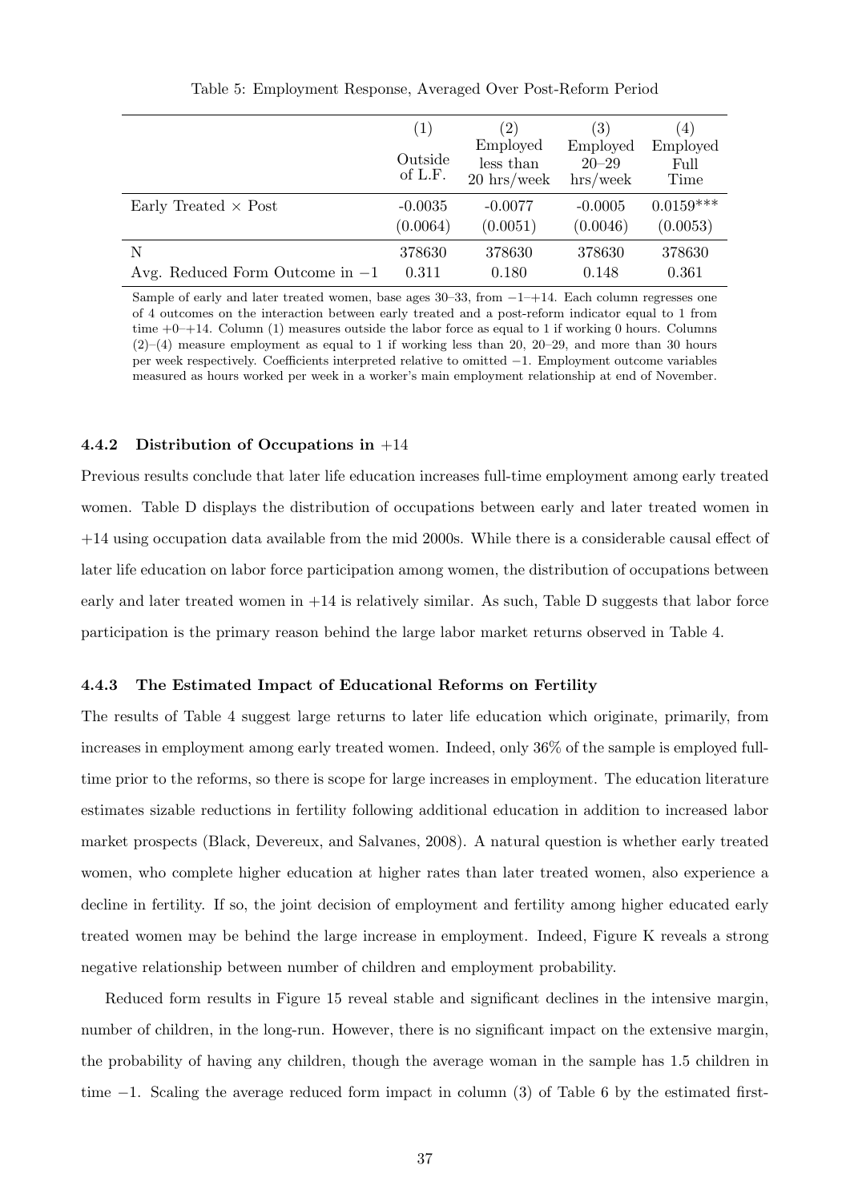Table 5: Employment Response, Averaged Over Post-Reform Period

| | (1) Outside of L.F. | (2) Employed less than 20 hrs/week | (3) Employed 20–29 hrs/week | (4) Employed Full Time |
|---|---|---|---|---|
| Early Treated × Post | -0.0035 | -0.0077 | -0.0005 | 0.0159*** |
| | (0.0064) | (0.0051) | (0.0046) | (0.0053) |
| N | 378630 | 378630 | 378630 | 378630 |
| Avg. Reduced Form Outcome in −1 | 0.311 | 0.180 | 0.148 | 0.361 |

Sample of early and later treated women, base ages 30–33, from −1–+14. Each column regresses one of 4 outcomes on the interaction between early treated and a post-reform indicator equal to 1 from time +0–+14. Column (1) measures outside the labor force as equal to 1 if working 0 hours. Columns (2)–(4) measure employment as equal to 1 if working less than 20, 20–29, and more than 30 hours per week respectively. Coefficients interpreted relative to omitted −1. Employment outcome variables measured as hours worked per week in a worker's main employment relationship at end of November.

#### 4.4.2 Distribution of Occupations in +14

Previous results conclude that later life education increases full-time employment among early treated women. Table D displays the distribution of occupations between early and later treated women in +14 using occupation data available from the mid 2000s. While there is a considerable causal effect of later life education on labor force participation among women, the distribution of occupations between early and later treated women in +14 is relatively similar. As such, Table D suggests that labor force participation is the primary reason behind the large labor market returns observed in Table 4.

#### 4.4.3 The Estimated Impact of Educational Reforms on Fertility

The results of Table 4 suggest large returns to later life education which originate, primarily, from increases in employment among early treated women. Indeed, only 36% of the sample is employed full-time prior to the reforms, so there is scope for large increases in employment. The education literature estimates sizable reductions in fertility following additional education in addition to increased labor market prospects (Black, Devereux, and Salvanes, 2008). A natural question is whether early treated women, who complete higher education at higher rates than later treated women, also experience a decline in fertility. If so, the joint decision of employment and fertility among higher educated early treated women may be behind the large increase in employment. Indeed, Figure K reveals a strong negative relationship between number of children and employment probability.

Reduced form results in Figure 15 reveal stable and significant declines in the intensive margin, number of children, in the long-run. However, there is no significant impact on the extensive margin, the probability of having any children, though the average woman in the sample has 1.5 children in time −1. Scaling the average reduced form impact in column (3) of Table 6 by the estimated first-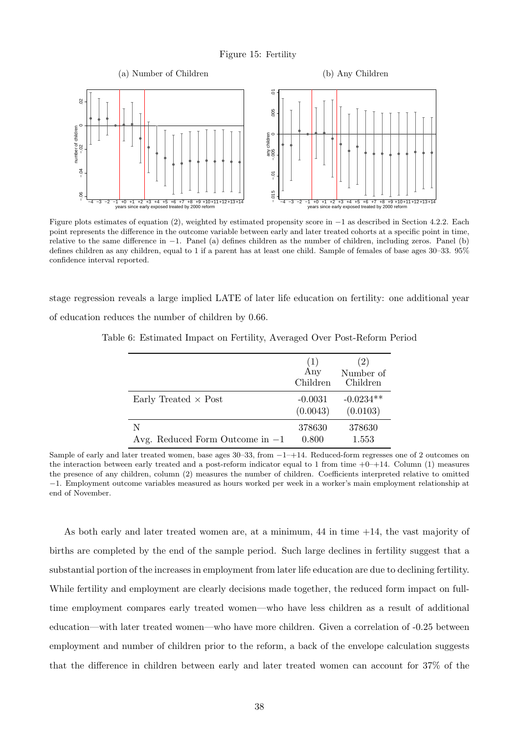Figure 15: Fertility

(a) Number of Children

(b) Any Children

Figure plots estimates of equation (2), weighted by estimated propensity score in −1 as described in Section 4.2.2. Each point represents the difference in the outcome variable between early and later treated cohorts at a specific point in time, relative to the same difference in −1. Panel (a) defines children as the number of children, including zeros. Panel (b) defines children as any children, equal to 1 if a parent has at least one child. Sample of females of base ages 30–33. 95% confidence interval reported.

stage regression reveals a large implied LATE of later life education on fertility: one additional year of education reduces the number of children by 0.66.

Table 6: Estimated Impact on Fertility, Averaged Over Post-Reform Period

| | (1) Any Children | (2) Number of Children |
|---|---|---|
| Early Treated × Post | -0.0031 | -0.0234** |
| | (0.0043) | (0.0103) |
| N | 378630 | 378630 |
| Avg. Reduced Form Outcome in −1 | 0.800 | 1.553 |

Sample of early and later treated women, base ages 30–33, from −1–+14. Reduced-form regresses one of 2 outcomes on the interaction between early treated and a post-reform indicator equal to 1 from time +0–+14. Column (1) measures the presence of any children, column (2) measures the number of children. Coefficients interpreted relative to omitted −1. Employment outcome variables measured as hours worked per week in a worker's main employment relationship at end of November.

As both early and later treated women are, at a minimum, 44 in time +14, the vast majority of births are completed by the end of the sample period. Such large declines in fertility suggest that a substantial portion of the increases in employment from later life education are due to declining fertility. While fertility and employment are clearly decisions made together, the reduced form impact on full-time employment compares early treated women—who have less children as a result of additional education—with later treated women—who have more children. Given a correlation of -0.25 between employment and number of children prior to the reform, a back of the envelope calculation suggests that the difference in children between early and later treated women can account for 37% of the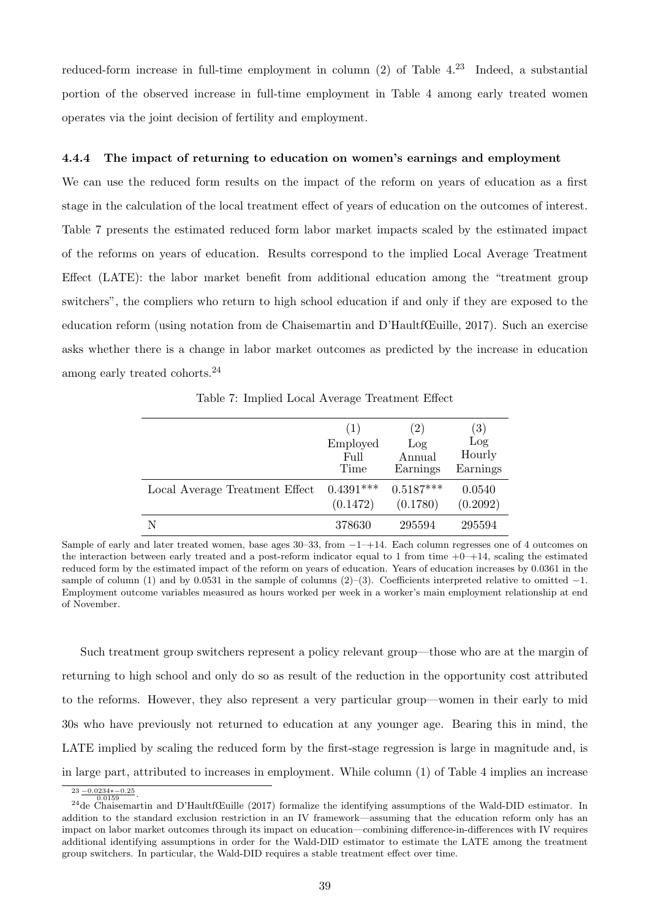reduced-form increase in full-time employment in column (2) of Table 4.[23] Indeed, a substantial portion of the observed increase in full-time employment in Table 4 among early treated women operates via the joint decision of fertility and employment.

#### 4.4.4 The impact of returning to education on women's earnings and employment

We can use the reduced form results on the impact of the reform on years of education as a first stage in the calculation of the local treatment effect of years of education on the outcomes of interest. Table 7 presents the estimated reduced form labor market impacts scaled by the estimated impact of the reforms on years of education. Results correspond to the implied Local Average Treatment Effect (LATE): the labor market benefit from additional education among the "treatment group switchers", the compliers who return to high school education if and only if they are exposed to the education reform (using notation from de Chaisemartin and D'HaultfŒuille, 2017). Such an exercise asks whether there is a change in labor market outcomes as predicted by the increase in education among early treated cohorts.[24]

Table 7: Implied Local Average Treatment Effect

| | (1) Employed Full Time | (2) Log Annual Earnings | (3) Log Hourly Earnings |
|---|---|---|---|
| Local Average Treatment Effect | 0.4391*** | 0.5187*** | 0.0540 |
| | (0.1472) | (0.1780) | (0.2092) |
| N | 378630 | 295594 | 295594 |

Sample of early and later treated women, base ages 30–33, from −1–+14. Each column regresses one of 4 outcomes on the interaction between early treated and a post-reform indicator equal to 1 from time +0–+14, scaling the estimated reduced form by the estimated impact of the reform on years of education. Years of education increases by 0.0361 in the sample of column (1) and by 0.0531 in the sample of columns (2)–(3). Coefficients interpreted relative to omitted −1. Employment outcome variables measured as hours worked per week in a worker's main employment relationship at end of November.

Such treatment group switchers represent a policy relevant group—those who are at the margin of returning to high school and only do so as result of the reduction in the opportunity cost attributed to the reforms. However, they also represent a very particular group—women in their early to mid 30s who have previously not returned to education at any younger age. Bearing this in mind, the LATE implied by scaling the reduced form by the first-stage regression is large in magnitude and, is in large part, attributed to increases in employment. While column (1) of Table 4 implies an increase

[23] $\frac{-0.0234*-0.25}{0.0159}$.

[24] de Chaisemartin and D'HaultfŒuille (2017) formalize the identifying assumptions of the Wald-DID estimator. In addition to the standard exclusion restriction in an IV framework—assuming that the education reform only has an impact on labor market outcomes through its impact on education—combining difference-in-differences with IV requires additional identifying assumptions in order for the Wald-DID estimator to estimate the LATE among the treatment group switchers. In particular, the Wald-DID requires a stable treatment effect over time.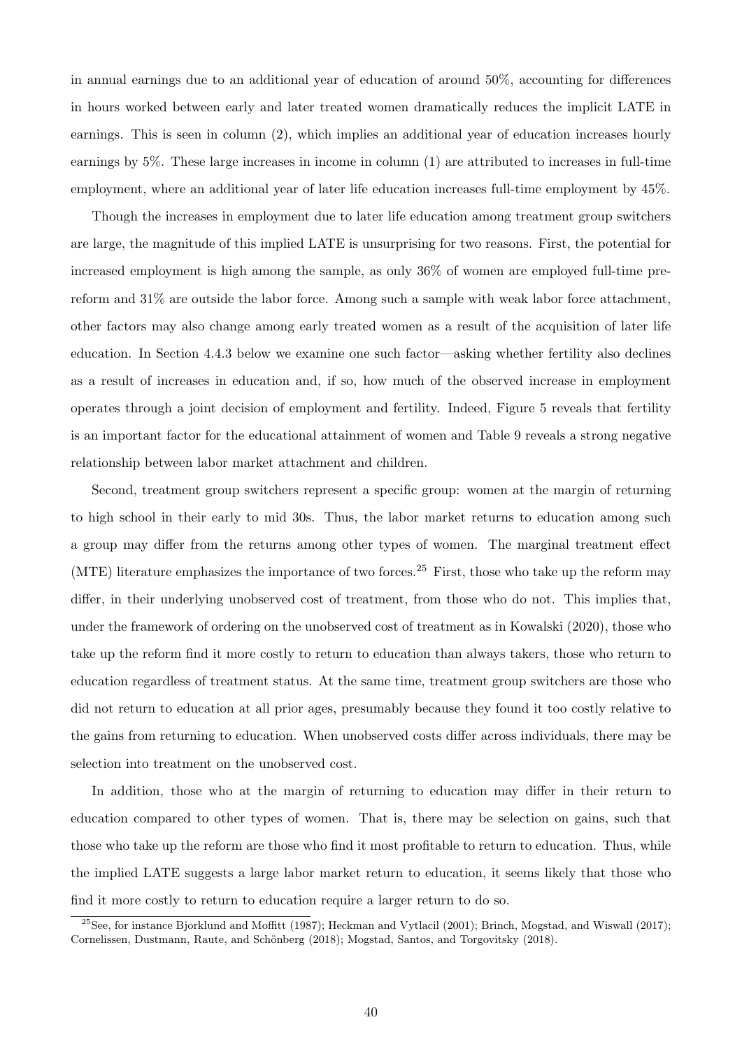in annual earnings due to an additional year of education of around 50%, accounting for differences in hours worked between early and later treated women dramatically reduces the implicit LATE in earnings. This is seen in column (2), which implies an additional year of education increases hourly earnings by 5%. These large increases in income in column (1) are attributed to increases in full-time employment, where an additional year of later life education increases full-time employment by 45%.

Though the increases in employment due to later life education among treatment group switchers are large, the magnitude of this implied LATE is unsurprising for two reasons. First, the potential for increased employment is high among the sample, as only 36% of women are employed full-time pre-reform and 31% are outside the labor force. Among such a sample with weak labor force attachment, other factors may also change among early treated women as a result of the acquisition of later life education. In Section 4.4.3 below we examine one such factor—asking whether fertility also declines as a result of increases in education and, if so, how much of the observed increase in employment operates through a joint decision of employment and fertility. Indeed, Figure 5 reveals that fertility is an important factor for the educational attainment of women and Table 9 reveals a strong negative relationship between labor market attachment and children.

Second, treatment group switchers represent a specific group: women at the margin of returning to high school in their early to mid 30s. Thus, the labor market returns to education among such a group may differ from the returns among other types of women. The marginal treatment effect (MTE) literature emphasizes the importance of two forces.[25] First, those who take up the reform may differ, in their underlying unobserved cost of treatment, from those who do not. This implies that, under the framework of ordering on the unobserved cost of treatment as in Kowalski (2020), those who take up the reform find it more costly to return to education than always takers, those who return to education regardless of treatment status. At the same time, treatment group switchers are those who did not return to education at all prior ages, presumably because they found it too costly relative to the gains from returning to education. When unobserved costs differ across individuals, there may be selection into treatment on the unobserved cost.

In addition, those who at the margin of returning to education may differ in their return to education compared to other types of women. That is, there may be selection on gains, such that those who take up the reform are those who find it most profitable to return to education. Thus, while the implied LATE suggests a large labor market return to education, it seems likely that those who find it more costly to return to education require a larger return to do so.

[25] See, for instance Bjorklund and Moffitt (1987); Heckman and Vytlacil (2001); Brinch, Mogstad, and Wiswall (2017); Cornelissen, Dustmann, Raute, and Schönberg (2018); Mogstad, Santos, and Torgovitsky (2018).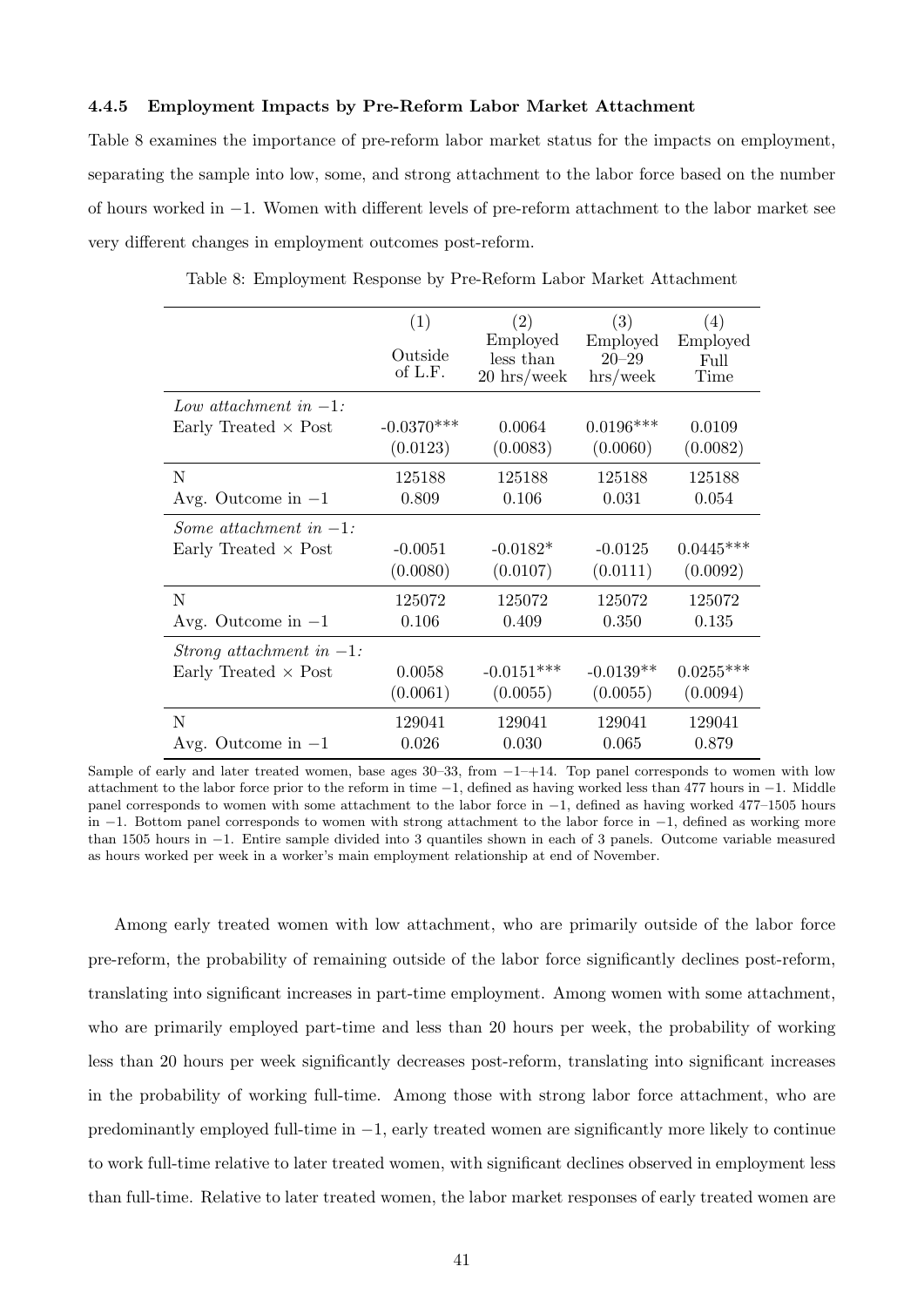#### 4.4.5 Employment Impacts by Pre-Reform Labor Market Attachment

Table 8 examines the importance of pre-reform labor market status for the impacts on employment, separating the sample into low, some, and strong attachment to the labor force based on the number of hours worked in $-1$. Women with different levels of pre-reform attachment to the labor market see very different changes in employment outcomes post-reform.

Table 8: Employment Response by Pre-Reform Labor Market Attachment

| | (1) Outside of L.F. | (2) Employed less than 20 hrs/week | (3) Employed 20–29 hrs/week | (4) Employed Full Time |
|---|---|---|---|---|
| *Low attachment in $-1$:* | | | | |
| Early Treated × Post | -0.0370*** | 0.0064 | 0.0196*** | 0.0109 |
| | (0.0123) | (0.0083) | (0.0060) | (0.0082) |
| N | 125188 | 125188 | 125188 | 125188 |
| Avg. Outcome in $-1$ | 0.809 | 0.106 | 0.031 | 0.054 |
| *Some attachment in $-1$:* | | | | |
| Early Treated × Post | -0.0051 | -0.0182* | -0.0125 | 0.0445*** |
| | (0.0080) | (0.0107) | (0.0111) | (0.0092) |
| N | 125072 | 125072 | 125072 | 125072 |
| Avg. Outcome in $-1$ | 0.106 | 0.409 | 0.350 | 0.135 |
| *Strong attachment in $-1$:* | | | | |
| Early Treated × Post | 0.0058 | -0.0151*** | -0.0139** | 0.0255*** |
| | (0.0061) | (0.0055) | (0.0055) | (0.0094) |
| N | 129041 | 129041 | 129041 | 129041 |
| Avg. Outcome in $-1$ | 0.026 | 0.030 | 0.065 | 0.879 |

Sample of early and later treated women, base ages 30–33, from $-1$–$+14$. Top panel corresponds to women with low attachment to the labor force prior to the reform in time $-1$, defined as having worked less than 477 hours in $-1$. Middle panel corresponds to women with some attachment to the labor force in $-1$, defined as having worked 477–1505 hours in $-1$. Bottom panel corresponds to women with strong attachment to the labor force in $-1$, defined as working more than 1505 hours in $-1$. Entire sample divided into 3 quantiles shown in each of 3 panels. Outcome variable measured as hours worked per week in a worker's main employment relationship at end of November.

Among early treated women with low attachment, who are primarily outside of the labor force pre-reform, the probability of remaining outside of the labor force significantly declines post-reform, translating into significant increases in part-time employment. Among women with some attachment, who are primarily employed part-time and less than 20 hours per week, the probability of working less than 20 hours per week significantly decreases post-reform, translating into significant increases in the probability of working full-time. Among those with strong labor force attachment, who are predominantly employed full-time in $-1$, early treated women are significantly more likely to continue to work full-time relative to later treated women, with significant declines observed in employment less than full-time. Relative to later treated women, the labor market responses of early treated women are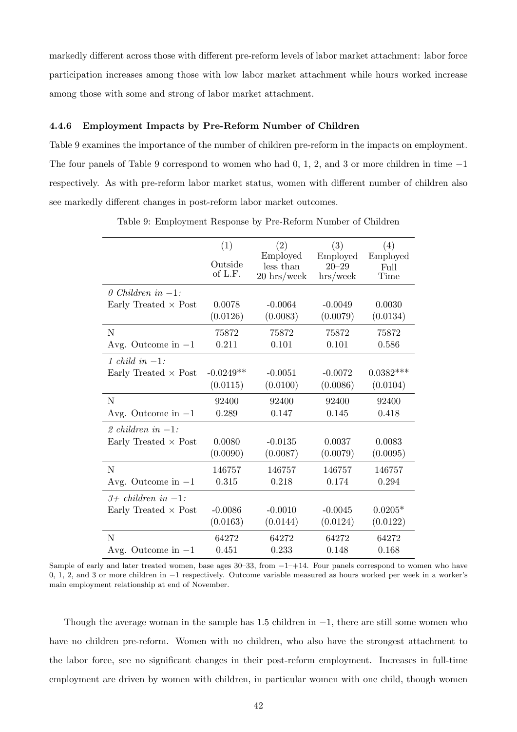markedly different across those with different pre-reform levels of labor market attachment: labor force participation increases among those with low labor market attachment while hours worked increase among those with some and strong of labor market attachment.

#### 4.4.6 Employment Impacts by Pre-Reform Number of Children

Table 9 examines the importance of the number of children pre-reform in the impacts on employment. The four panels of Table 9 correspond to women who had 0, 1, 2, and 3 or more children in time $-1$ respectively. As with pre-reform labor market status, women with different number of children also see markedly different changes in post-reform labor market outcomes.

Table 9: Employment Response by Pre-Reform Number of Children

| | (1) Outside of L.F. | (2) Employed less than 20 hrs/week | (3) Employed 20–29 hrs/week | (4) Employed Full Time |
|---|---|---|---|---|
| *0 Children in $-1$:* | | | | |
| Early Treated × Post | 0.0078 | -0.0064 | -0.0049 | 0.0030 |
| | (0.0126) | (0.0083) | (0.0079) | (0.0134) |
| N | 75872 | 75872 | 75872 | 75872 |
| Avg. Outcome in $-1$ | 0.211 | 0.101 | 0.101 | 0.586 |
| *1 child in $-1$:* | | | | |
| Early Treated × Post | -0.0249** | -0.0051 | -0.0072 | 0.0382*** |
| | (0.0115) | (0.0100) | (0.0086) | (0.0104) |
| N | 92400 | 92400 | 92400 | 92400 |
| Avg. Outcome in $-1$ | 0.289 | 0.147 | 0.145 | 0.418 |
| *2 children in $-1$:* | | | | |
| Early Treated × Post | 0.0080 | -0.0135 | 0.0037 | 0.0083 |
| | (0.0090) | (0.0087) | (0.0079) | (0.0095) |
| N | 146757 | 146757 | 146757 | 146757 |
| Avg. Outcome in $-1$ | 0.315 | 0.218 | 0.174 | 0.294 |
| *3+ children in $-1$:* | | | | |
| Early Treated × Post | -0.0086 | -0.0010 | -0.0045 | 0.0205* |
| | (0.0163) | (0.0144) | (0.0124) | (0.0122) |
| N | 64272 | 64272 | 64272 | 64272 |
| Avg. Outcome in $-1$ | 0.451 | 0.233 | 0.148 | 0.168 |

Sample of early and later treated women, base ages 30–33, from $-1$–$+14$. Four panels correspond to women who have 0, 1, 2, and 3 or more children in $-1$ respectively. Outcome variable measured as hours worked per week in a worker's main employment relationship at end of November.

Though the average woman in the sample has 1.5 children in $-1$, there are still some women who have no children pre-reform. Women with no children, who also have the strongest attachment to the labor force, see no significant changes in their post-reform employment. Increases in full-time employment are driven by women with children, in particular women with one child, though women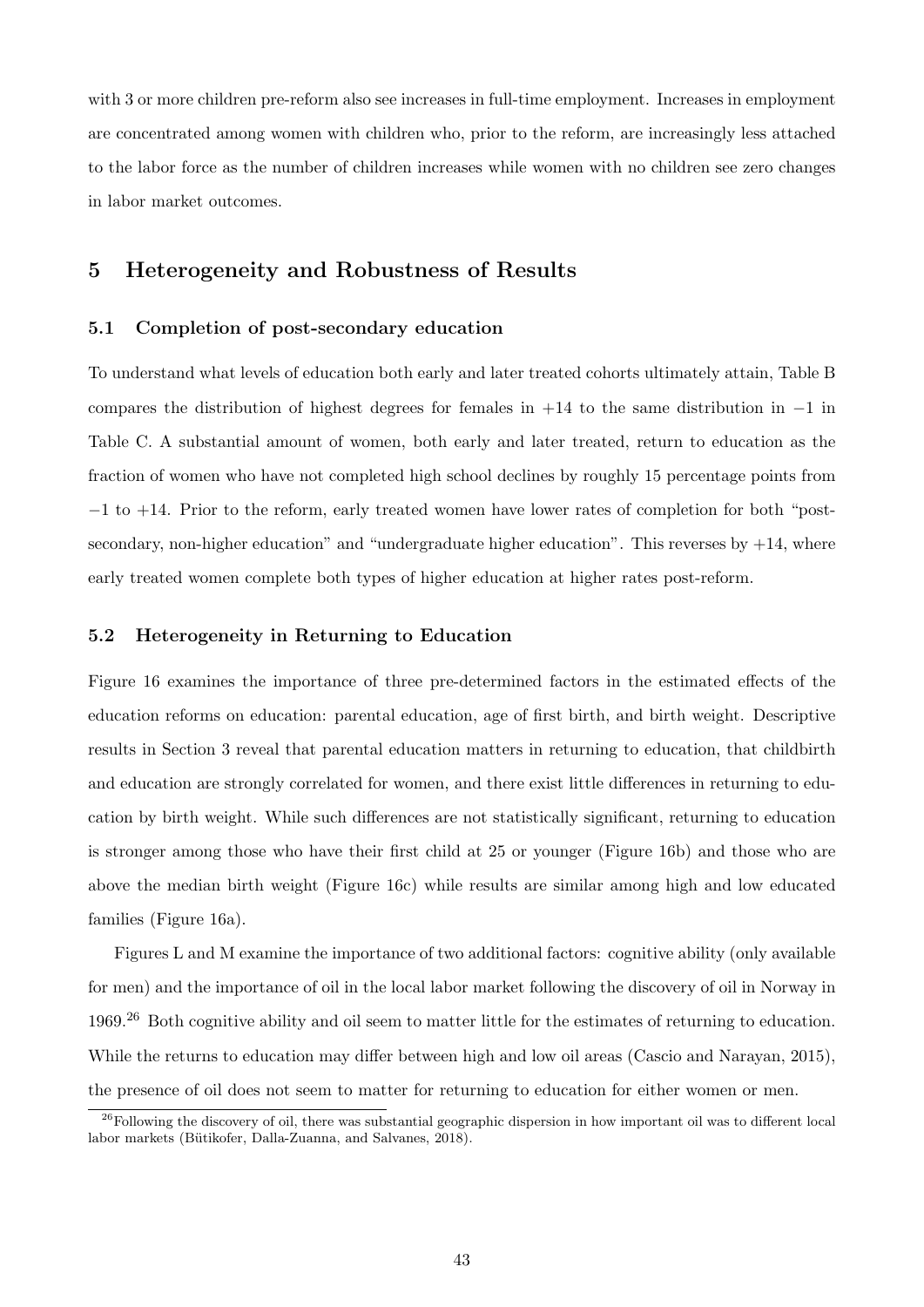with 3 or more children pre-reform also see increases in full-time employment. Increases in employment are concentrated among women with children who, prior to the reform, are increasingly less attached to the labor force as the number of children increases while women with no children see zero changes in labor market outcomes.

## 5 Heterogeneity and Robustness of Results

### 5.1 Completion of post-secondary education

To understand what levels of education both early and later treated cohorts ultimately attain, Table B compares the distribution of highest degrees for females in $+14$ to the same distribution in $-1$ in Table C. A substantial amount of women, both early and later treated, return to education as the fraction of women who have not completed high school declines by roughly 15 percentage points from $-1$ to $+14$. Prior to the reform, early treated women have lower rates of completion for both "post-secondary, non-higher education" and "undergraduate higher education". This reverses by $+14$, where early treated women complete both types of higher education at higher rates post-reform.

### 5.2 Heterogeneity in Returning to Education

Figure 16 examines the importance of three pre-determined factors in the estimated effects of the education reforms on education: parental education, age of first birth, and birth weight. Descriptive results in Section 3 reveal that parental education matters in returning to education, that childbirth and education are strongly correlated for women, and there exist little differences in returning to education by birth weight. While such differences are not statistically significant, returning to education is stronger among those who have their first child at 25 or younger (Figure 16b) and those who are above the median birth weight (Figure 16c) while results are similar among high and low educated families (Figure 16a).

Figures L and M examine the importance of two additional factors: cognitive ability (only available for men) and the importance of oil in the local labor market following the discovery of oil in Norway in 1969.[26] Both cognitive ability and oil seem to matter little for the estimates of returning to education. While the returns to education may differ between high and low oil areas (Cascio and Narayan, 2015), the presence of oil does not seem to matter for returning to education for either women or men.

[26]Following the discovery of oil, there was substantial geographic dispersion in how important oil was to different local labor markets (Bütikofer, Dalla-Zuanna, and Salvanes, 2018).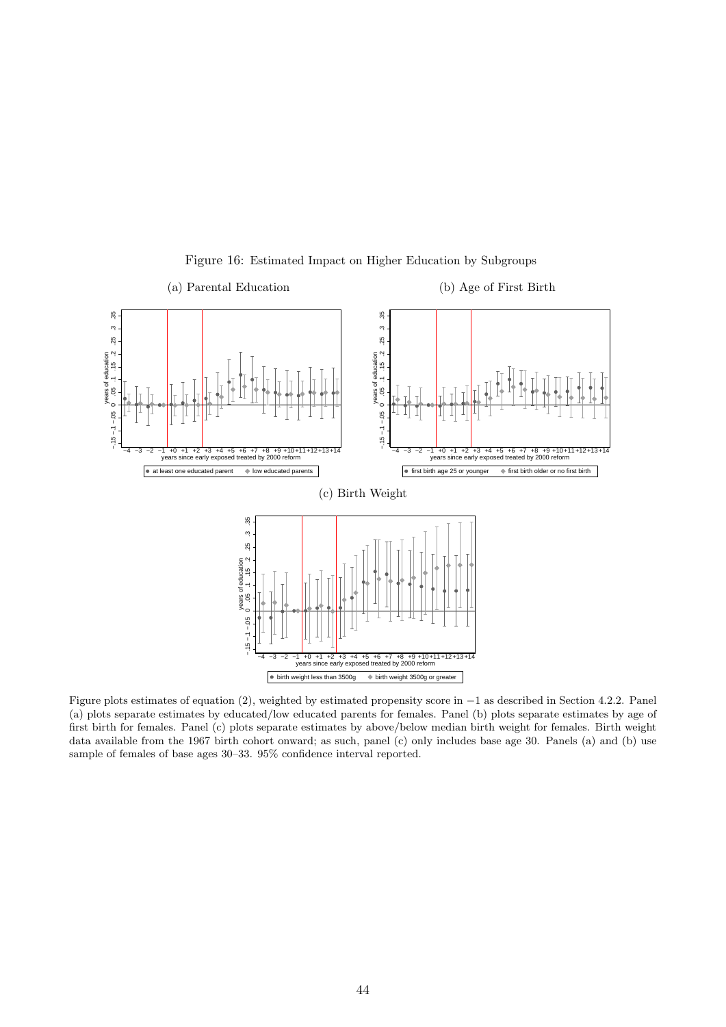Figure 16: Estimated Impact on Higher Education by Subgroups

(a) Parental Education

(b) Age of First Birth

(c) Birth Weight

Figure plots estimates of equation (2), weighted by estimated propensity score in −1 as described in Section 4.2.2. Panel (a) plots separate estimates by educated/low educated parents for females. Panel (b) plots separate estimates by age of first birth for females. Panel (c) plots separate estimates by above/below median birth weight for females. Birth weight data available from the 1967 birth cohort onward; as such, panel (c) only includes base age 30. Panels (a) and (b) use sample of females of base ages 30–33. 95% confidence interval reported.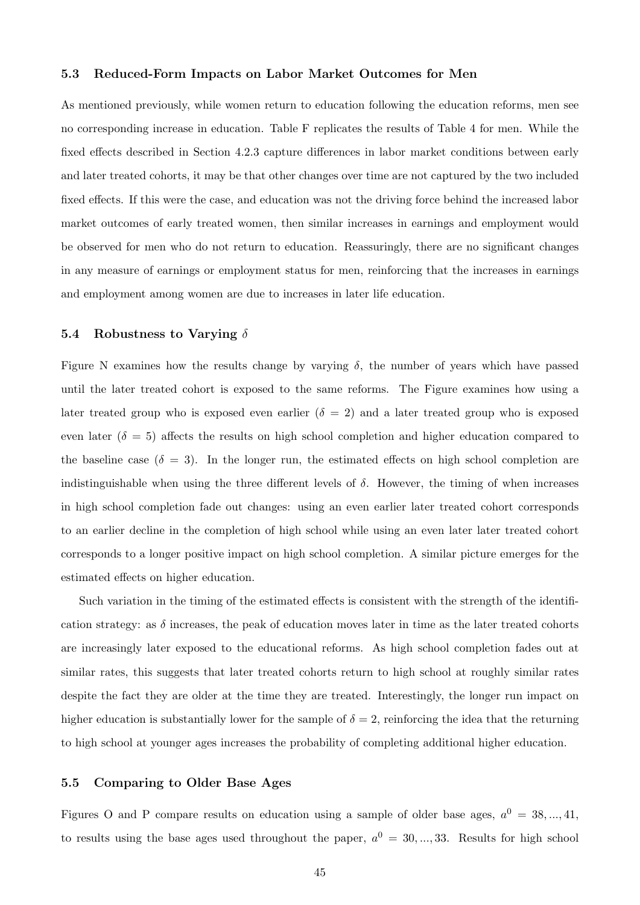### 5.3 Reduced-Form Impacts on Labor Market Outcomes for Men

As mentioned previously, while women return to education following the education reforms, men see no corresponding increase in education. Table F replicates the results of Table 4 for men. While the fixed effects described in Section 4.2.3 capture differences in labor market conditions between early and later treated cohorts, it may be that other changes over time are not captured by the two included fixed effects. If this were the case, and education was not the driving force behind the increased labor market outcomes of early treated women, then similar increases in earnings and employment would be observed for men who do not return to education. Reassuringly, there are no significant changes in any measure of earnings or employment status for men, reinforcing that the increases in earnings and employment among women are due to increases in later life education.

### 5.4 Robustness to Varying $\delta$

Figure N examines how the results change by varying $\delta$, the number of years which have passed until the later treated cohort is exposed to the same reforms. The Figure examines how using a later treated group who is exposed even earlier ($\delta = 2$) and a later treated group who is exposed even later ($\delta = 5$) affects the results on high school completion and higher education compared to the baseline case ($\delta = 3$). In the longer run, the estimated effects on high school completion are indistinguishable when using the three different levels of $\delta$. However, the timing of when increases in high school completion fade out changes: using an even earlier later treated cohort corresponds to an earlier decline in the completion of high school while using an even later later treated cohort corresponds to a longer positive impact on high school completion. A similar picture emerges for the estimated effects on higher education.

Such variation in the timing of the estimated effects is consistent with the strength of the identification strategy: as $\delta$ increases, the peak of education moves later in time as the later treated cohorts are increasingly later exposed to the educational reforms. As high school completion fades out at similar rates, this suggests that later treated cohorts return to high school at roughly similar rates despite the fact they are older at the time they are treated. Interestingly, the longer run impact on higher education is substantially lower for the sample of $\delta = 2$, reinforcing the idea that the returning to high school at younger ages increases the probability of completing additional higher education.

### 5.5 Comparing to Older Base Ages

Figures O and P compare results on education using a sample of older base ages, $a^0 = 38, ..., 41$, to results using the base ages used throughout the paper, $a^0 = 30, ..., 33$. Results for high school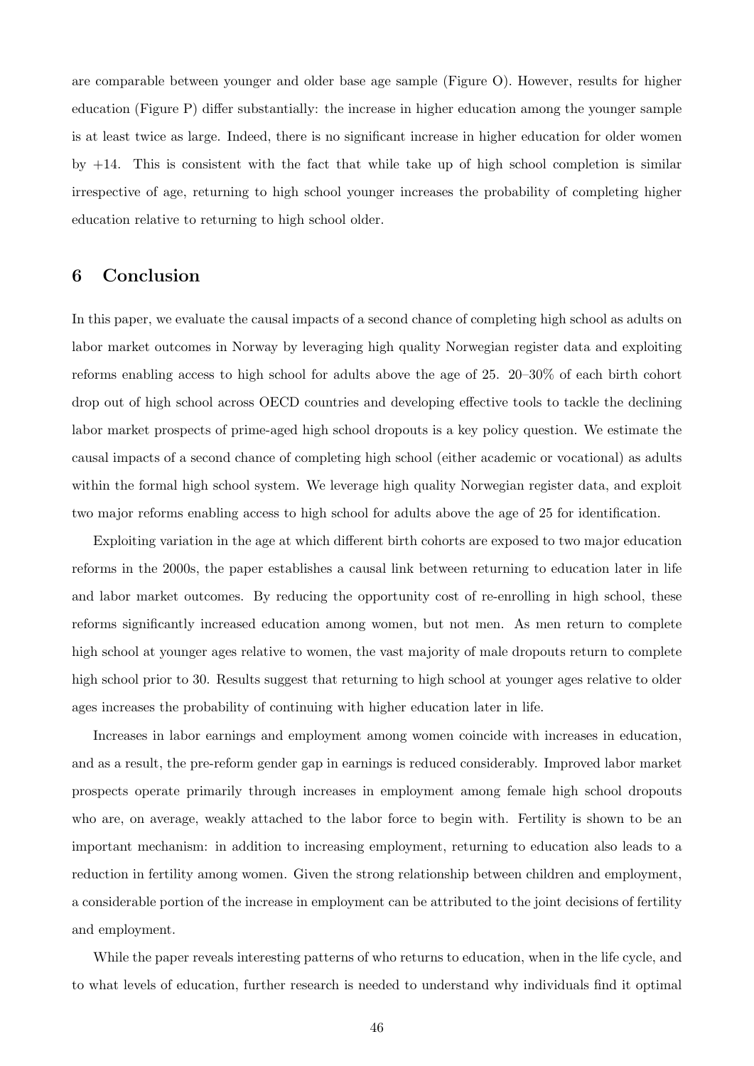are comparable between younger and older base age sample (Figure O). However, results for higher education (Figure P) differ substantially: the increase in higher education among the younger sample is at least twice as large. Indeed, there is no significant increase in higher education for older women by +14. This is consistent with the fact that while take up of high school completion is similar irrespective of age, returning to high school younger increases the probability of completing higher education relative to returning to high school older.

## 6 Conclusion

In this paper, we evaluate the causal impacts of a second chance of completing high school as adults on labor market outcomes in Norway by leveraging high quality Norwegian register data and exploiting reforms enabling access to high school for adults above the age of 25. 20–30% of each birth cohort drop out of high school across OECD countries and developing effective tools to tackle the declining labor market prospects of prime-aged high school dropouts is a key policy question. We estimate the causal impacts of a second chance of completing high school (either academic or vocational) as adults within the formal high school system. We leverage high quality Norwegian register data, and exploit two major reforms enabling access to high school for adults above the age of 25 for identification.

Exploiting variation in the age at which different birth cohorts are exposed to two major education reforms in the 2000s, the paper establishes a causal link between returning to education later in life and labor market outcomes. By reducing the opportunity cost of re-enrolling in high school, these reforms significantly increased education among women, but not men. As men return to complete high school at younger ages relative to women, the vast majority of male dropouts return to complete high school prior to 30. Results suggest that returning to high school at younger ages relative to older ages increases the probability of continuing with higher education later in life.

Increases in labor earnings and employment among women coincide with increases in education, and as a result, the pre-reform gender gap in earnings is reduced considerably. Improved labor market prospects operate primarily through increases in employment among female high school dropouts who are, on average, weakly attached to the labor force to begin with. Fertility is shown to be an important mechanism: in addition to increasing employment, returning to education also leads to a reduction in fertility among women. Given the strong relationship between children and employment, a considerable portion of the increase in employment can be attributed to the joint decisions of fertility and employment.

While the paper reveals interesting patterns of who returns to education, when in the life cycle, and to what levels of education, further research is needed to understand why individuals find it optimal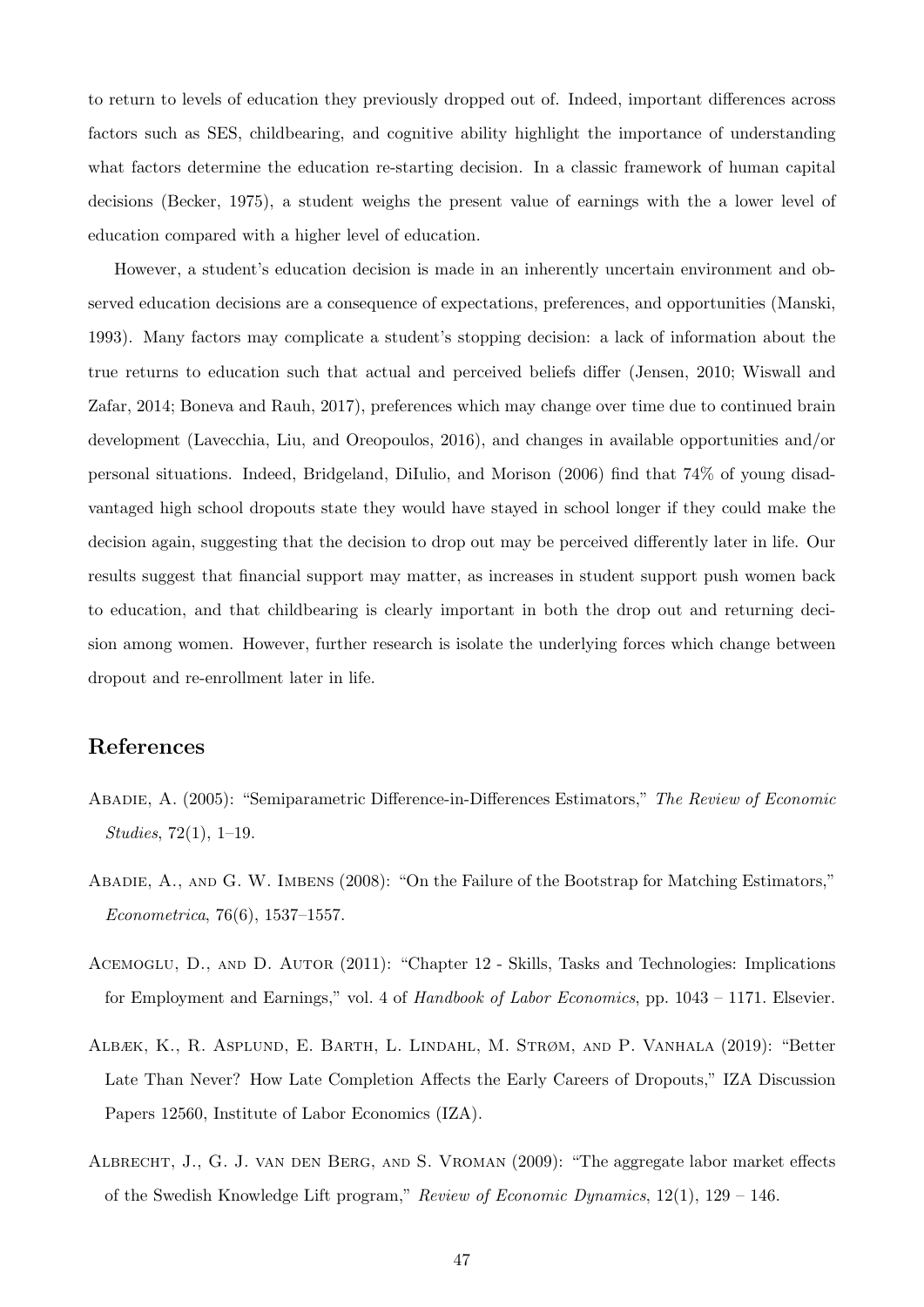to return to levels of education they previously dropped out of. Indeed, important differences across factors such as SES, childbearing, and cognitive ability highlight the importance of understanding what factors determine the education re-starting decision. In a classic framework of human capital decisions (Becker, 1975), a student weighs the present value of earnings with the a lower level of education compared with a higher level of education.

However, a student's education decision is made in an inherently uncertain environment and observed education decisions are a consequence of expectations, preferences, and opportunities (Manski, 1993). Many factors may complicate a student's stopping decision: a lack of information about the true returns to education such that actual and perceived beliefs differ (Jensen, 2010; Wiswall and Zafar, 2014; Boneva and Rauh, 2017), preferences which may change over time due to continued brain development (Lavecchia, Liu, and Oreopoulos, 2016), and changes in available opportunities and/or personal situations. Indeed, Bridgeland, DiIulio, and Morison (2006) find that 74% of young disadvantaged high school dropouts state they would have stayed in school longer if they could make the decision again, suggesting that the decision to drop out may be perceived differently later in life. Our results suggest that financial support may matter, as increases in student support push women back to education, and that childbearing is clearly important in both the drop out and returning decision among women. However, further research is isolate the underlying forces which change between dropout and re-enrollment later in life.

## References

Abadie, A. (2005): "Semiparametric Difference-in-Differences Estimators," *The Review of Economic Studies*, 72(1), 1–19.

Abadie, A., and G. W. Imbens (2008): "On the Failure of the Bootstrap for Matching Estimators," *Econometrica*, 76(6), 1537–1557.

Acemoglu, D., and D. Autor (2011): "Chapter 12 - Skills, Tasks and Technologies: Implications for Employment and Earnings," vol. 4 of *Handbook of Labor Economics*, pp. 1043 – 1171. Elsevier.

Albæk, K., R. Asplund, E. Barth, L. Lindahl, M. Strøm, and P. Vanhala (2019): "Better Late Than Never? How Late Completion Affects the Early Careers of Dropouts," IZA Discussion Papers 12560, Institute of Labor Economics (IZA).

Albrecht, J., G. J. van den Berg, and S. Vroman (2009): "The aggregate labor market effects of the Swedish Knowledge Lift program," *Review of Economic Dynamics*, 12(1), 129 – 146.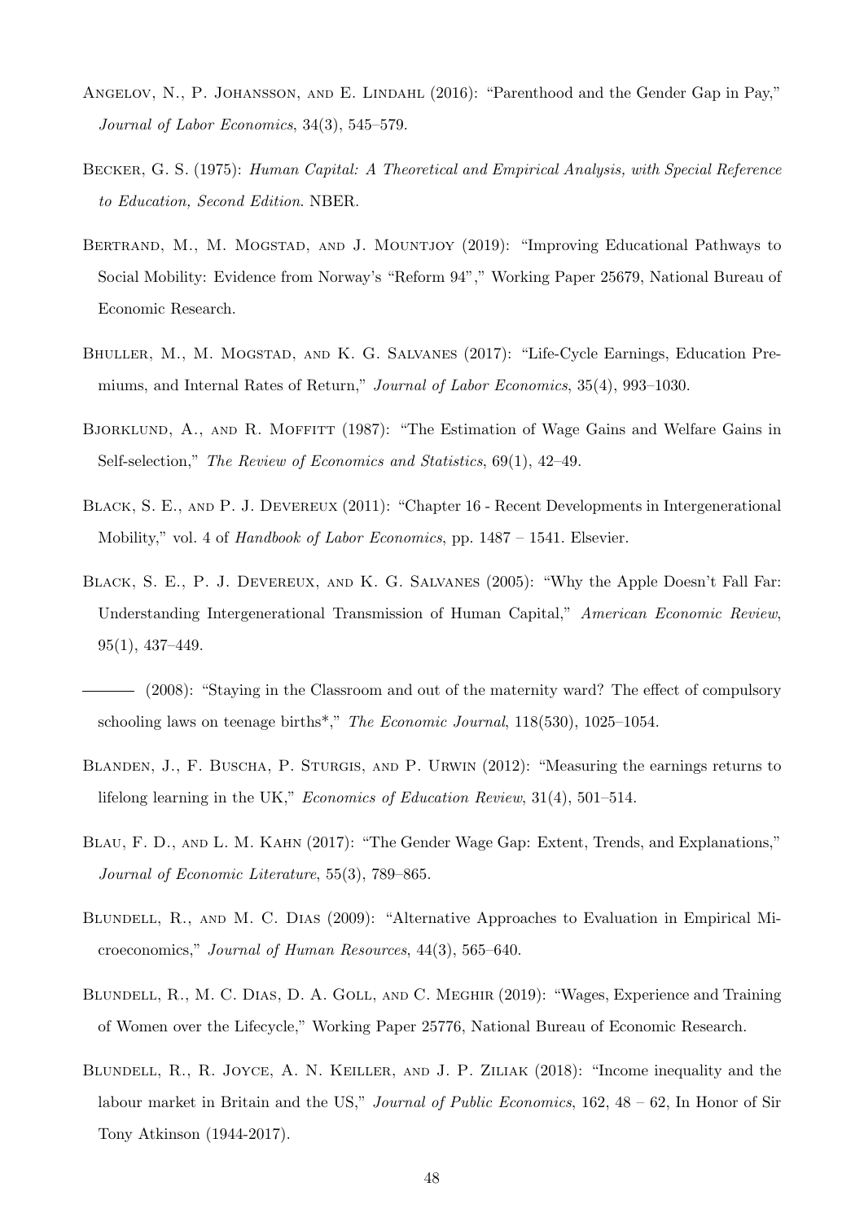Angelov, N., P. Johansson, and E. Lindahl (2016): "Parenthood and the Gender Gap in Pay," *Journal of Labor Economics*, 34(3), 545–579.

Becker, G. S. (1975): *Human Capital: A Theoretical and Empirical Analysis, with Special Reference to Education, Second Edition*. NBER.

Bertrand, M., M. Mogstad, and J. Mountjoy (2019): "Improving Educational Pathways to Social Mobility: Evidence from Norway's "Reform 94"," Working Paper 25679, National Bureau of Economic Research.

Bhuller, M., M. Mogstad, and K. G. Salvanes (2017): "Life-Cycle Earnings, Education Premiums, and Internal Rates of Return," *Journal of Labor Economics*, 35(4), 993–1030.

Bjorklund, A., and R. Moffitt (1987): "The Estimation of Wage Gains and Welfare Gains in Self-selection," *The Review of Economics and Statistics*, 69(1), 42–49.

Black, S. E., and P. J. Devereux (2011): "Chapter 16 - Recent Developments in Intergenerational Mobility," vol. 4 of *Handbook of Labor Economics*, pp. 1487 – 1541. Elsevier.

Black, S. E., P. J. Devereux, and K. G. Salvanes (2005): "Why the Apple Doesn't Fall Far: Understanding Intergenerational Transmission of Human Capital," *American Economic Review*, 95(1), 437–449.

——— (2008): "Staying in the Classroom and out of the maternity ward? The effect of compulsory schooling laws on teenage births*," *The Economic Journal*, 118(530), 1025–1054.

Blanden, J., F. Buscha, P. Sturgis, and P. Urwin (2012): "Measuring the earnings returns to lifelong learning in the UK," *Economics of Education Review*, 31(4), 501–514.

Blau, F. D., and L. M. Kahn (2017): "The Gender Wage Gap: Extent, Trends, and Explanations," *Journal of Economic Literature*, 55(3), 789–865.

Blundell, R., and M. C. Dias (2009): "Alternative Approaches to Evaluation in Empirical Microeconomics," *Journal of Human Resources*, 44(3), 565–640.

Blundell, R., M. C. Dias, D. A. Goll, and C. Meghir (2019): "Wages, Experience and Training of Women over the Lifecycle," Working Paper 25776, National Bureau of Economic Research.

Blundell, R., R. Joyce, A. N. Keiller, and J. P. Ziliak (2018): "Income inequality and the labour market in Britain and the US," *Journal of Public Economics*, 162, 48 – 62, In Honor of Sir Tony Atkinson (1944-2017).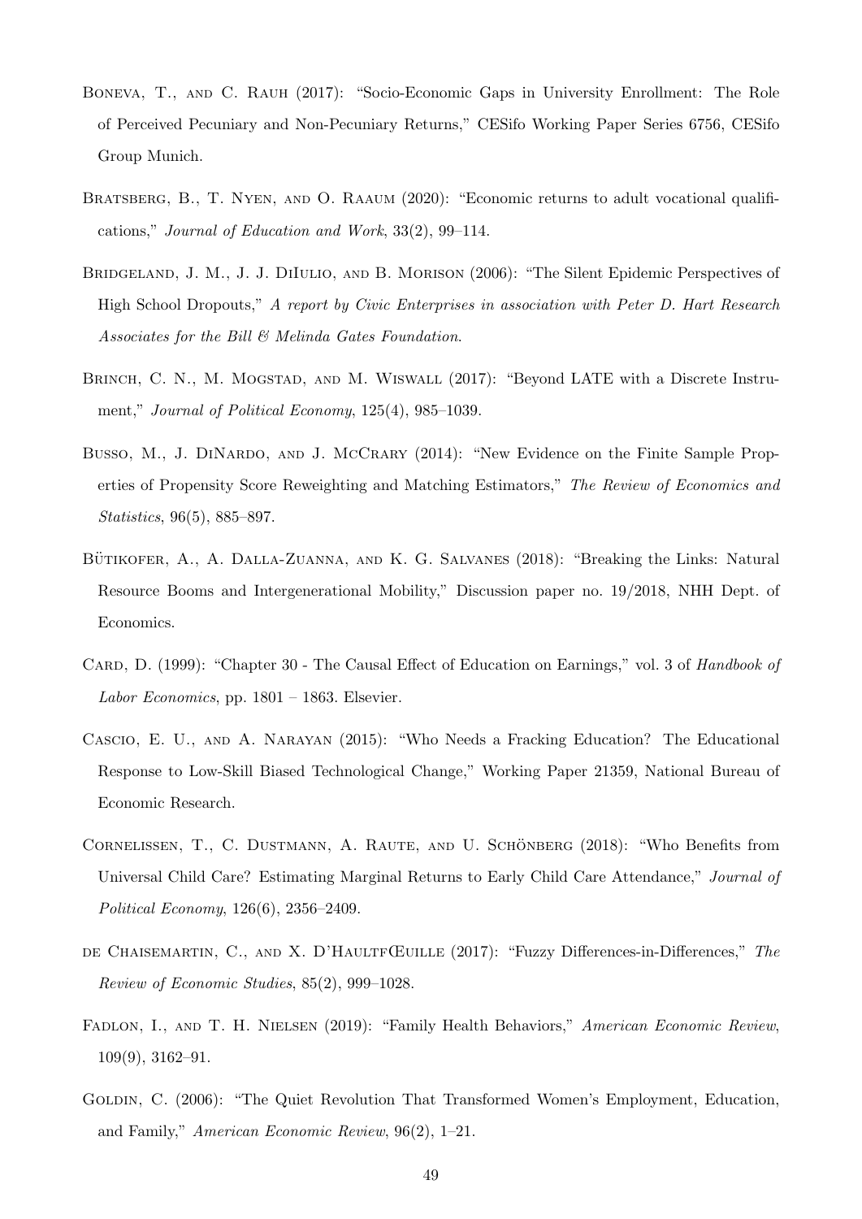Boneva, T., and C. Rauh (2017): "Socio-Economic Gaps in University Enrollment: The Role of Perceived Pecuniary and Non-Pecuniary Returns," CESifo Working Paper Series 6756, CESifo Group Munich.

Bratsberg, B., T. Nyen, and O. Raaum (2020): "Economic returns to adult vocational qualifications," *Journal of Education and Work*, 33(2), 99–114.

Bridgeland, J. M., J. J. DiIulio, and B. Morison (2006): "The Silent Epidemic Perspectives of High School Dropouts," *A report by Civic Enterprises in association with Peter D. Hart Research Associates for the Bill & Melinda Gates Foundation*.

Brinch, C. N., M. Mogstad, and M. Wiswall (2017): "Beyond LATE with a Discrete Instrument," *Journal of Political Economy*, 125(4), 985–1039.

Busso, M., J. DiNardo, and J. McCrary (2014): "New Evidence on the Finite Sample Properties of Propensity Score Reweighting and Matching Estimators," *The Review of Economics and Statistics*, 96(5), 885–897.

Bütikofer, A., A. Dalla-Zuanna, and K. G. Salvanes (2018): "Breaking the Links: Natural Resource Booms and Intergenerational Mobility," Discussion paper no. 19/2018, NHH Dept. of Economics.

Card, D. (1999): "Chapter 30 - The Causal Effect of Education on Earnings," vol. 3 of *Handbook of Labor Economics*, pp. 1801 – 1863. Elsevier.

Cascio, E. U., and A. Narayan (2015): "Who Needs a Fracking Education? The Educational Response to Low-Skill Biased Technological Change," Working Paper 21359, National Bureau of Economic Research.

Cornelissen, T., C. Dustmann, A. Raute, and U. Schönberg (2018): "Who Benefits from Universal Child Care? Estimating Marginal Returns to Early Child Care Attendance," *Journal of Political Economy*, 126(6), 2356–2409.

de Chaisemartin, C., and X. D'HaultfŒuille (2017): "Fuzzy Differences-in-Differences," *The Review of Economic Studies*, 85(2), 999–1028.

Fadlon, I., and T. H. Nielsen (2019): "Family Health Behaviors," *American Economic Review*, 109(9), 3162–91.

Goldin, C. (2006): "The Quiet Revolution That Transformed Women's Employment, Education, and Family," *American Economic Review*, 96(2), 1–21.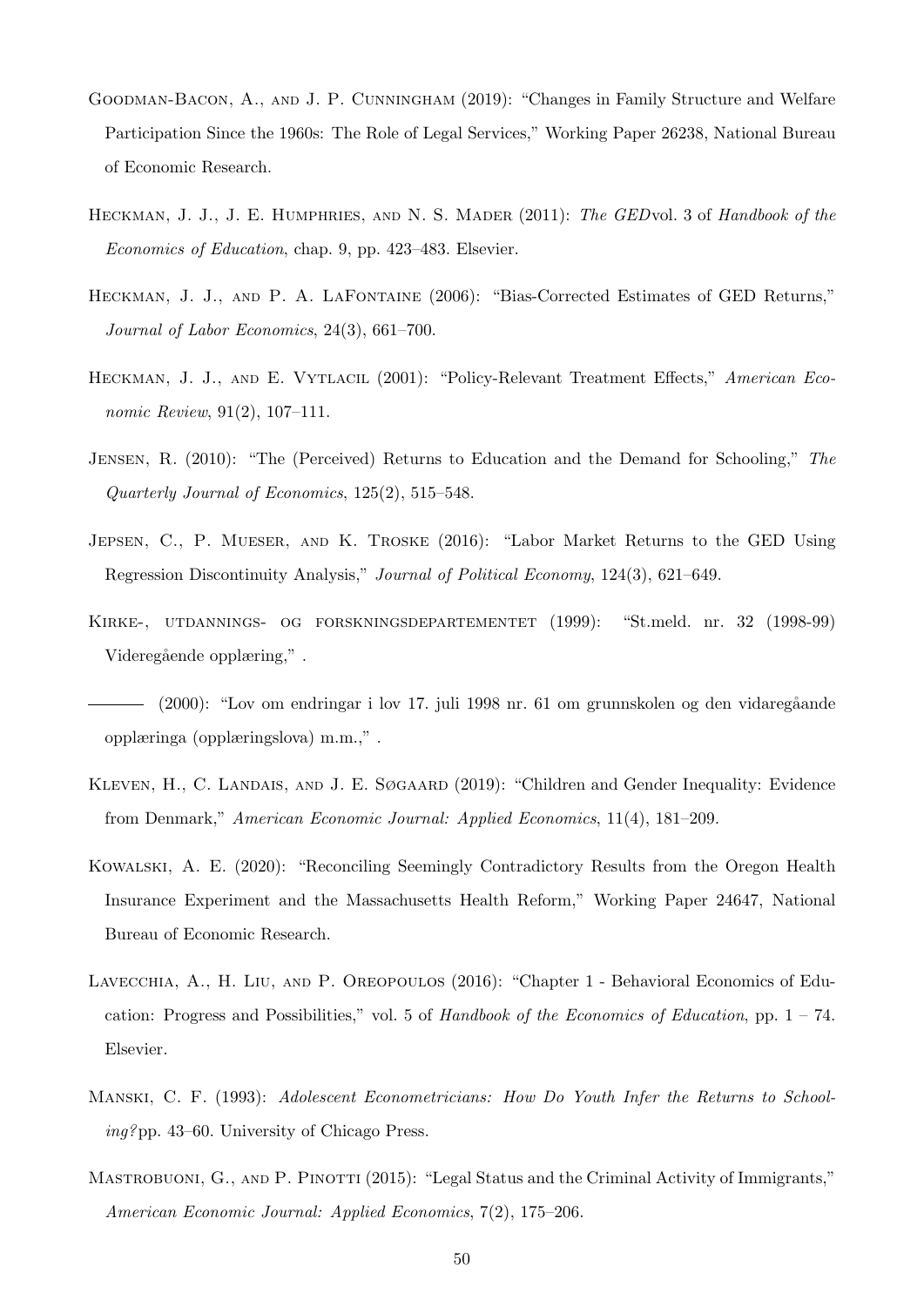Goodman-Bacon, A., and J. P. Cunningham (2019): "Changes in Family Structure and Welfare Participation Since the 1960s: The Role of Legal Services," Working Paper 26238, National Bureau of Economic Research.

Heckman, J. J., J. E. Humphries, and N. S. Mader (2011): *The GED*vol. 3 of *Handbook of the Economics of Education*, chap. 9, pp. 423–483. Elsevier.

Heckman, J. J., and P. A. LaFontaine (2006): "Bias-Corrected Estimates of GED Returns," *Journal of Labor Economics*, 24(3), 661–700.

Heckman, J. J., and E. Vytlacil (2001): "Policy-Relevant Treatment Effects," *American Economic Review*, 91(2), 107–111.

Jensen, R. (2010): "The (Perceived) Returns to Education and the Demand for Schooling," *The Quarterly Journal of Economics*, 125(2), 515–548.

Jepsen, C., P. Mueser, and K. Troske (2016): "Labor Market Returns to the GED Using Regression Discontinuity Analysis," *Journal of Political Economy*, 124(3), 621–649.

Kirke-, utdannings- og forskningsdepartementet (1999): "St.meld. nr. 32 (1998-99) Videregående opplæring," .

——— (2000): "Lov om endringar i lov 17. juli 1998 nr. 61 om grunnskolen og den vidaregåande opplæringa (opplæringslova) m.m.," .

Kleven, H., C. Landais, and J. E. Søgaard (2019): "Children and Gender Inequality: Evidence from Denmark," *American Economic Journal: Applied Economics*, 11(4), 181–209.

Kowalski, A. E. (2020): "Reconciling Seemingly Contradictory Results from the Oregon Health Insurance Experiment and the Massachusetts Health Reform," Working Paper 24647, National Bureau of Economic Research.

Lavecchia, A., H. Liu, and P. Oreopoulos (2016): "Chapter 1 - Behavioral Economics of Education: Progress and Possibilities," vol. 5 of *Handbook of the Economics of Education*, pp. 1 – 74. Elsevier.

Manski, C. F. (1993): *Adolescent Econometricians: How Do Youth Infer the Returns to Schooling?*pp. 43–60. University of Chicago Press.

Mastrobuoni, G., and P. Pinotti (2015): "Legal Status and the Criminal Activity of Immigrants," *American Economic Journal: Applied Economics*, 7(2), 175–206.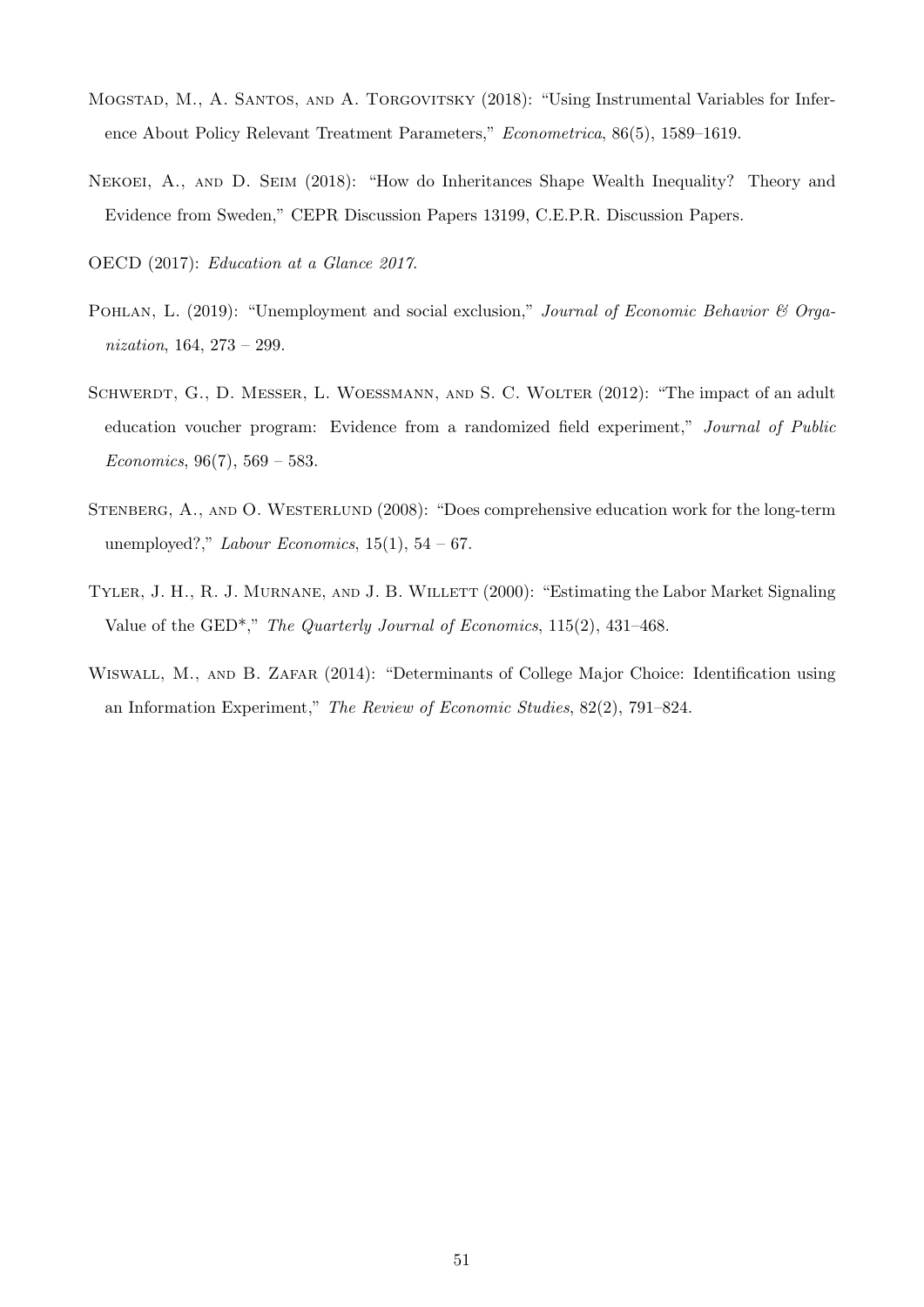Mogstad, M., A. Santos, and A. Torgovitsky (2018): "Using Instrumental Variables for Inference About Policy Relevant Treatment Parameters," *Econometrica*, 86(5), 1589–1619.

Nekoei, A., and D. Seim (2018): "How do Inheritances Shape Wealth Inequality? Theory and Evidence from Sweden," CEPR Discussion Papers 13199, C.E.P.R. Discussion Papers.

OECD (2017): *Education at a Glance 2017*.

Pohlan, L. (2019): "Unemployment and social exclusion," *Journal of Economic Behavior & Organization*, 164, 273 – 299.

Schwerdt, G., D. Messer, L. Woessmann, and S. C. Wolter (2012): "The impact of an adult education voucher program: Evidence from a randomized field experiment," *Journal of Public Economics*, 96(7), 569 – 583.

Stenberg, A., and O. Westerlund (2008): "Does comprehensive education work for the long-term unemployed?," *Labour Economics*, 15(1), 54 – 67.

Tyler, J. H., R. J. Murnane, and J. B. Willett (2000): "Estimating the Labor Market Signaling Value of the GED*," *The Quarterly Journal of Economics*, 115(2), 431–468.

Wiswall, M., and B. Zafar (2014): "Determinants of College Major Choice: Identification using an Information Experiment," *The Review of Economic Studies*, 82(2), 791–824.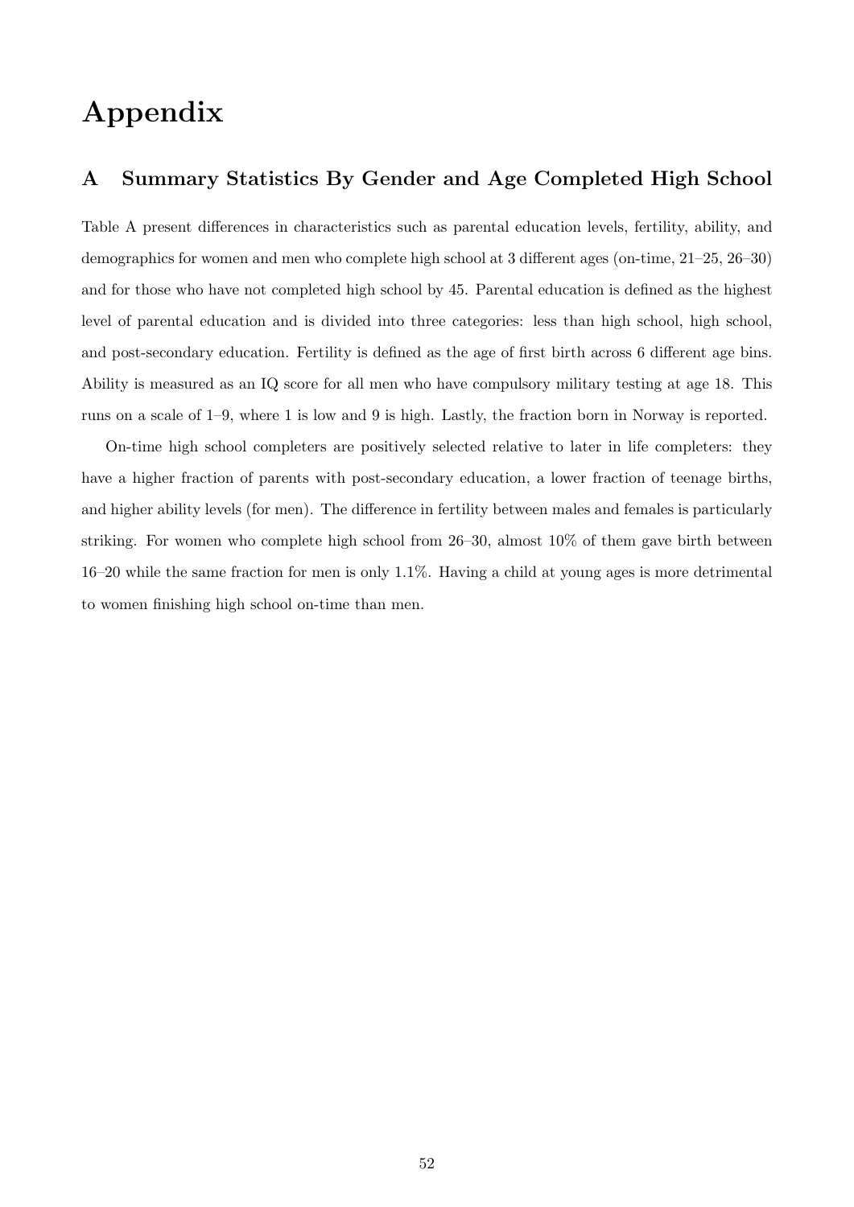# Appendix

## A Summary Statistics By Gender and Age Completed High School

Table A present differences in characteristics such as parental education levels, fertility, ability, and demographics for women and men who complete high school at 3 different ages (on-time, 21–25, 26–30) and for those who have not completed high school by 45. Parental education is defined as the highest level of parental education and is divided into three categories: less than high school, high school, and post-secondary education. Fertility is defined as the age of first birth across 6 different age bins. Ability is measured as an IQ score for all men who have compulsory military testing at age 18. This runs on a scale of 1–9, where 1 is low and 9 is high. Lastly, the fraction born in Norway is reported.

On-time high school completers are positively selected relative to later in life completers: they have a higher fraction of parents with post-secondary education, a lower fraction of teenage births, and higher ability levels (for men). The difference in fertility between males and females is particularly striking. For women who complete high school from 26–30, almost 10% of them gave birth between 16–20 while the same fraction for men is only 1.1%. Having a child at young ages is more detrimental to women finishing high school on-time than men.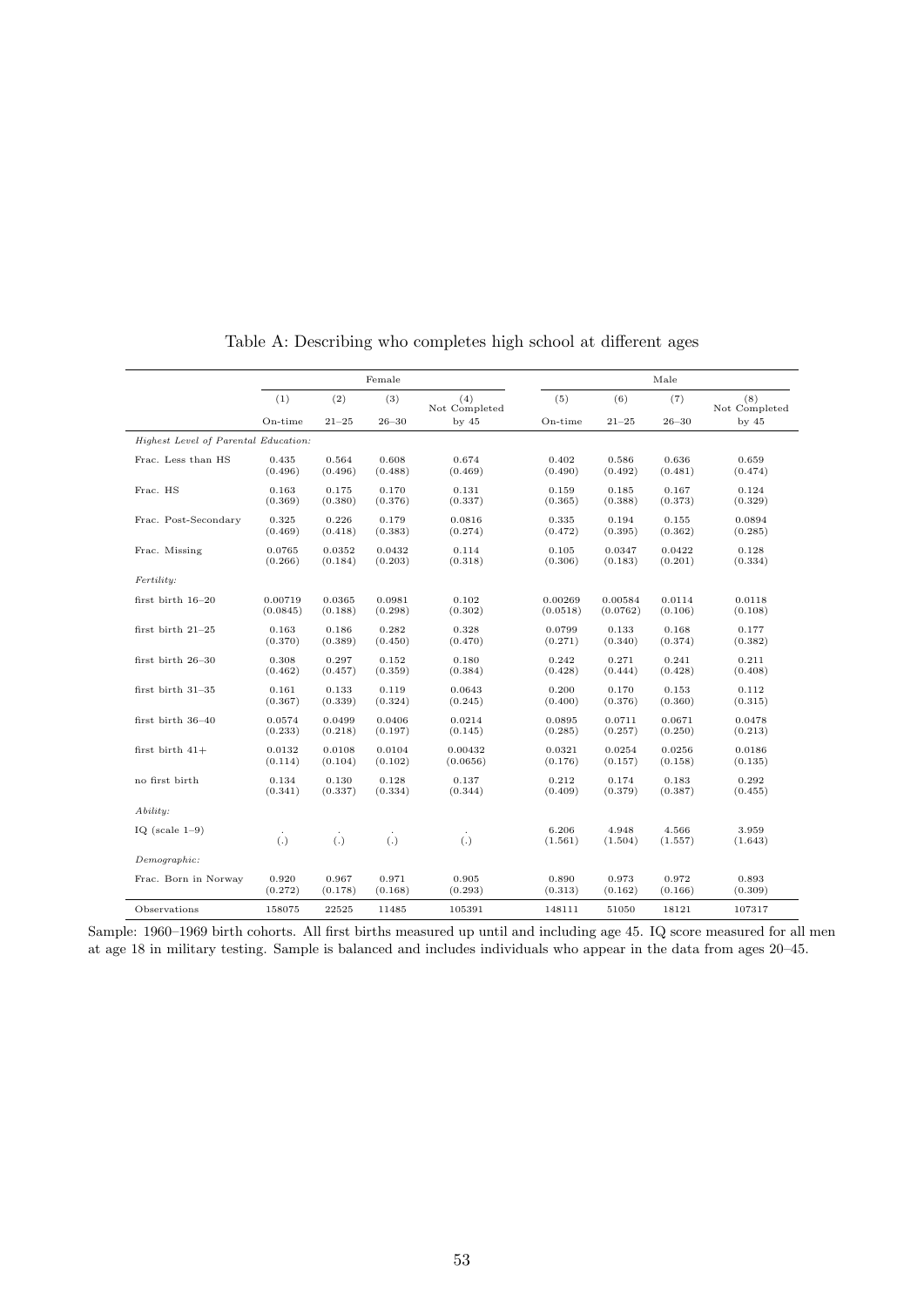Table A: Describing who completes high school at different ages

| | Female | | | | Male | | | |
|---|---|---|---|---|---|---|---|---|
| | (1) | (2) | (3) | (4) | (5) | (6) | (7) | (8) |
| | On-time | 21–25 | 26–30 | Not Completed by 45 | On-time | 21–25 | 26–30 | Not Completed by 45 |
| *Highest Level of Parental Education:* | | | | | | | | |
| Frac. Less than HS | 0.435 | 0.564 | 0.608 | 0.674 | 0.402 | 0.586 | 0.636 | 0.659 |
| | (0.496) | (0.496) | (0.488) | (0.469) | (0.490) | (0.492) | (0.481) | (0.474) |
| Frac. HS | 0.163 | 0.175 | 0.170 | 0.131 | 0.159 | 0.185 | 0.167 | 0.124 |
| | (0.369) | (0.380) | (0.376) | (0.337) | (0.365) | (0.388) | (0.373) | (0.329) |
| Frac. Post-Secondary | 0.325 | 0.226 | 0.179 | 0.0816 | 0.335 | 0.194 | 0.155 | 0.0894 |
| | (0.469) | (0.418) | (0.383) | (0.274) | (0.472) | (0.395) | (0.362) | (0.285) |
| Frac. Missing | 0.0765 | 0.0352 | 0.0432 | 0.114 | 0.105 | 0.0347 | 0.0422 | 0.128 |
| | (0.266) | (0.184) | (0.203) | (0.318) | (0.306) | (0.183) | (0.201) | (0.334) |
| *Fertility:* | | | | | | | | |
| first birth 16–20 | 0.00719 | 0.0365 | 0.0981 | 0.102 | 0.00269 | 0.00584 | 0.0114 | 0.0118 |
| | (0.0845) | (0.188) | (0.298) | (0.302) | (0.0518) | (0.0762) | (0.106) | (0.108) |
| first birth 21–25 | 0.163 | 0.186 | 0.282 | 0.328 | 0.0799 | 0.133 | 0.168 | 0.177 |
| | (0.370) | (0.389) | (0.450) | (0.470) | (0.271) | (0.340) | (0.374) | (0.382) |
| first birth 26–30 | 0.308 | 0.297 | 0.152 | 0.180 | 0.242 | 0.271 | 0.241 | 0.211 |
| | (0.462) | (0.457) | (0.359) | (0.384) | (0.428) | (0.444) | (0.428) | (0.408) |
| first birth 31–35 | 0.161 | 0.133 | 0.119 | 0.0643 | 0.200 | 0.170 | 0.153 | 0.112 |
| | (0.367) | (0.339) | (0.324) | (0.245) | (0.400) | (0.376) | (0.360) | (0.315) |
| first birth 36–40 | 0.0574 | 0.0499 | 0.0406 | 0.0214 | 0.0895 | 0.0711 | 0.0671 | 0.0478 |
| | (0.233) | (0.218) | (0.197) | (0.145) | (0.285) | (0.257) | (0.250) | (0.213) |
| first birth 41+ | 0.0132 | 0.0108 | 0.0104 | 0.00432 | 0.0321 | 0.0254 | 0.0256 | 0.0186 |
| | (0.114) | (0.104) | (0.102) | (0.0656) | (0.176) | (0.157) | (0.158) | (0.135) |
| no first birth | 0.134 | 0.130 | 0.128 | 0.137 | 0.212 | 0.174 | 0.183 | 0.292 |
| | (0.341) | (0.337) | (0.334) | (0.344) | (0.409) | (0.379) | (0.387) | (0.455) |
| *Ability:* | | | | | | | | |
| IQ (scale 1–9) | . | . | . | . | 6.206 | 4.948 | 4.566 | 3.959 |
| | (.) | (.) | (.) | (.) | (1.561) | (1.504) | (1.557) | (1.643) |
| *Demographic:* | | | | | | | | |
| Frac. Born in Norway | 0.920 | 0.967 | 0.971 | 0.905 | 0.890 | 0.973 | 0.972 | 0.893 |
| | (0.272) | (0.178) | (0.168) | (0.293) | (0.313) | (0.162) | (0.166) | (0.309) |
| Observations | 158075 | 22525 | 11485 | 105391 | 148111 | 51050 | 18121 | 107317 |

Sample: 1960–1969 birth cohorts. All first births measured up until and including age 45. IQ score measured for all men at age 18 in military testing. Sample is balanced and includes individuals who appear in the data from ages 20–45.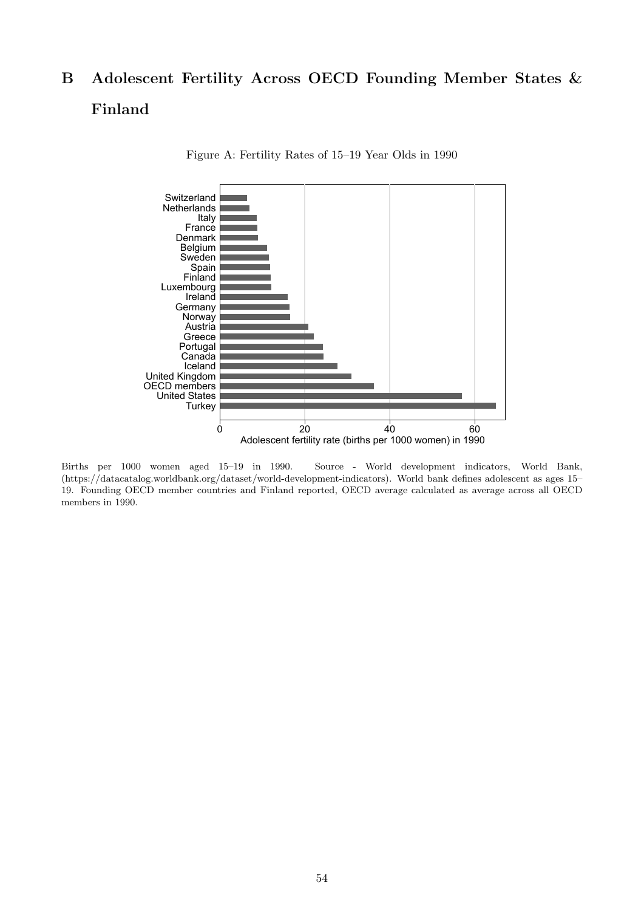# B Adolescent Fertility Across OECD Founding Member States & Finland

Figure A: Fertility Rates of 15–19 Year Olds in 1990

Births per 1000 women aged 15–19 in 1990. Source - World development indicators, World Bank, (https://datacatalog.worldbank.org/dataset/world-development-indicators). World bank defines adolescent as ages 15–19. Founding OECD member countries and Finland reported, OECD average calculated as average across all OECD members in 1990.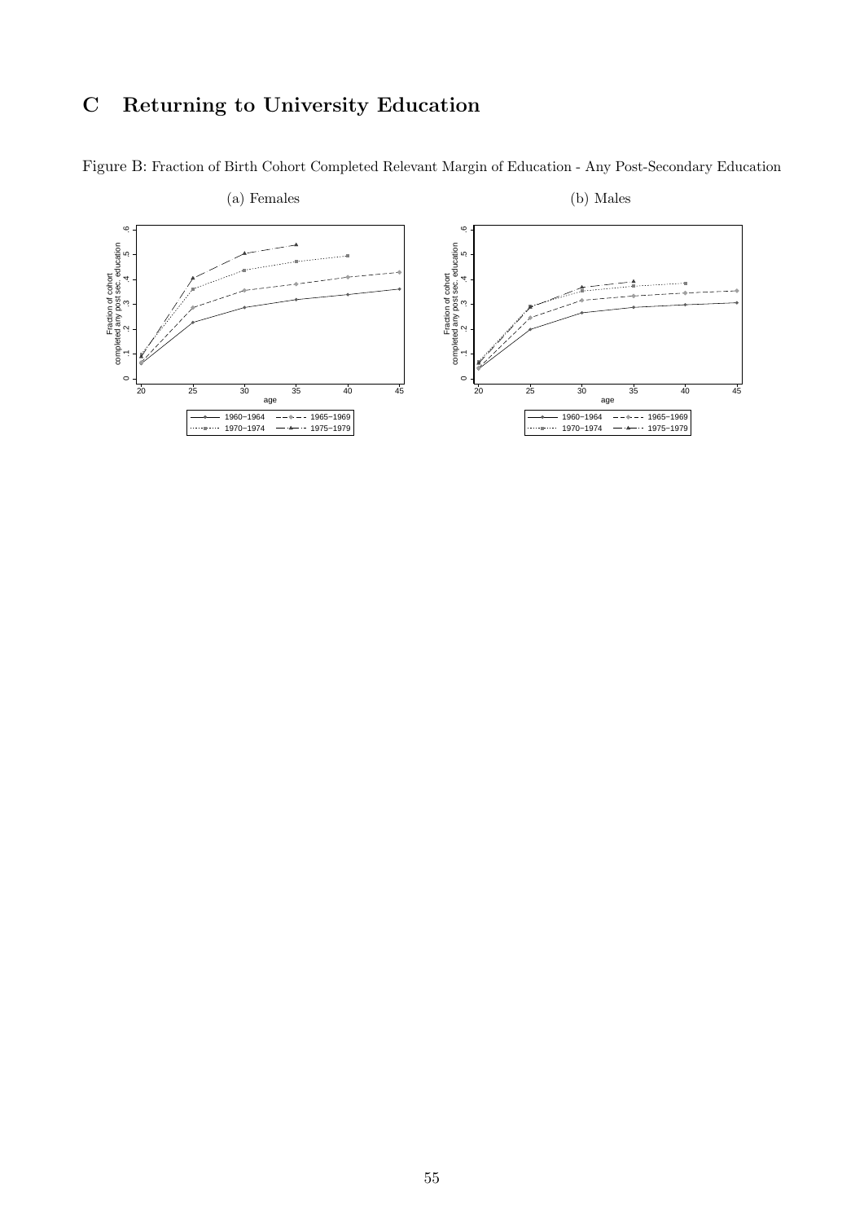# C Returning to University Education

Figure B: Fraction of Birth Cohort Completed Relevant Margin of Education - Any Post-Secondary Education

(a) Females

(b) Males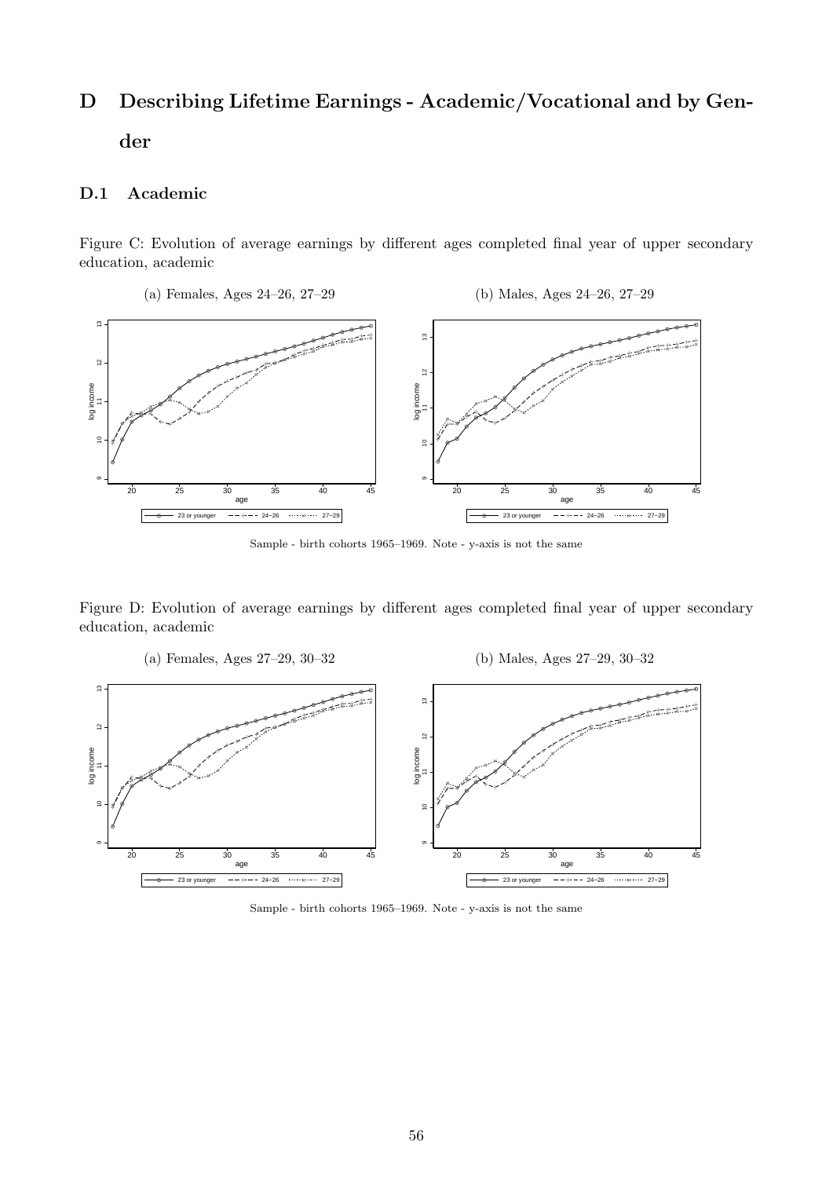# D Describing Lifetime Earnings - Academic/Vocational and by Gender

## D.1 Academic

Figure C: Evolution of average earnings by different ages completed final year of upper secondary education, academic

(a) Females, Ages 24–26, 27–29

(b) Males, Ages 24–26, 27–29

Sample - birth cohorts 1965–1969. Note - y-axis is not the same

Figure D: Evolution of average earnings by different ages completed final year of upper secondary education, academic

(a) Females, Ages 27–29, 30–32

(b) Males, Ages 27–29, 30–32

Sample - birth cohorts 1965–1969. Note - y-axis is not the same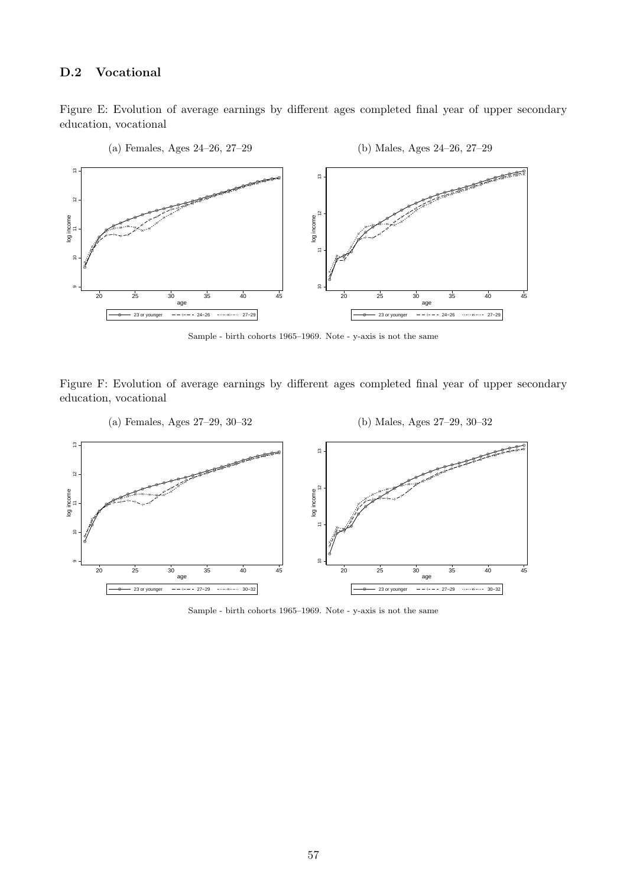## D.2 Vocational

Figure E: Evolution of average earnings by different ages completed final year of upper secondary education, vocational

(a) Females, Ages 24–26, 27–29

(b) Males, Ages 24–26, 27–29

Sample - birth cohorts 1965–1969. Note - y-axis is not the same

Figure F: Evolution of average earnings by different ages completed final year of upper secondary education, vocational

(a) Females, Ages 27–29, 30–32

(b) Males, Ages 27–29, 30–32

Sample - birth cohorts 1965–1969. Note - y-axis is not the same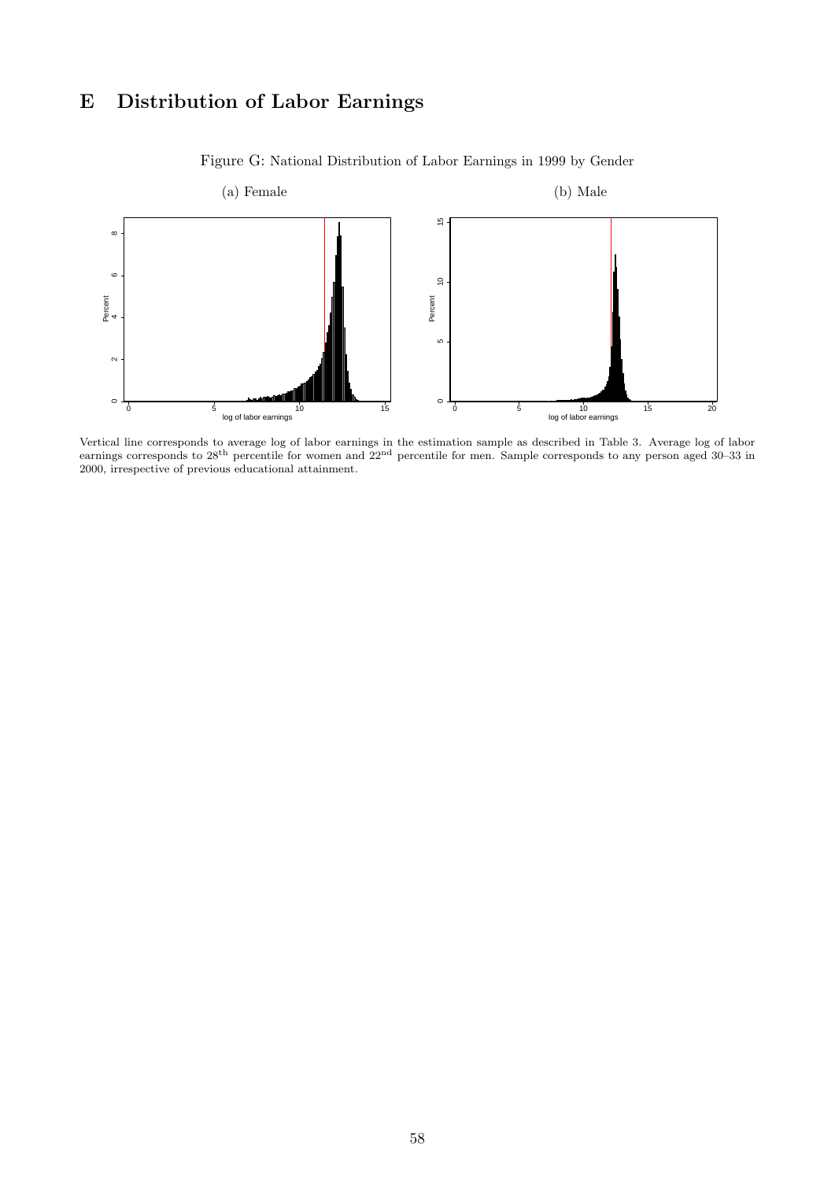# E Distribution of Labor Earnings

Figure G: National Distribution of Labor Earnings in 1999 by Gender

(a) Female

(b) Male

Vertical line corresponds to average log of labor earnings in the estimation sample as described in Table 3. Average log of labor earnings corresponds to 28th percentile for women and 22nd percentile for men. Sample corresponds to any person aged 30–33 in 2000, irrespective of previous educational attainment.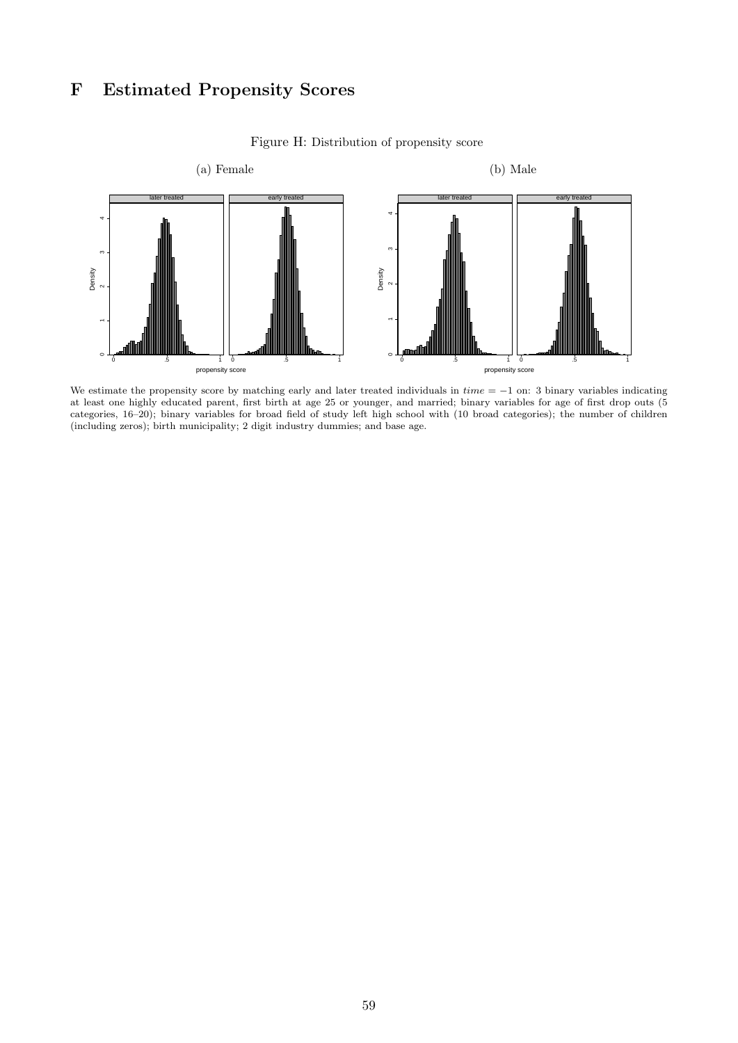# F Estimated Propensity Scores

Figure H: Distribution of propensity score

(a) Female

(b) Male

We estimate the propensity score by matching early and later treated individuals in $time = -1$ on: 3 binary variables indicating at least one highly educated parent, first birth at age 25 or younger, and married; binary variables for age of first drop outs (5 categories, 16–20); binary variables for broad field of study left high school with (10 broad categories); the number of children (including zeros); birth municipality; 2 digit industry dummies; and base age.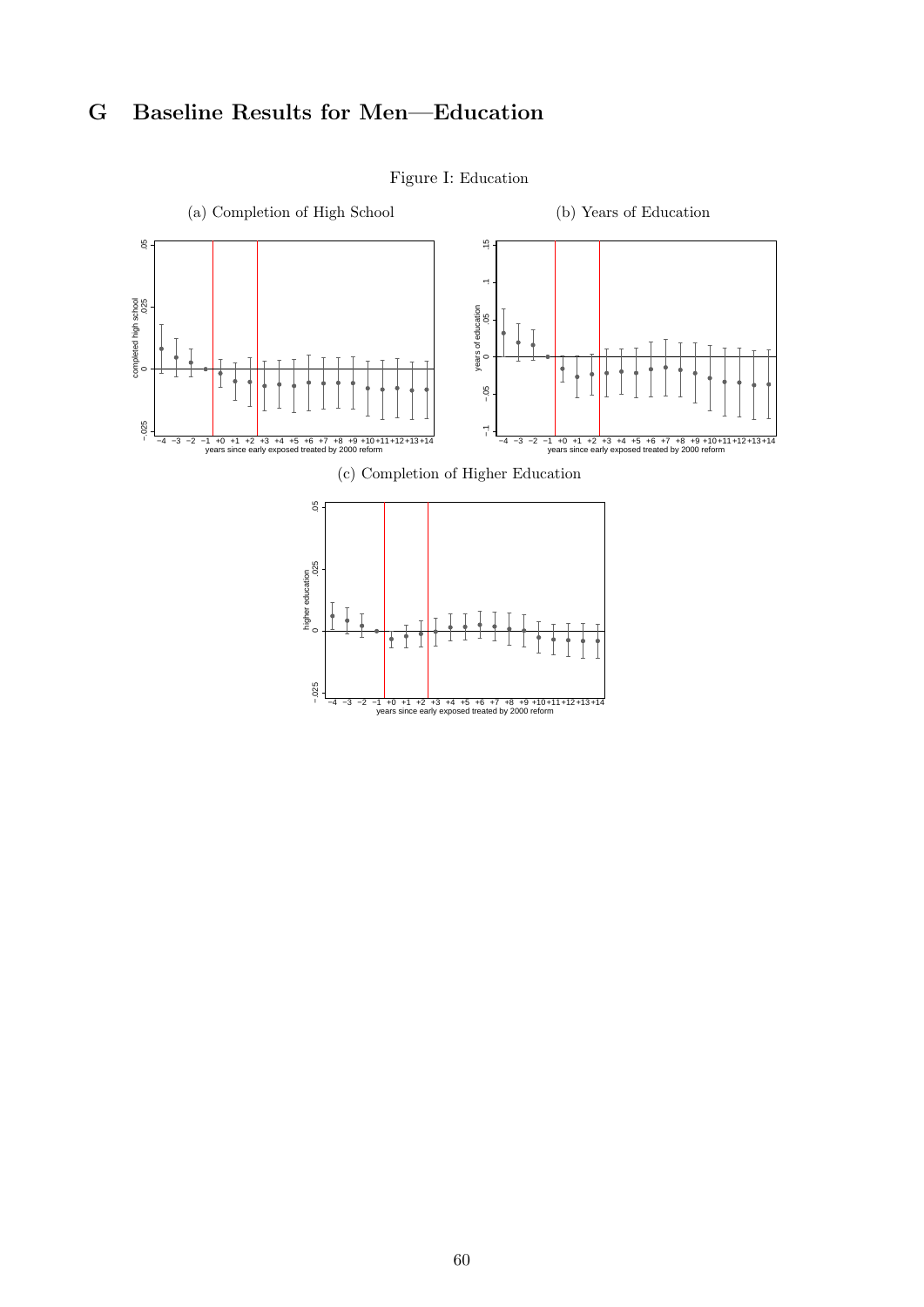# G Baseline Results for Men—Education

Figure I: Education

(a) Completion of High School

(b) Years of Education

(c) Completion of Higher Education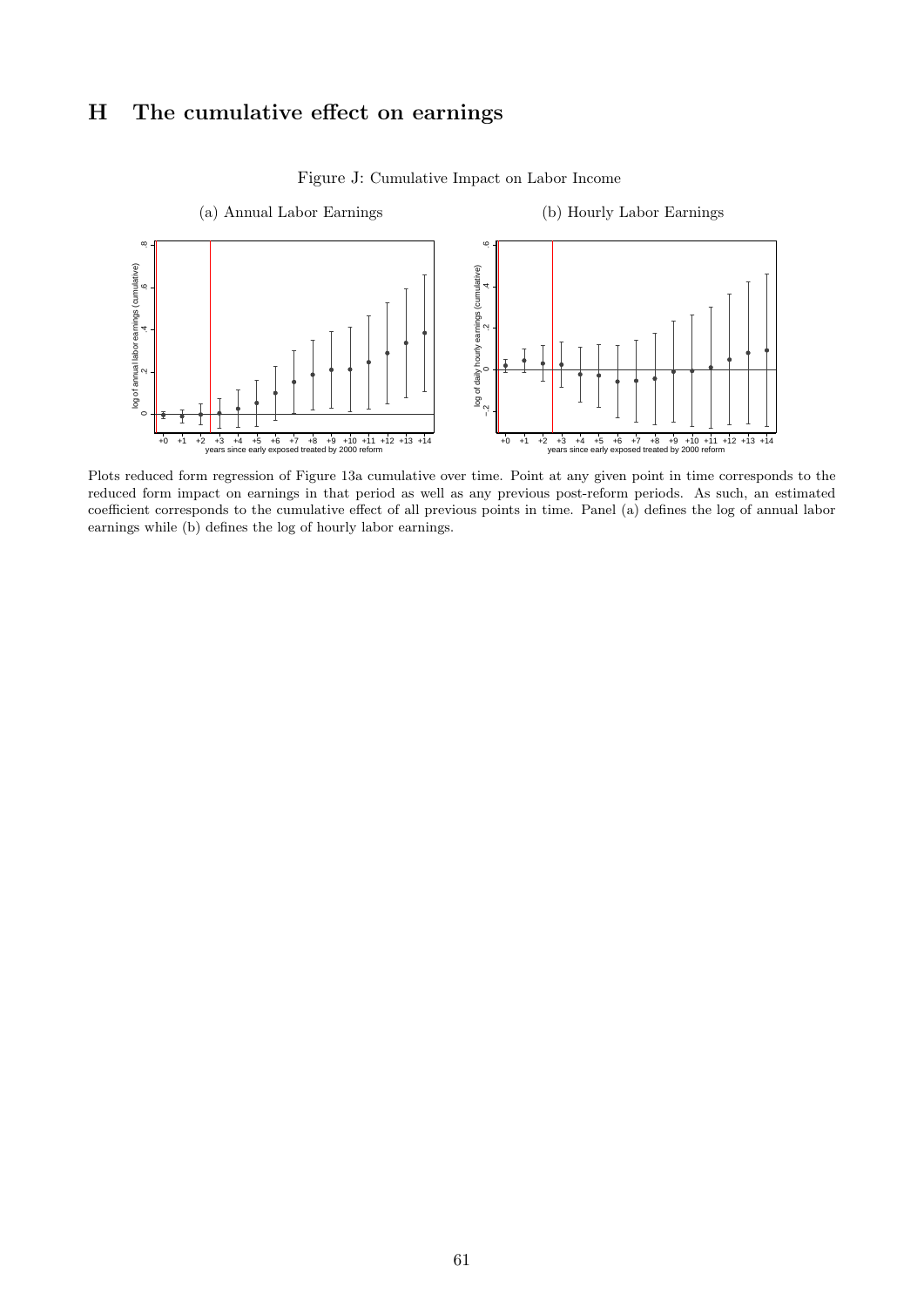# H The cumulative effect on earnings

Figure J: Cumulative Impact on Labor Income

(a) Annual Labor Earnings

(b) Hourly Labor Earnings

Plots reduced form regression of Figure 13a cumulative over time. Point at any given point in time corresponds to the reduced form impact on earnings in that period as well as any previous post-reform periods. As such, an estimated coefficient corresponds to the cumulative effect of all previous points in time. Panel (a) defines the log of annual labor earnings while (b) defines the log of hourly labor earnings.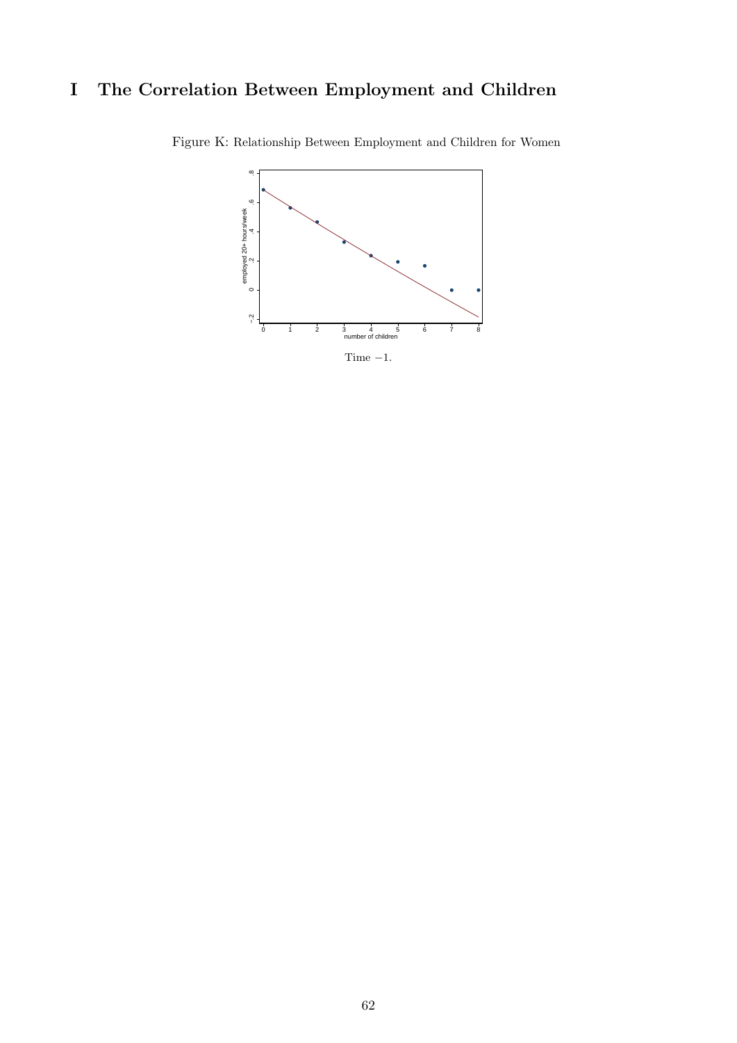# I The Correlation Between Employment and Children

Figure K: Relationship Between Employment and Children for Women

Time −1.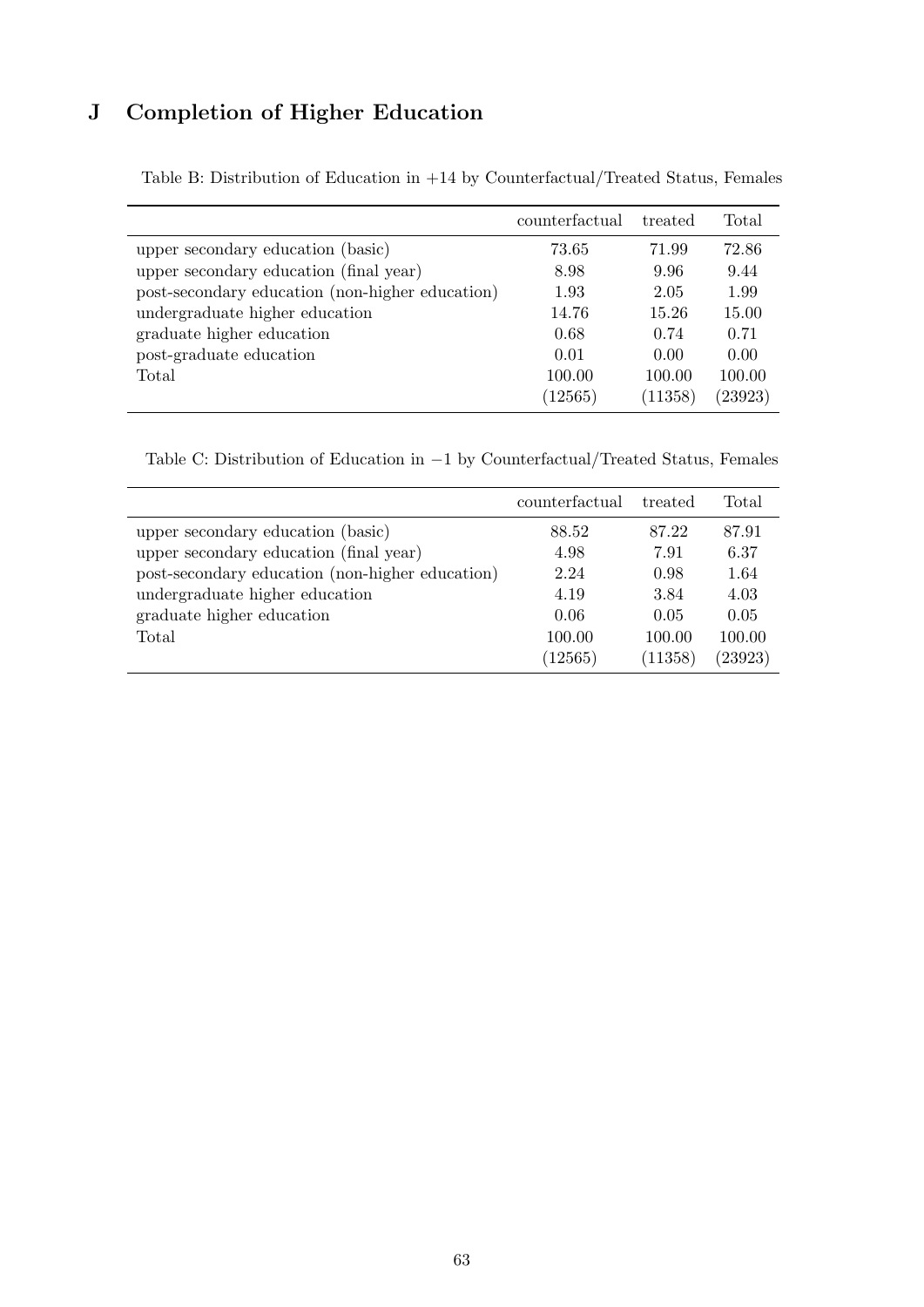# J Completion of Higher Education

Table B: Distribution of Education in +14 by Counterfactual/Treated Status, Females

| | counterfactual | treated | Total |
|---|---|---|---|
| upper secondary education (basic) | 73.65 | 71.99 | 72.86 |
| upper secondary education (final year) | 8.98 | 9.96 | 9.44 |
| post-secondary education (non-higher education) | 1.93 | 2.05 | 1.99 |
| undergraduate higher education | 14.76 | 15.26 | 15.00 |
| graduate higher education | 0.68 | 0.74 | 0.71 |
| post-graduate education | 0.01 | 0.00 | 0.00 |
| Total | 100.00 | 100.00 | 100.00 |
| | (12565) | (11358) | (23923) |

Table C: Distribution of Education in −1 by Counterfactual/Treated Status, Females

| | counterfactual | treated | Total |
|---|---|---|---|
| upper secondary education (basic) | 88.52 | 87.22 | 87.91 |
| upper secondary education (final year) | 4.98 | 7.91 | 6.37 |
| post-secondary education (non-higher education) | 2.24 | 0.98 | 1.64 |
| undergraduate higher education | 4.19 | 3.84 | 4.03 |
| graduate higher education | 0.06 | 0.05 | 0.05 |
| Total | 100.00 | 100.00 | 100.00 |
| | (12565) | (11358) | (23923) |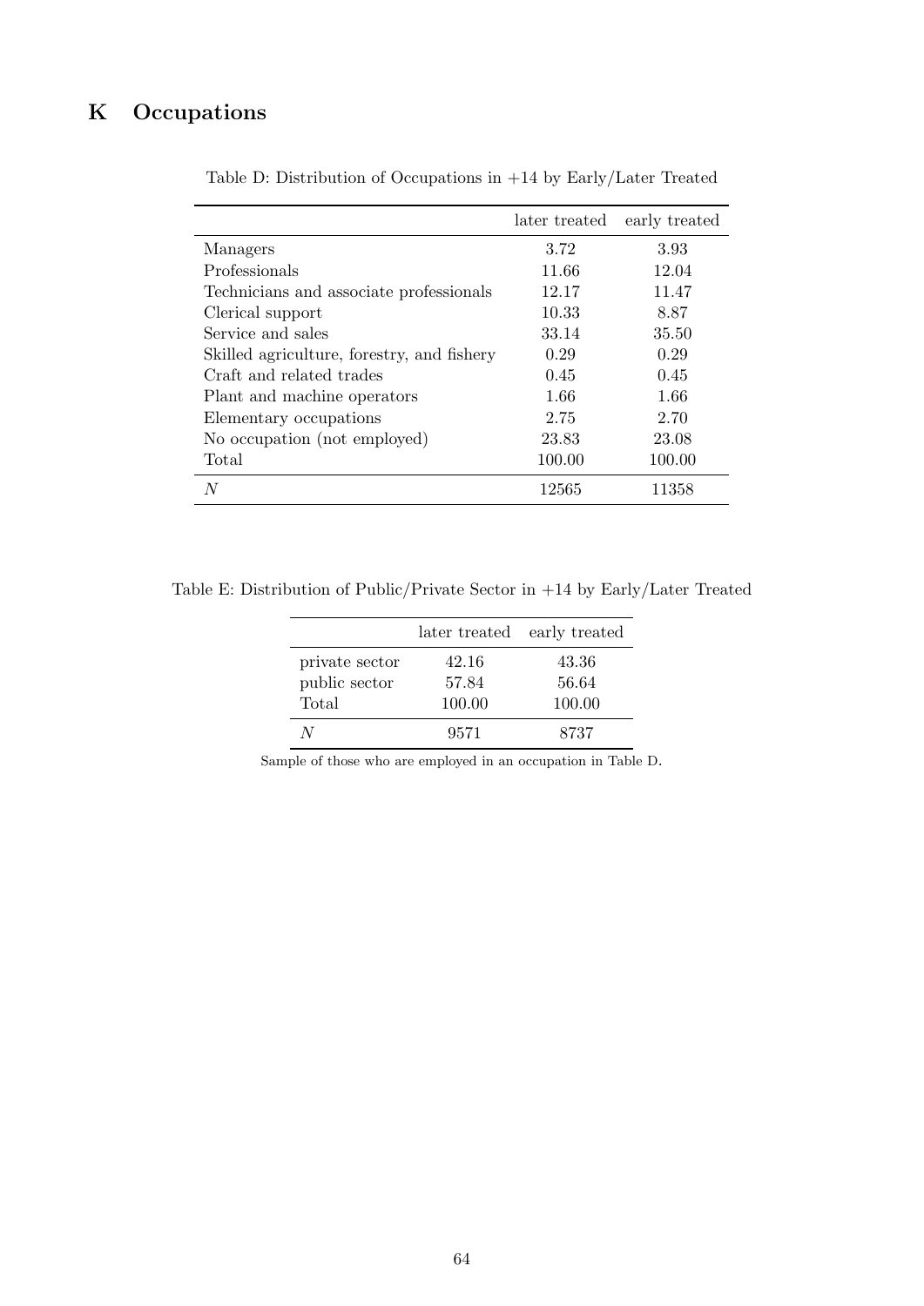# K Occupations

Table D: Distribution of Occupations in +14 by Early/Later Treated

| | later treated | early treated |
|---|---|---|
| Managers | 3.72 | 3.93 |
| Professionals | 11.66 | 12.04 |
| Technicians and associate professionals | 12.17 | 11.47 |
| Clerical support | 10.33 | 8.87 |
| Service and sales | 33.14 | 35.50 |
| Skilled agriculture, forestry, and fishery | 0.29 | 0.29 |
| Craft and related trades | 0.45 | 0.45 |
| Plant and machine operators | 1.66 | 1.66 |
| Elementary occupations | 2.75 | 2.70 |
| No occupation (not employed) | 23.83 | 23.08 |
| Total | 100.00 | 100.00 |
| $N$ | 12565 | 11358 |

Table E: Distribution of Public/Private Sector in +14 by Early/Later Treated

| | later treated | early treated |
|---|---|---|
| private sector | 42.16 | 43.36 |
| public sector | 57.84 | 56.64 |
| Total | 100.00 | 100.00 |
| $N$ | 9571 | 8737 |

Sample of those who are employed in an occupation in Table D.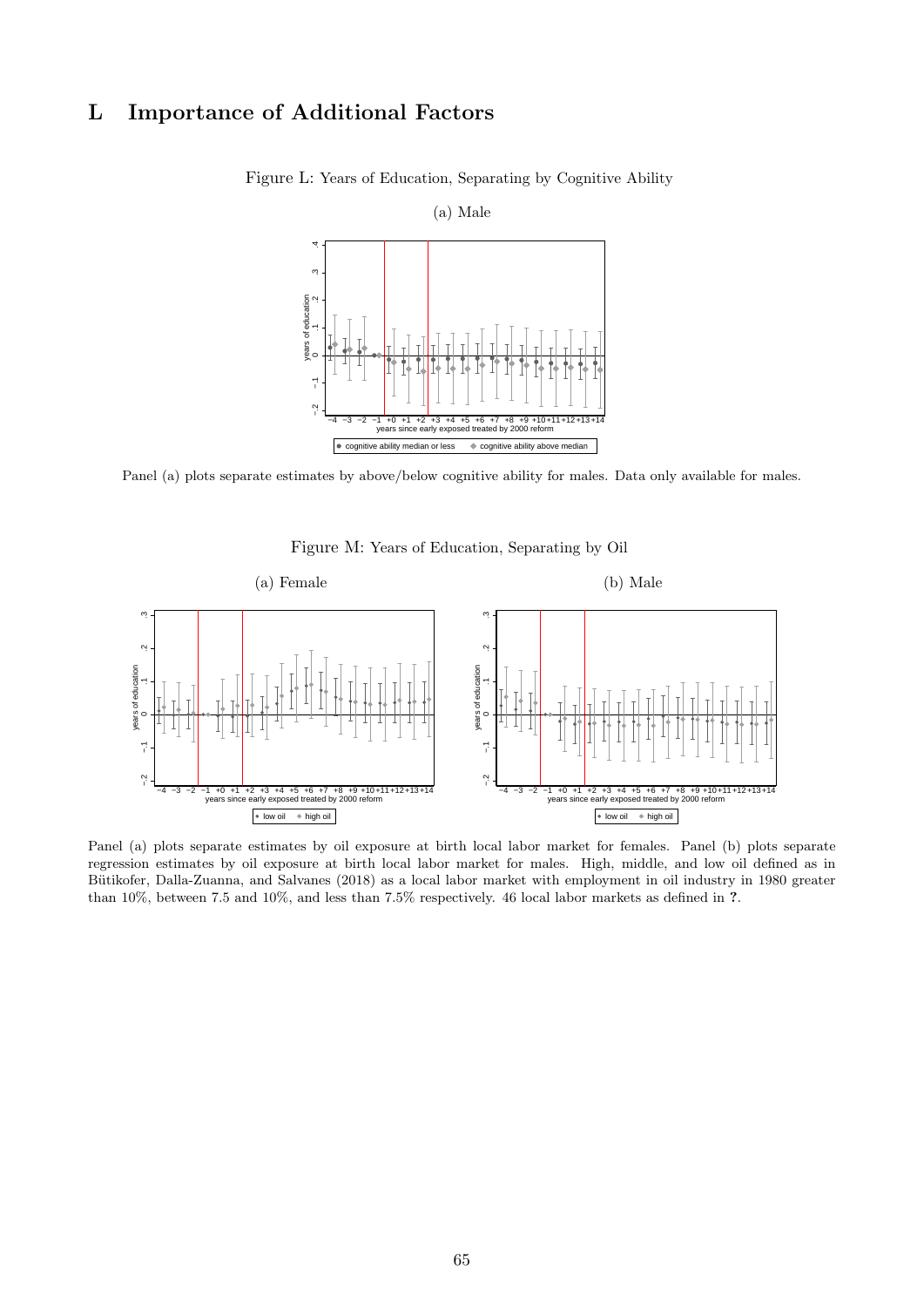# L Importance of Additional Factors

Figure L: Years of Education, Separating by Cognitive Ability

(a) Male

Panel (a) plots separate estimates by above/below cognitive ability for males. Data only available for males.

Figure M: Years of Education, Separating by Oil

(a) Female

(b) Male

Panel (a) plots separate estimates by oil exposure at birth local labor market for females. Panel (b) plots separate regression estimates by oil exposure at birth local labor market for males. High, middle, and low oil defined as in Bütikofer, Dalla-Zuanna, and Salvanes (2018) as a local labor market with employment in oil industry in 1980 greater than 10%, between 7.5 and 10%, and less than 7.5% respectively. 46 local labor markets as defined in **?**.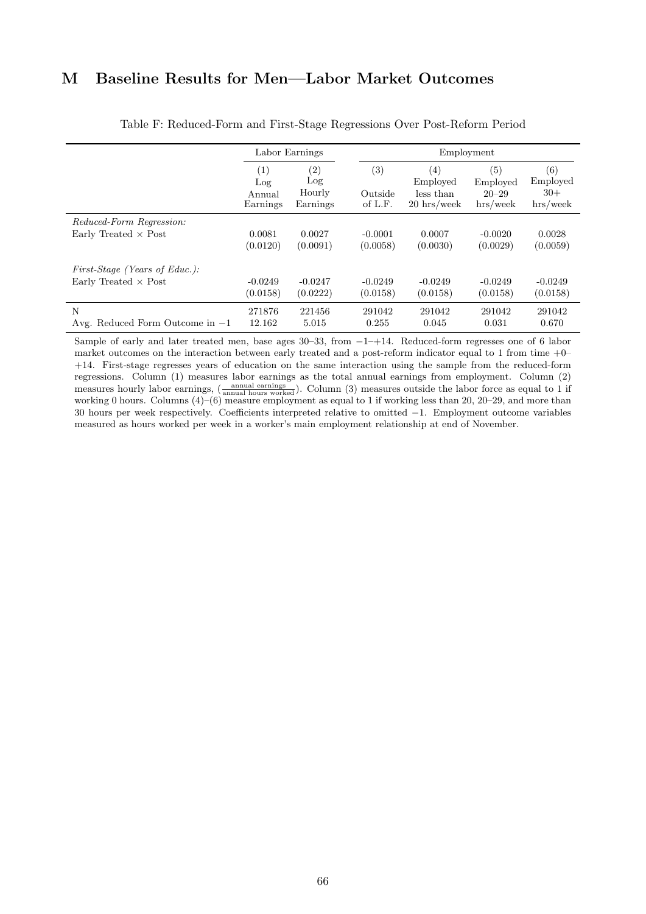# M Baseline Results for Men—Labor Market Outcomes

Table F: Reduced-Form and First-Stage Regressions Over Post-Reform Period

| | Labor Earnings | | Employment | | | |
|---|---|---|---|---|---|---|
| | (1) Log Annual Earnings | (2) Log Hourly Earnings | (3) Outside of L.F. | (4) Employed less than 20 hrs/week | (5) Employed 20–29 hrs/week | (6) Employed 30+ hrs/week |
| *Reduced-Form Regression:* | | | | | | |
| Early Treated × Post | 0.0081 | 0.0027 | -0.0001 | 0.0007 | -0.0020 | 0.0028 |
| | (0.0120) | (0.0091) | (0.0058) | (0.0030) | (0.0029) | (0.0059) |
| *First-Stage (Years of Educ.):* | | | | | | |
| Early Treated × Post | -0.0249 | -0.0247 | -0.0249 | -0.0249 | -0.0249 | -0.0249 |
| | (0.0158) | (0.0222) | (0.0158) | (0.0158) | (0.0158) | (0.0158) |
| N | 271876 | 221456 | 291042 | 291042 | 291042 | 291042 |
| Avg. Reduced Form Outcome in −1 | 12.162 | 5.015 | 0.255 | 0.045 | 0.031 | 0.670 |

Sample of early and later treated men, base ages 30–33, from −1–+14. Reduced-form regresses one of 6 labor market outcomes on the interaction between early treated and a post-reform indicator equal to 1 from time +0–+14. First-stage regresses years of education on the same interaction using the sample from the reduced-form regressions. Column (1) measures labor earnings as the total annual earnings from employment. Column (2) measures hourly labor earnings, ($\frac{\text{annual earnings}}{\text{annual hours worked}}$). Column (3) measures outside the labor force as equal to 1 if working 0 hours. Columns (4)–(6) measure employment as equal to 1 if working less than 20, 20–29, and more than 30 hours per week respectively. Coefficients interpreted relative to omitted −1. Employment outcome variables measured as hours worked per week in a worker's main employment relationship at end of November.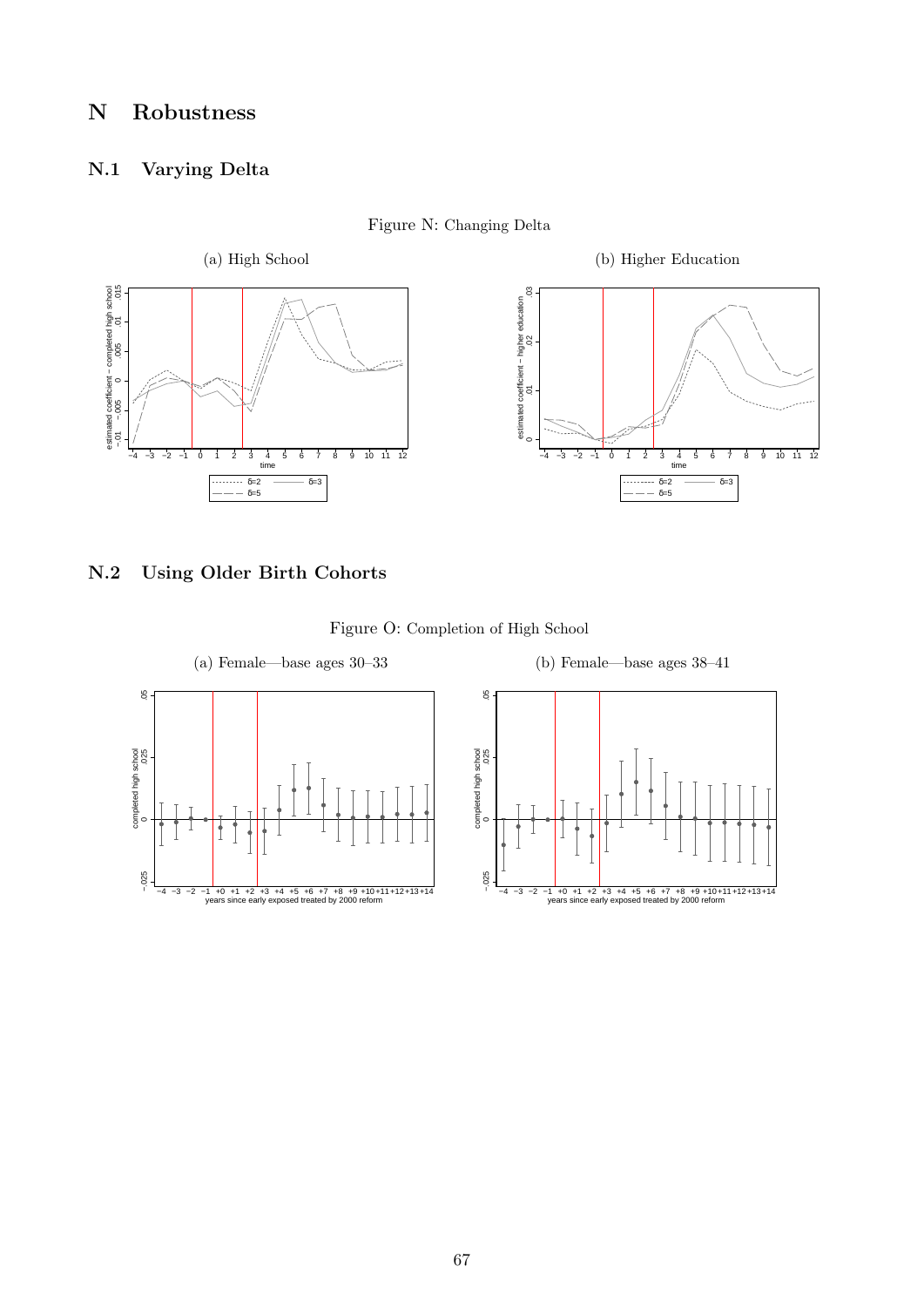# N Robustness

## N.1 Varying Delta

Figure N: Changing Delta

(a) High School

(b) Higher Education

## N.2 Using Older Birth Cohorts

Figure O: Completion of High School

(a) Female—base ages 30–33

(b) Female—base ages 38–41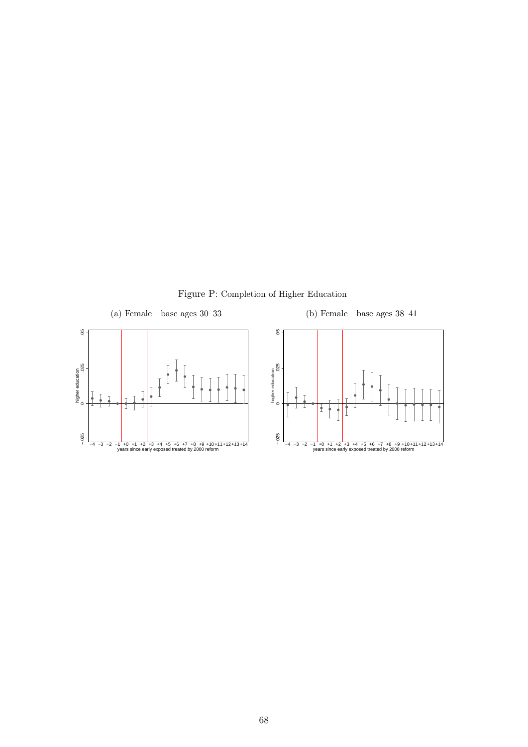Figure P: Completion of Higher Education

(a) Female—base ages 30–33

higher education

.05

.025

0

-.025

−4 −3 −2 −1 +0 +1 +2 +3 +4 +5 +6 +7 +8 +9 +10 +11 +12 +13 +14

years since early exposed treated by 2000 reform

(b) Female—base ages 38–41

higher education

.05

.025

0

-.025

−4 −3 −2 −1 +0 +1 +2 +3 +4 +5 +6 +7 +8 +9 +10 +11 +12 +13 +14

years since early exposed treated by 2000 reform